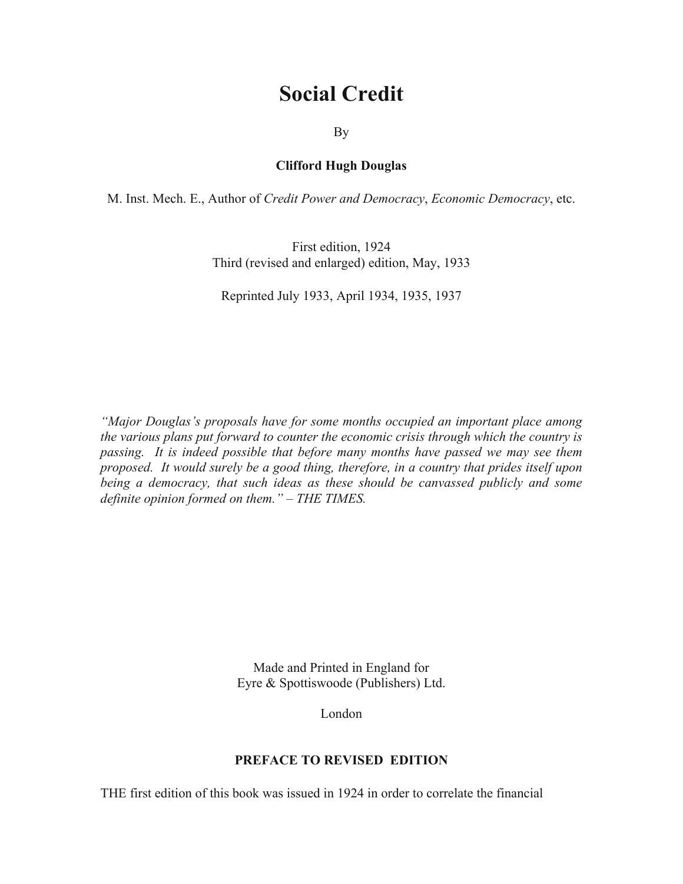# Social Credit

By

**Clifford Hugh Douglas**

M. Inst. Mech. E., Author of *Credit Power and Democracy*, *Economic Democracy*, etc.

First edition, 1924
Third (revised and enlarged) edition, May, 1933

Reprinted July 1933, April 1934, 1935, 1937

*"Major Douglas's proposals have for some months occupied an important place among the various plans put forward to counter the economic crisis through which the country is passing. It is indeed possible that before many months have passed we may see them proposed. It would surely be a good thing, therefore, in a country that prides itself upon being a democracy, that such ideas as these should be canvassed publicly and some definite opinion formed on them." – THE TIMES.*

Made and Printed in England for
Eyre & Spottiswoode (Publishers) Ltd.

London

## PREFACE TO REVISED EDITION

THE first edition of this book was issued in 1924 in order to correlate the financial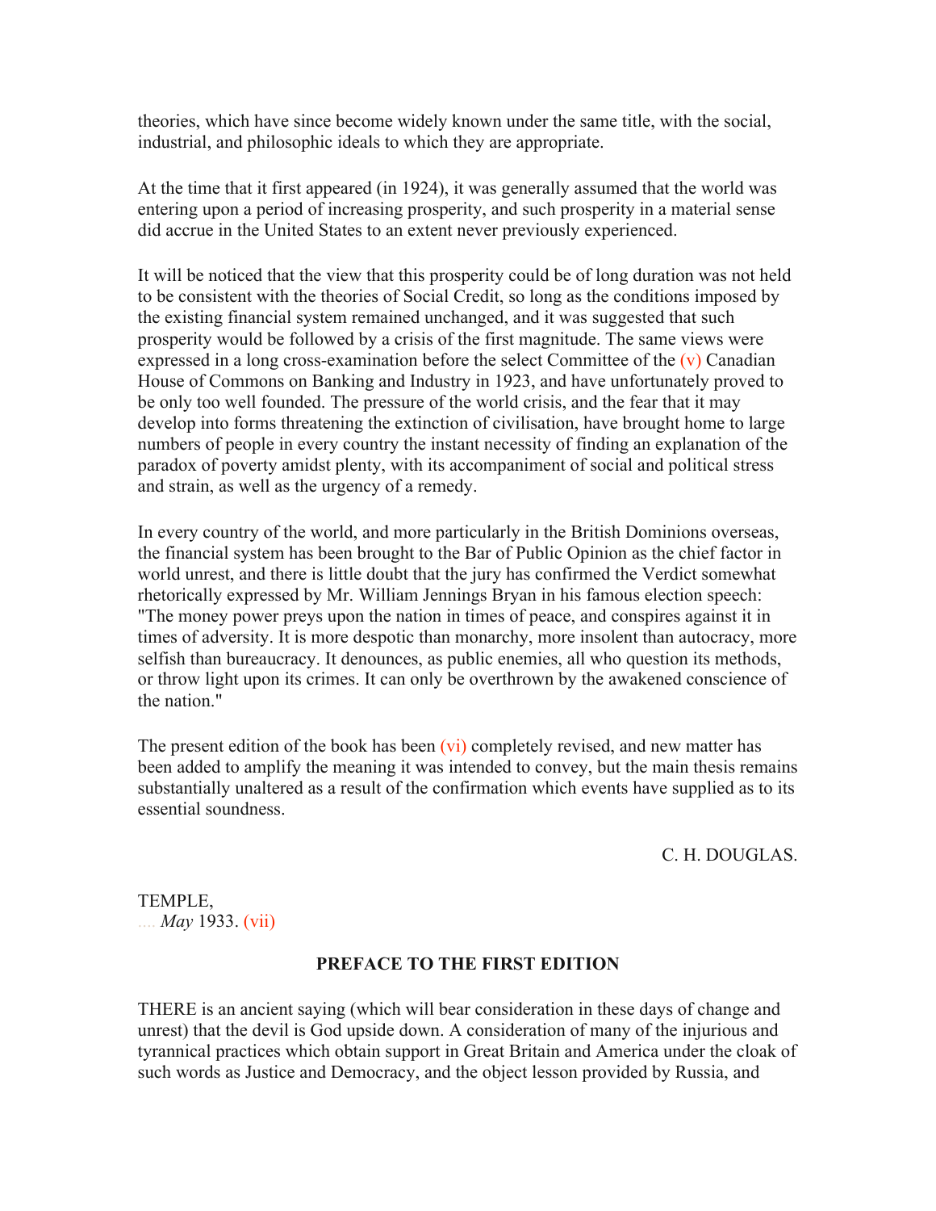theories, which have since become widely known under the same title, with the social, industrial, and philosophic ideals to which they are appropriate.

At the time that it first appeared (in 1924), it was generally assumed that the world was entering upon a period of increasing prosperity, and such prosperity in a material sense did accrue in the United States to an extent never previously experienced.

It will be noticed that the view that this prosperity could be of long duration was not held to be consistent with the theories of Social Credit, so long as the conditions imposed by the existing financial system remained unchanged, and it was suggested that such prosperity would be followed by a crisis of the first magnitude. The same views were expressed in a long cross-examination before the select Committee of the (v) Canadian House of Commons on Banking and Industry in 1923, and have unfortunately proved to be only too well founded. The pressure of the world crisis, and the fear that it may develop into forms threatening the extinction of civilisation, have brought home to large numbers of people in every country the instant necessity of finding an explanation of the paradox of poverty amidst plenty, with its accompaniment of social and political stress and strain, as well as the urgency of a remedy.

In every country of the world, and more particularly in the British Dominions overseas, the financial system has been brought to the Bar of Public Opinion as the chief factor in world unrest, and there is little doubt that the jury has confirmed the Verdict somewhat rhetorically expressed by Mr. William Jennings Bryan in his famous election speech: "The money power preys upon the nation in times of peace, and conspires against it in times of adversity. It is more despotic than monarchy, more insolent than autocracy, more selfish than bureaucracy. It denounces, as public enemies, all who question its methods, or throw light upon its crimes. It can only be overthrown by the awakened conscience of the nation."

The present edition of the book has been (vi) completely revised, and new matter has been added to amplify the meaning it was intended to convey, but the main thesis remains substantially unaltered as a result of the confirmation which events have supplied as to its essential soundness.

C. H. DOUGLAS.

TEMPLE,
.... *May* 1933. (vii)

## PREFACE TO THE FIRST EDITION

THERE is an ancient saying (which will bear consideration in these days of change and unrest) that the devil is God upside down. A consideration of many of the injurious and tyrannical practices which obtain support in Great Britain and America under the cloak of such words as Justice and Democracy, and the object lesson provided by Russia, and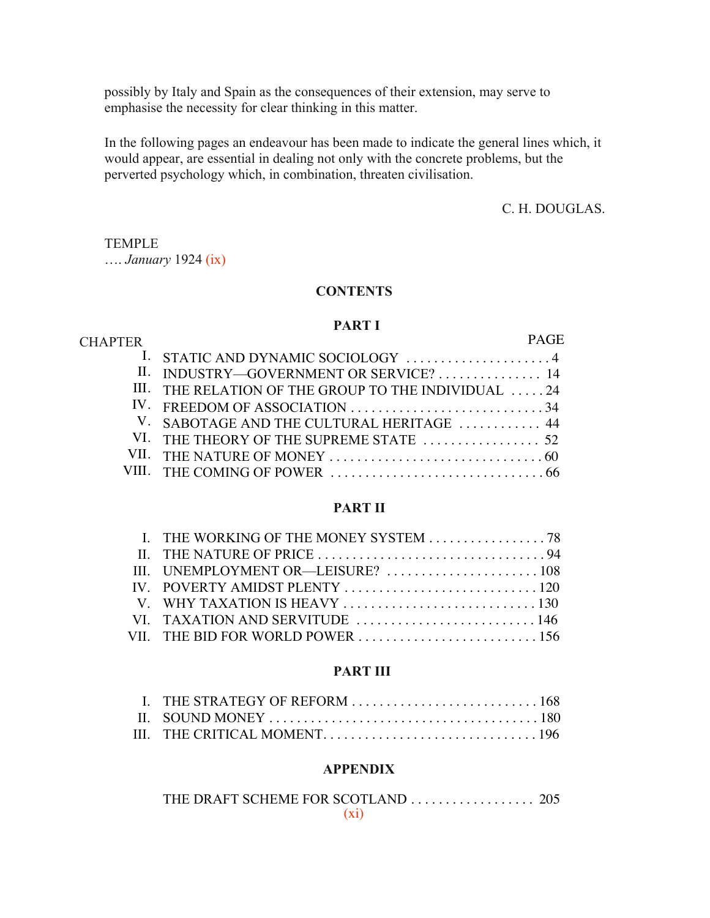possibly by Italy and Spain as the consequences of their extension, may serve to emphasise the necessity for clear thinking in this matter.

In the following pages an endeavour has been made to indicate the general lines which, it would appear, are essential in dealing not only with the concrete problems, but the perverted psychology which, in combination, threaten civilisation.

C. H. DOUGLAS.

TEMPLE
…. *January* 1924 (ix)

## CONTENTS

### PART I

| CHAPTER | | PAGE |
|---|---|---|
| I. | STATIC AND DYNAMIC SOCIOLOGY | 4 |
| II. | INDUSTRY—GOVERNMENT OR SERVICE? | 14 |
| III. | THE RELATION OF THE GROUP TO THE INDIVIDUAL | 24 |
| IV. | FREEDOM OF ASSOCIATION | 34 |
| V. | SABOTAGE AND THE CULTURAL HERITAGE | 44 |
| VI. | THE THEORY OF THE SUPREME STATE | 52 |
| VII. | THE NATURE OF MONEY | 60 |
| VIII. | THE COMING OF POWER | 66 |

### PART II

| | | |
|---|---|---|
| I. | THE WORKING OF THE MONEY SYSTEM | 78 |
| II. | THE NATURE OF PRICE | 94 |
| III. | UNEMPLOYMENT OR—LEISURE? | 108 |
| IV. | POVERTY AMIDST PLENTY | 120 |
| V. | WHY TAXATION IS HEAVY | 130 |
| VI. | TAXATION AND SERVITUDE | 146 |
| VII. | THE BID FOR WORLD POWER | 156 |

### PART III

| | | |
|---|---|---|
| I. | THE STRATEGY OF REFORM | 168 |
| II. | SOUND MONEY | 180 |
| III. | THE CRITICAL MOMENT | 196 |

### APPENDIX

| | |
|---|---|
| THE DRAFT SCHEME FOR SCOTLAND | 205 |

(xi)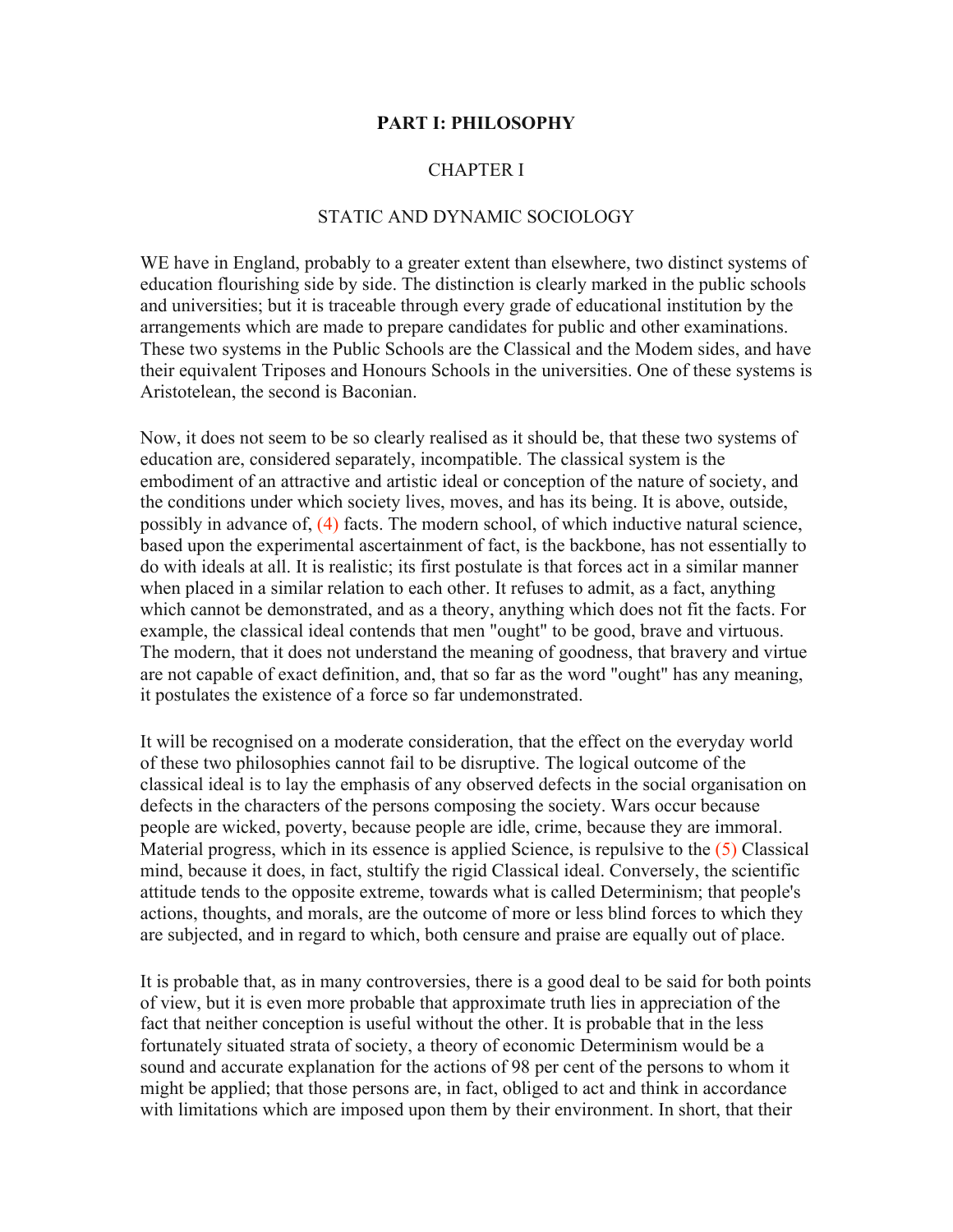**PART I: PHILOSOPHY**

CHAPTER I

STATIC AND DYNAMIC SOCIOLOGY

WE have in England, probably to a greater extent than elsewhere, two distinct systems of education flourishing side by side. The distinction is clearly marked in the public schools and universities; but it is traceable through every grade of educational institution by the arrangements which are made to prepare candidates for public and other examinations. These two systems in the Public Schools are the Classical and the Modem sides, and have their equivalent Triposes and Honours Schools in the universities. One of these systems is Aristotelean, the second is Baconian.

Now, it does not seem to be so clearly realised as it should be, that these two systems of education are, considered separately, incompatible. The classical system is the embodiment of an attractive and artistic ideal or conception of the nature of society, and the conditions under which society lives, moves, and has its being. It is above, outside, possibly in advance of, (4) facts. The modern school, of which inductive natural science, based upon the experimental ascertainment of fact, is the backbone, has not essentially to do with ideals at all. It is realistic; its first postulate is that forces act in a similar manner when placed in a similar relation to each other. It refuses to admit, as a fact, anything which cannot be demonstrated, and as a theory, anything which does not fit the facts. For example, the classical ideal contends that men "ought" to be good, brave and virtuous. The modern, that it does not understand the meaning of goodness, that bravery and virtue are not capable of exact definition, and, that so far as the word "ought" has any meaning, it postulates the existence of a force so far undemonstrated.

It will be recognised on a moderate consideration, that the effect on the everyday world of these two philosophies cannot fail to be disruptive. The logical outcome of the classical ideal is to lay the emphasis of any observed defects in the social organisation on defects in the characters of the persons composing the society. Wars occur because people are wicked, poverty, because people are idle, crime, because they are immoral. Material progress, which in its essence is applied Science, is repulsive to the (5) Classical mind, because it does, in fact, stultify the rigid Classical ideal. Conversely, the scientific attitude tends to the opposite extreme, towards what is called Determinism; that people's actions, thoughts, and morals, are the outcome of more or less blind forces to which they are subjected, and in regard to which, both censure and praise are equally out of place.

It is probable that, as in many controversies, there is a good deal to be said for both points of view, but it is even more probable that approximate truth lies in appreciation of the fact that neither conception is useful without the other. It is probable that in the less fortunately situated strata of society, a theory of economic Determinism would be a sound and accurate explanation for the actions of 98 per cent of the persons to whom it might be applied; that those persons are, in fact, obliged to act and think in accordance with limitations which are imposed upon them by their environment. In short, that their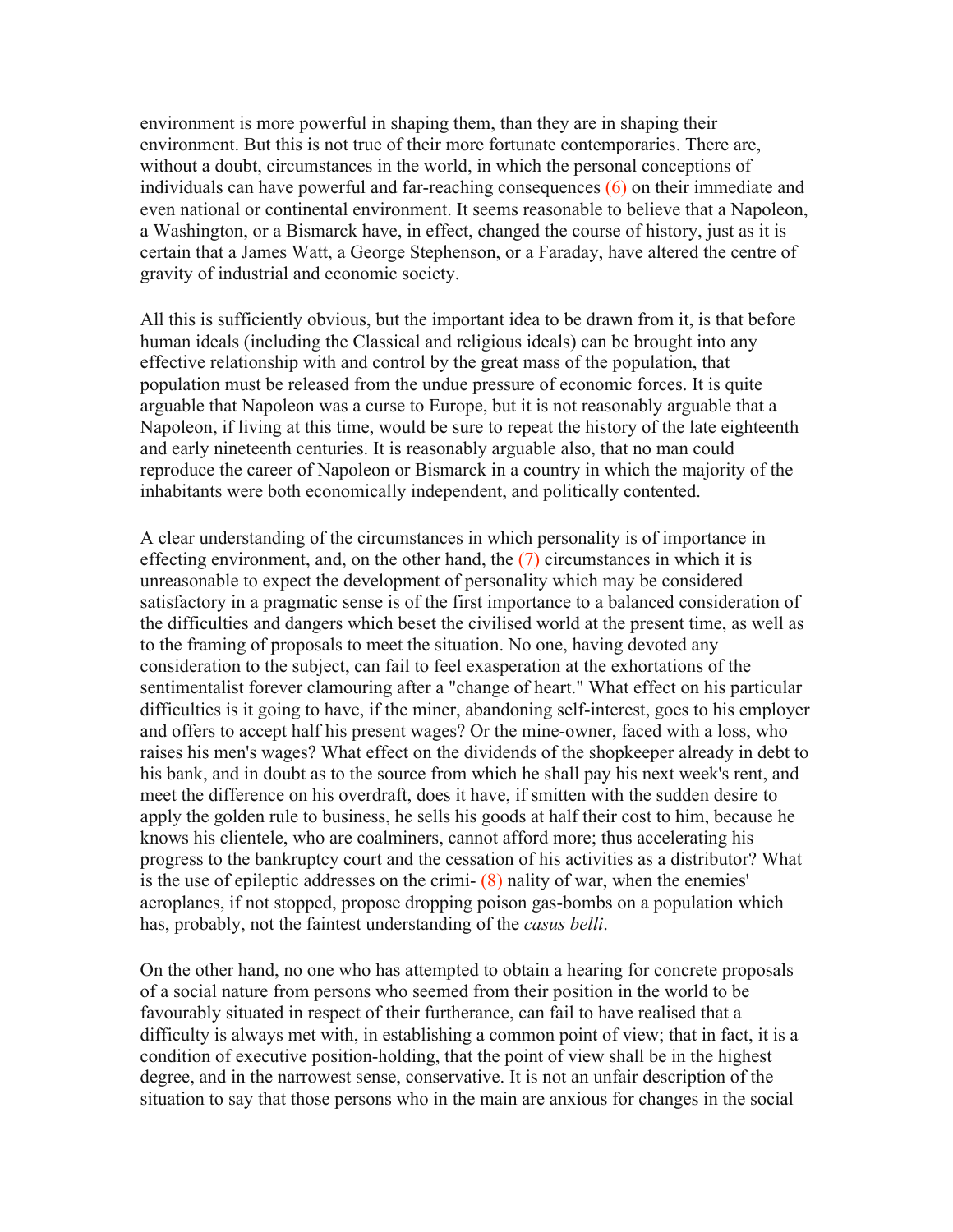environment is more powerful in shaping them, than they are in shaping their environment. But this is not true of their more fortunate contemporaries. There are, without a doubt, circumstances in the world, in which the personal conceptions of individuals can have powerful and far-reaching consequences (6) on their immediate and even national or continental environment. It seems reasonable to believe that a Napoleon, a Washington, or a Bismarck have, in effect, changed the course of history, just as it is certain that a James Watt, a George Stephenson, or a Faraday, have altered the centre of gravity of industrial and economic society.

All this is sufficiently obvious, but the important idea to be drawn from it, is that before human ideals (including the Classical and religious ideals) can be brought into any effective relationship with and control by the great mass of the population, that population must be released from the undue pressure of economic forces. It is quite arguable that Napoleon was a curse to Europe, but it is not reasonably arguable that a Napoleon, if living at this time, would be sure to repeat the history of the late eighteenth and early nineteenth centuries. It is reasonably arguable also, that no man could reproduce the career of Napoleon or Bismarck in a country in which the majority of the inhabitants were both economically independent, and politically contented.

A clear understanding of the circumstances in which personality is of importance in effecting environment, and, on the other hand, the (7) circumstances in which it is unreasonable to expect the development of personality which may be considered satisfactory in a pragmatic sense is of the first importance to a balanced consideration of the difficulties and dangers which beset the civilised world at the present time, as well as to the framing of proposals to meet the situation. No one, having devoted any consideration to the subject, can fail to feel exasperation at the exhortations of the sentimentalist forever clamouring after a "change of heart." What effect on his particular difficulties is it going to have, if the miner, abandoning self-interest, goes to his employer and offers to accept half his present wages? Or the mine-owner, faced with a loss, who raises his men's wages? What effect on the dividends of the shopkeeper already in debt to his bank, and in doubt as to the source from which he shall pay his next week's rent, and meet the difference on his overdraft, does it have, if smitten with the sudden desire to apply the golden rule to business, he sells his goods at half their cost to him, because he knows his clientele, who are coalminers, cannot afford more; thus accelerating his progress to the bankruptcy court and the cessation of his activities as a distributor? What is the use of epileptic addresses on the crimi- (8) nality of war, when the enemies' aeroplanes, if not stopped, propose dropping poison gas-bombs on a population which has, probably, not the faintest understanding of the *casus belli*.

On the other hand, no one who has attempted to obtain a hearing for concrete proposals of a social nature from persons who seemed from their position in the world to be favourably situated in respect of their furtherance, can fail to have realised that a difficulty is always met with, in establishing a common point of view; that in fact, it is a condition of executive position-holding, that the point of view shall be in the highest degree, and in the narrowest sense, conservative. It is not an unfair description of the situation to say that those persons who in the main are anxious for changes in the social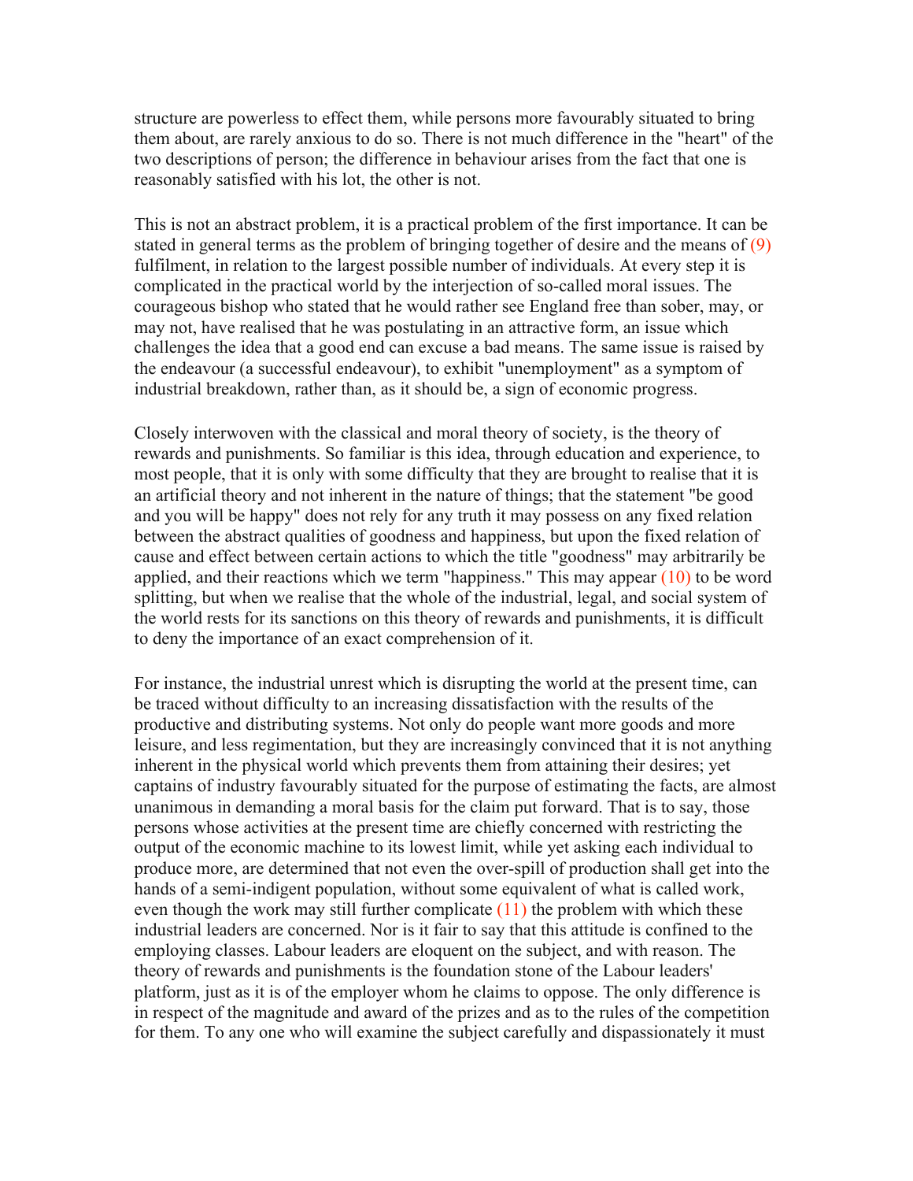structure are powerless to effect them, while persons more favourably situated to bring them about, are rarely anxious to do so. There is not much difference in the "heart" of the two descriptions of person; the difference in behaviour arises from the fact that one is reasonably satisfied with his lot, the other is not.

This is not an abstract problem, it is a practical problem of the first importance. It can be stated in general terms as the problem of bringing together of desire and the means of (9) fulfilment, in relation to the largest possible number of individuals. At every step it is complicated in the practical world by the interjection of so-called moral issues. The courageous bishop who stated that he would rather see England free than sober, may, or may not, have realised that he was postulating in an attractive form, an issue which challenges the idea that a good end can excuse a bad means. The same issue is raised by the endeavour (a successful endeavour), to exhibit "unemployment" as a symptom of industrial breakdown, rather than, as it should be, a sign of economic progress.

Closely interwoven with the classical and moral theory of society, is the theory of rewards and punishments. So familiar is this idea, through education and experience, to most people, that it is only with some difficulty that they are brought to realise that it is an artificial theory and not inherent in the nature of things; that the statement "be good and you will be happy" does not rely for any truth it may possess on any fixed relation between the abstract qualities of goodness and happiness, but upon the fixed relation of cause and effect between certain actions to which the title "goodness" may arbitrarily be applied, and their reactions which we term "happiness." This may appear (10) to be word splitting, but when we realise that the whole of the industrial, legal, and social system of the world rests for its sanctions on this theory of rewards and punishments, it is difficult to deny the importance of an exact comprehension of it.

For instance, the industrial unrest which is disrupting the world at the present time, can be traced without difficulty to an increasing dissatisfaction with the results of the productive and distributing systems. Not only do people want more goods and more leisure, and less regimentation, but they are increasingly convinced that it is not anything inherent in the physical world which prevents them from attaining their desires; yet captains of industry favourably situated for the purpose of estimating the facts, are almost unanimous in demanding a moral basis for the claim put forward. That is to say, those persons whose activities at the present time are chiefly concerned with restricting the output of the economic machine to its lowest limit, while yet asking each individual to produce more, are determined that not even the over-spill of production shall get into the hands of a semi-indigent population, without some equivalent of what is called work, even though the work may still further complicate (11) the problem with which these industrial leaders are concerned. Nor is it fair to say that this attitude is confined to the employing classes. Labour leaders are eloquent on the subject, and with reason. The theory of rewards and punishments is the foundation stone of the Labour leaders' platform, just as it is of the employer whom he claims to oppose. The only difference is in respect of the magnitude and award of the prizes and as to the rules of the competition for them. To any one who will examine the subject carefully and dispassionately it must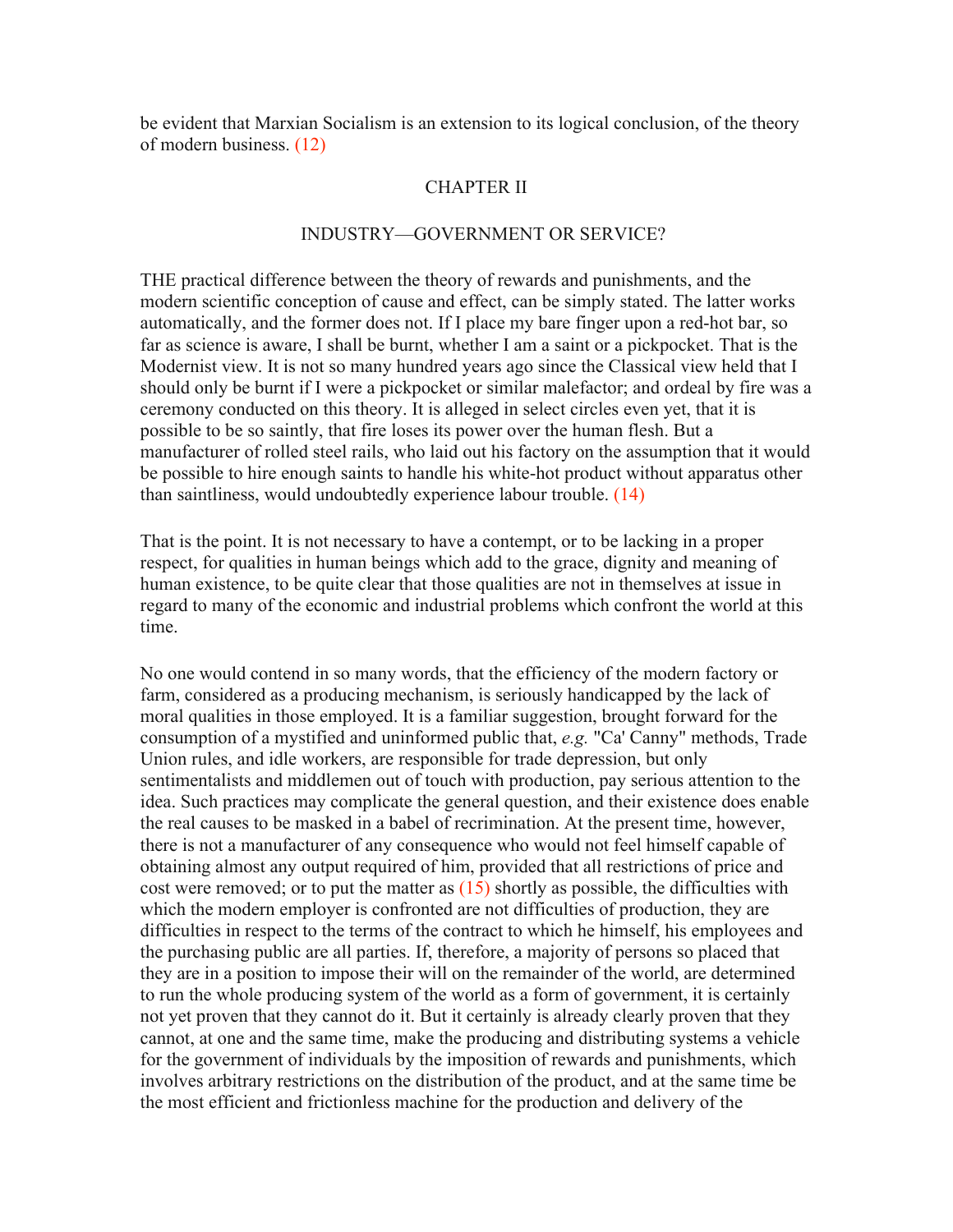be evident that Marxian Socialism is an extension to its logical conclusion, of the theory of modern business. (12)

## CHAPTER II

### INDUSTRY—GOVERNMENT OR SERVICE?

THE practical difference between the theory of rewards and punishments, and the modern scientific conception of cause and effect, can be simply stated. The latter works automatically, and the former does not. If I place my bare finger upon a red-hot bar, so far as science is aware, I shall be burnt, whether I am a saint or a pickpocket. That is the Modernist view. It is not so many hundred years ago since the Classical view held that I should only be burnt if I were a pickpocket or similar malefactor; and ordeal by fire was a ceremony conducted on this theory. It is alleged in select circles even yet, that it is possible to be so saintly, that fire loses its power over the human flesh. But a manufacturer of rolled steel rails, who laid out his factory on the assumption that it would be possible to hire enough saints to handle his white-hot product without apparatus other than saintliness, would undoubtedly experience labour trouble. (14)

That is the point. It is not necessary to have a contempt, or to be lacking in a proper respect, for qualities in human beings which add to the grace, dignity and meaning of human existence, to be quite clear that those qualities are not in themselves at issue in regard to many of the economic and industrial problems which confront the world at this time.

No one would contend in so many words, that the efficiency of the modern factory or farm, considered as a producing mechanism, is seriously handicapped by the lack of moral qualities in those employed. It is a familiar suggestion, brought forward for the consumption of a mystified and uninformed public that, *e.g.* "Ca' Canny" methods, Trade Union rules, and idle workers, are responsible for trade depression, but only sentimentalists and middlemen out of touch with production, pay serious attention to the idea. Such practices may complicate the general question, and their existence does enable the real causes to be masked in a babel of recrimination. At the present time, however, there is not a manufacturer of any consequence who would not feel himself capable of obtaining almost any output required of him, provided that all restrictions of price and cost were removed; or to put the matter as (15) shortly as possible, the difficulties with which the modern employer is confronted are not difficulties of production, they are difficulties in respect to the terms of the contract to which he himself, his employees and the purchasing public are all parties. If, therefore, a majority of persons so placed that they are in a position to impose their will on the remainder of the world, are determined to run the whole producing system of the world as a form of government, it is certainly not yet proven that they cannot do it. But it certainly is already clearly proven that they cannot, at one and the same time, make the producing and distributing systems a vehicle for the government of individuals by the imposition of rewards and punishments, which involves arbitrary restrictions on the distribution of the product, and at the same time be the most efficient and frictionless machine for the production and delivery of the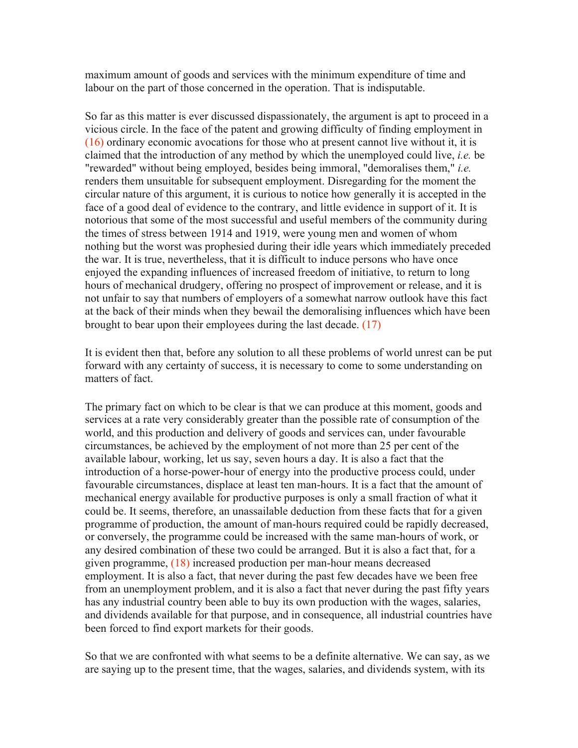maximum amount of goods and services with the minimum expenditure of time and labour on the part of those concerned in the operation. That is indisputable.

So far as this matter is ever discussed dispassionately, the argument is apt to proceed in a vicious circle. In the face of the patent and growing difficulty of finding employment in (16) ordinary economic avocations for those who at present cannot live without it, it is claimed that the introduction of any method by which the unemployed could live, *i.e.* be "rewarded" without being employed, besides being immoral, "demoralises them," *i.e.* renders them unsuitable for subsequent employment. Disregarding for the moment the circular nature of this argument, it is curious to notice how generally it is accepted in the face of a good deal of evidence to the contrary, and little evidence in support of it. It is notorious that some of the most successful and useful members of the community during the times of stress between 1914 and 1919, were young men and women of whom nothing but the worst was prophesied during their idle years which immediately preceded the war. It is true, nevertheless, that it is difficult to induce persons who have once enjoyed the expanding influences of increased freedom of initiative, to return to long hours of mechanical drudgery, offering no prospect of improvement or release, and it is not unfair to say that numbers of employers of a somewhat narrow outlook have this fact at the back of their minds when they bewail the demoralising influences which have been brought to bear upon their employees during the last decade. (17)

It is evident then that, before any solution to all these problems of world unrest can be put forward with any certainty of success, it is necessary to come to some understanding on matters of fact.

The primary fact on which to be clear is that we can produce at this moment, goods and services at a rate very considerably greater than the possible rate of consumption of the world, and this production and delivery of goods and services can, under favourable circumstances, be achieved by the employment of not more than 25 per cent of the available labour, working, let us say, seven hours a day. It is also a fact that the introduction of a horse-power-hour of energy into the productive process could, under favourable circumstances, displace at least ten man-hours. It is a fact that the amount of mechanical energy available for productive purposes is only a small fraction of what it could be. It seems, therefore, an unassailable deduction from these facts that for a given programme of production, the amount of man-hours required could be rapidly decreased, or conversely, the programme could be increased with the same man-hours of work, or any desired combination of these two could be arranged. But it is also a fact that, for a given programme, (18) increased production per man-hour means decreased employment. It is also a fact, that never during the past few decades have we been free from an unemployment problem, and it is also a fact that never during the past fifty years has any industrial country been able to buy its own production with the wages, salaries, and dividends available for that purpose, and in consequence, all industrial countries have been forced to find export markets for their goods.

So that we are confronted with what seems to be a definite alternative. We can say, as we are saying up to the present time, that the wages, salaries, and dividends system, with its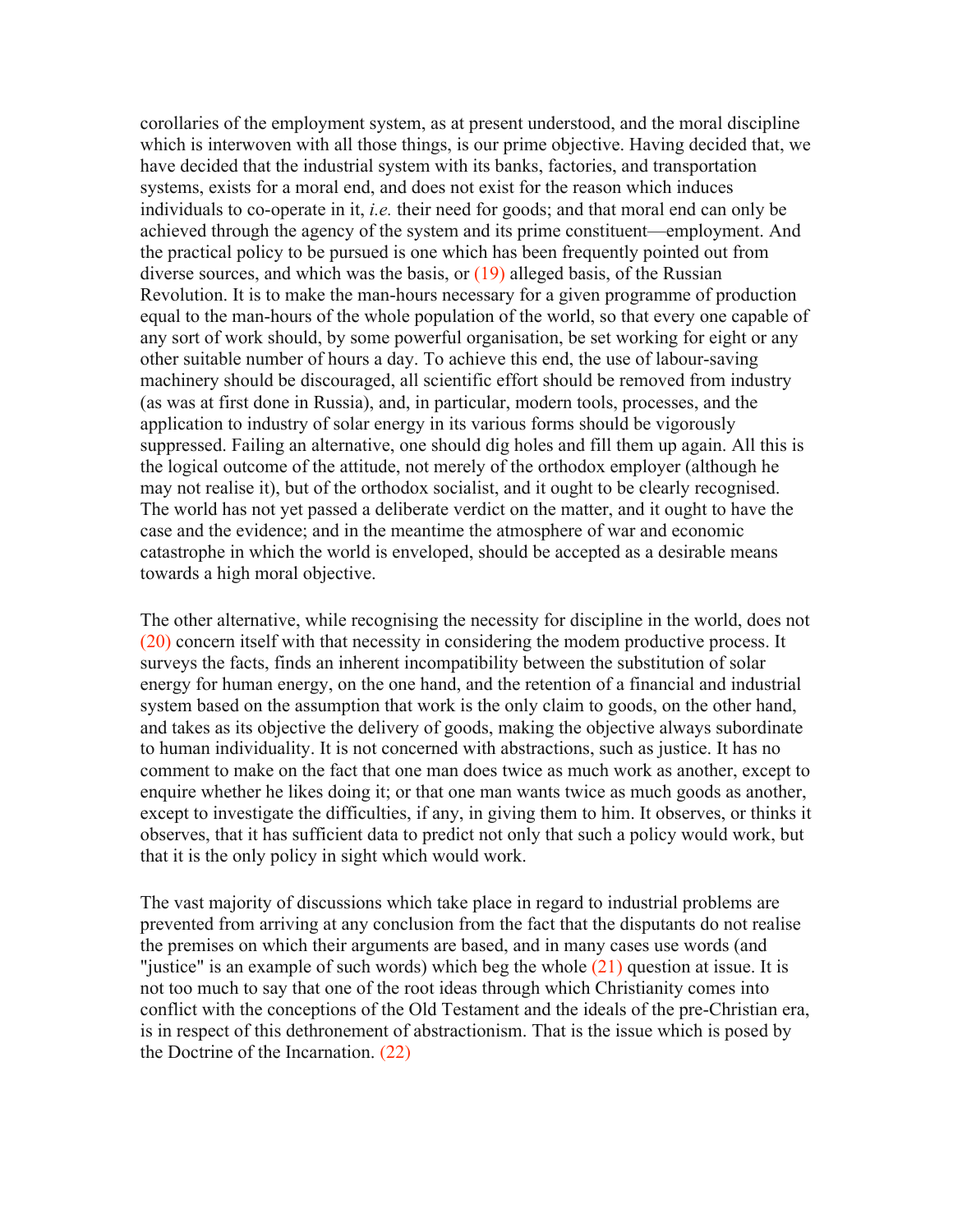corollaries of the employment system, as at present understood, and the moral discipline which is interwoven with all those things, is our prime objective. Having decided that, we have decided that the industrial system with its banks, factories, and transportation systems, exists for a moral end, and does not exist for the reason which induces individuals to co-operate in it, *i.e.* their need for goods; and that moral end can only be achieved through the agency of the system and its prime constituent—employment. And the practical policy to be pursued is one which has been frequently pointed out from diverse sources, and which was the basis, or (19) alleged basis, of the Russian Revolution. It is to make the man-hours necessary for a given programme of production equal to the man-hours of the whole population of the world, so that every one capable of any sort of work should, by some powerful organisation, be set working for eight or any other suitable number of hours a day. To achieve this end, the use of labour-saving machinery should be discouraged, all scientific effort should be removed from industry (as was at first done in Russia), and, in particular, modern tools, processes, and the application to industry of solar energy in its various forms should be vigorously suppressed. Failing an alternative, one should dig holes and fill them up again. All this is the logical outcome of the attitude, not merely of the orthodox employer (although he may not realise it), but of the orthodox socialist, and it ought to be clearly recognised. The world has not yet passed a deliberate verdict on the matter, and it ought to have the case and the evidence; and in the meantime the atmosphere of war and economic catastrophe in which the world is enveloped, should be accepted as a desirable means towards a high moral objective.

The other alternative, while recognising the necessity for discipline in the world, does not (20) concern itself with that necessity in considering the modem productive process. It surveys the facts, finds an inherent incompatibility between the substitution of solar energy for human energy, on the one hand, and the retention of a financial and industrial system based on the assumption that work is the only claim to goods, on the other hand, and takes as its objective the delivery of goods, making the objective always subordinate to human individuality. It is not concerned with abstractions, such as justice. It has no comment to make on the fact that one man does twice as much work as another, except to enquire whether he likes doing it; or that one man wants twice as much goods as another, except to investigate the difficulties, if any, in giving them to him. It observes, or thinks it observes, that it has sufficient data to predict not only that such a policy would work, but that it is the only policy in sight which would work.

The vast majority of discussions which take place in regard to industrial problems are prevented from arriving at any conclusion from the fact that the disputants do not realise the premises on which their arguments are based, and in many cases use words (and "justice" is an example of such words) which beg the whole (21) question at issue. It is not too much to say that one of the root ideas through which Christianity comes into conflict with the conceptions of the Old Testament and the ideals of the pre-Christian era, is in respect of this dethronement of abstractionism. That is the issue which is posed by the Doctrine of the Incarnation. (22)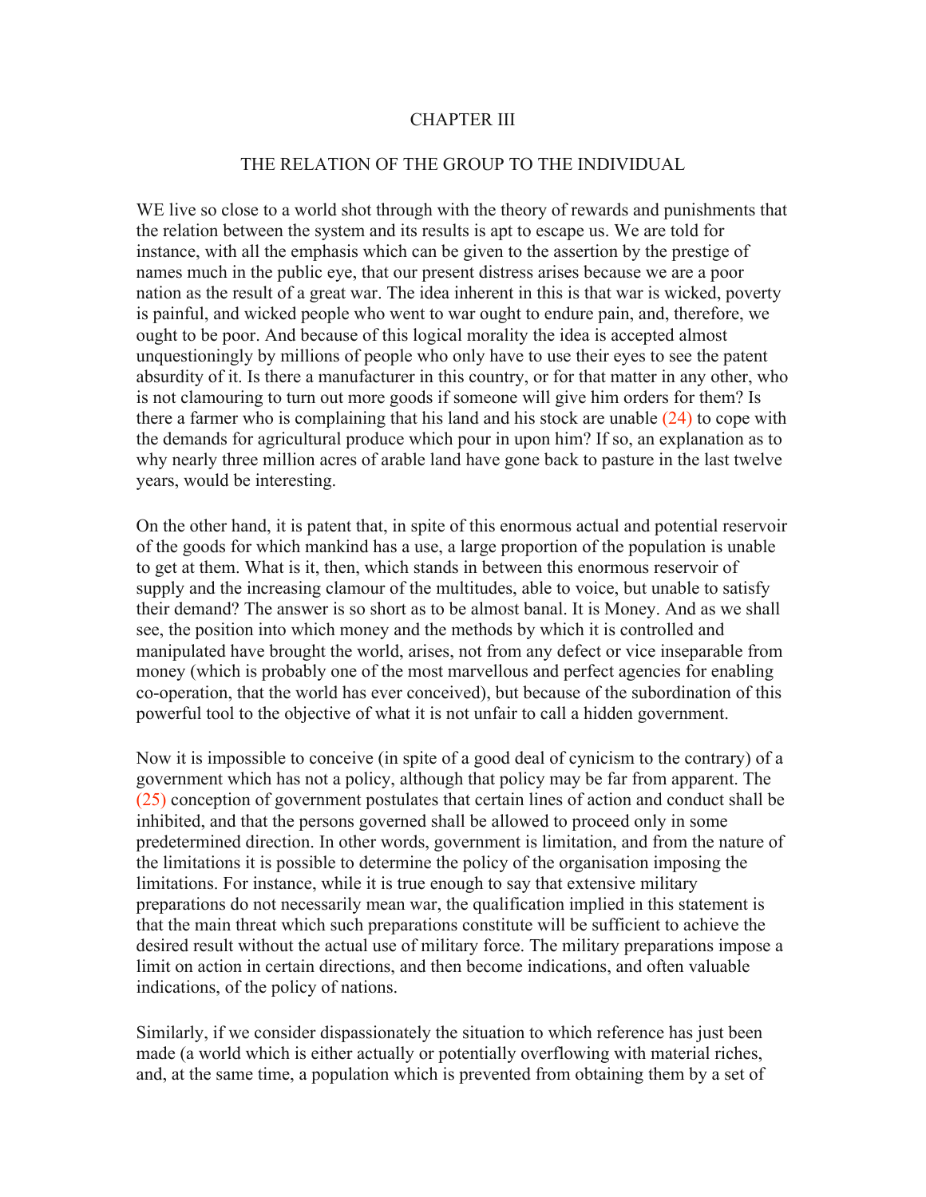# CHAPTER III

## THE RELATION OF THE GROUP TO THE INDIVIDUAL

WE live so close to a world shot through with the theory of rewards and punishments that the relation between the system and its results is apt to escape us. We are told for instance, with all the emphasis which can be given to the assertion by the prestige of names much in the public eye, that our present distress arises because we are a poor nation as the result of a great war. The idea inherent in this is that war is wicked, poverty is painful, and wicked people who went to war ought to endure pain, and, therefore, we ought to be poor. And because of this logical morality the idea is accepted almost unquestioningly by millions of people who only have to use their eyes to see the patent absurdity of it. Is there a manufacturer in this country, or for that matter in any other, who is not clamouring to turn out more goods if someone will give him orders for them? Is there a farmer who is complaining that his land and his stock are unable (24) to cope with the demands for agricultural produce which pour in upon him? If so, an explanation as to why nearly three million acres of arable land have gone back to pasture in the last twelve years, would be interesting.

On the other hand, it is patent that, in spite of this enormous actual and potential reservoir of the goods for which mankind has a use, a large proportion of the population is unable to get at them. What is it, then, which stands in between this enormous reservoir of supply and the increasing clamour of the multitudes, able to voice, but unable to satisfy their demand? The answer is so short as to be almost banal. It is Money. And as we shall see, the position into which money and the methods by which it is controlled and manipulated have brought the world, arises, not from any defect or vice inseparable from money (which is probably one of the most marvellous and perfect agencies for enabling co-operation, that the world has ever conceived), but because of the subordination of this powerful tool to the objective of what it is not unfair to call a hidden government.

Now it is impossible to conceive (in spite of a good deal of cynicism to the contrary) of a government which has not a policy, although that policy may be far from apparent. The (25) conception of government postulates that certain lines of action and conduct shall be inhibited, and that the persons governed shall be allowed to proceed only in some predetermined direction. In other words, government is limitation, and from the nature of the limitations it is possible to determine the policy of the organisation imposing the limitations. For instance, while it is true enough to say that extensive military preparations do not necessarily mean war, the qualification implied in this statement is that the main threat which such preparations constitute will be sufficient to achieve the desired result without the actual use of military force. The military preparations impose a limit on action in certain directions, and then become indications, and often valuable indications, of the policy of nations.

Similarly, if we consider dispassionately the situation to which reference has just been made (a world which is either actually or potentially overflowing with material riches, and, at the same time, a population which is prevented from obtaining them by a set of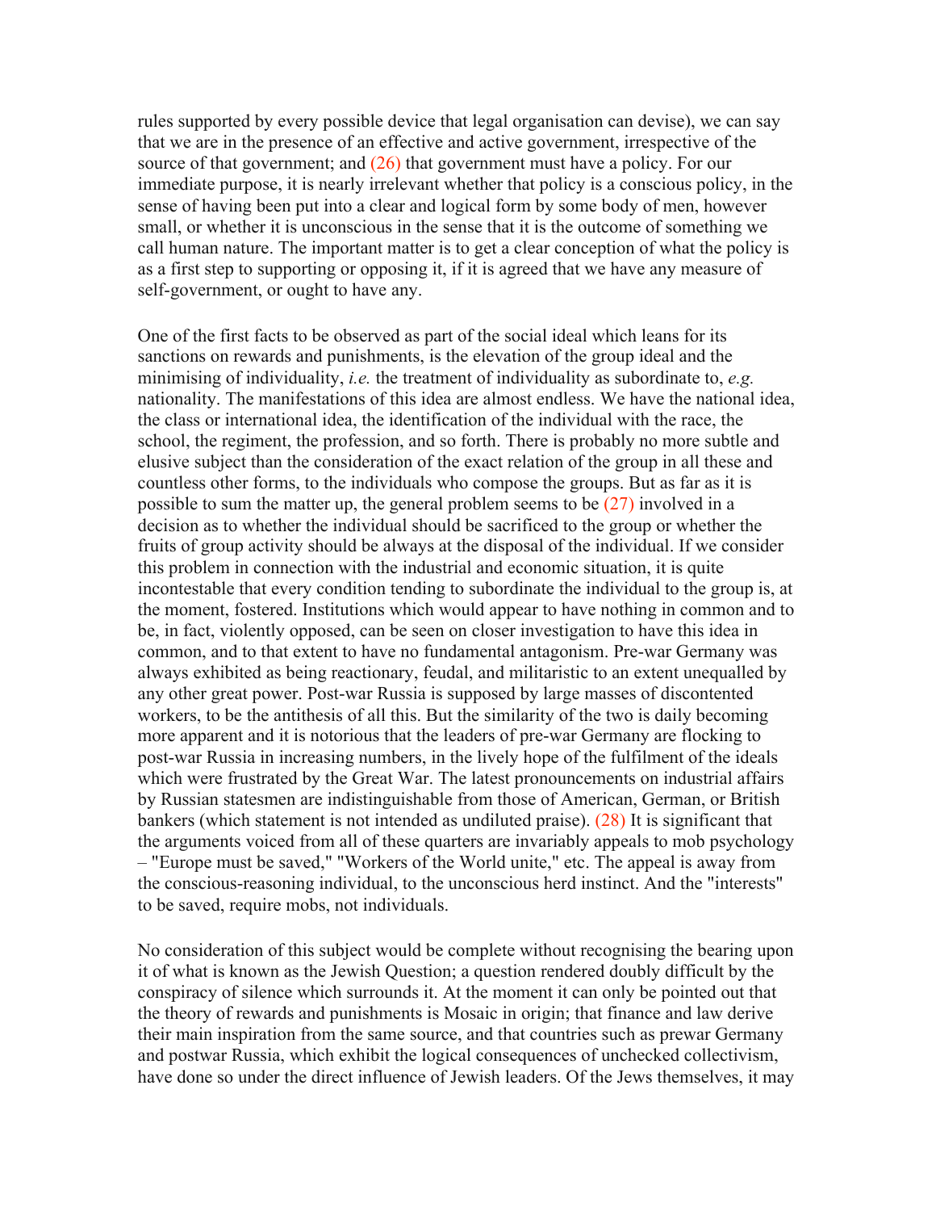rules supported by every possible device that legal organisation can devise), we can say that we are in the presence of an effective and active government, irrespective of the source of that government; and (26) that government must have a policy. For our immediate purpose, it is nearly irrelevant whether that policy is a conscious policy, in the sense of having been put into a clear and logical form by some body of men, however small, or whether it is unconscious in the sense that it is the outcome of something we call human nature. The important matter is to get a clear conception of what the policy is as a first step to supporting or opposing it, if it is agreed that we have any measure of self-government, or ought to have any.

One of the first facts to be observed as part of the social ideal which leans for its sanctions on rewards and punishments, is the elevation of the group ideal and the minimising of individuality, *i.e.* the treatment of individuality as subordinate to, *e.g.* nationality. The manifestations of this idea are almost endless. We have the national idea, the class or international idea, the identification of the individual with the race, the school, the regiment, the profession, and so forth. There is probably no more subtle and elusive subject than the consideration of the exact relation of the group in all these and countless other forms, to the individuals who compose the groups. But as far as it is possible to sum the matter up, the general problem seems to be (27) involved in a decision as to whether the individual should be sacrificed to the group or whether the fruits of group activity should be always at the disposal of the individual. If we consider this problem in connection with the industrial and economic situation, it is quite incontestable that every condition tending to subordinate the individual to the group is, at the moment, fostered. Institutions which would appear to have nothing in common and to be, in fact, violently opposed, can be seen on closer investigation to have this idea in common, and to that extent to have no fundamental antagonism. Pre-war Germany was always exhibited as being reactionary, feudal, and militaristic to an extent unequalled by any other great power. Post-war Russia is supposed by large masses of discontented workers, to be the antithesis of all this. But the similarity of the two is daily becoming more apparent and it is notorious that the leaders of pre-war Germany are flocking to post-war Russia in increasing numbers, in the lively hope of the fulfilment of the ideals which were frustrated by the Great War. The latest pronouncements on industrial affairs by Russian statesmen are indistinguishable from those of American, German, or British bankers (which statement is not intended as undiluted praise). (28) It is significant that the arguments voiced from all of these quarters are invariably appeals to mob psychology – "Europe must be saved," "Workers of the World unite," etc. The appeal is away from the conscious-reasoning individual, to the unconscious herd instinct. And the "interests" to be saved, require mobs, not individuals.

No consideration of this subject would be complete without recognising the bearing upon it of what is known as the Jewish Question; a question rendered doubly difficult by the conspiracy of silence which surrounds it. At the moment it can only be pointed out that the theory of rewards and punishments is Mosaic in origin; that finance and law derive their main inspiration from the same source, and that countries such as prewar Germany and postwar Russia, which exhibit the logical consequences of unchecked collectivism, have done so under the direct influence of Jewish leaders. Of the Jews themselves, it may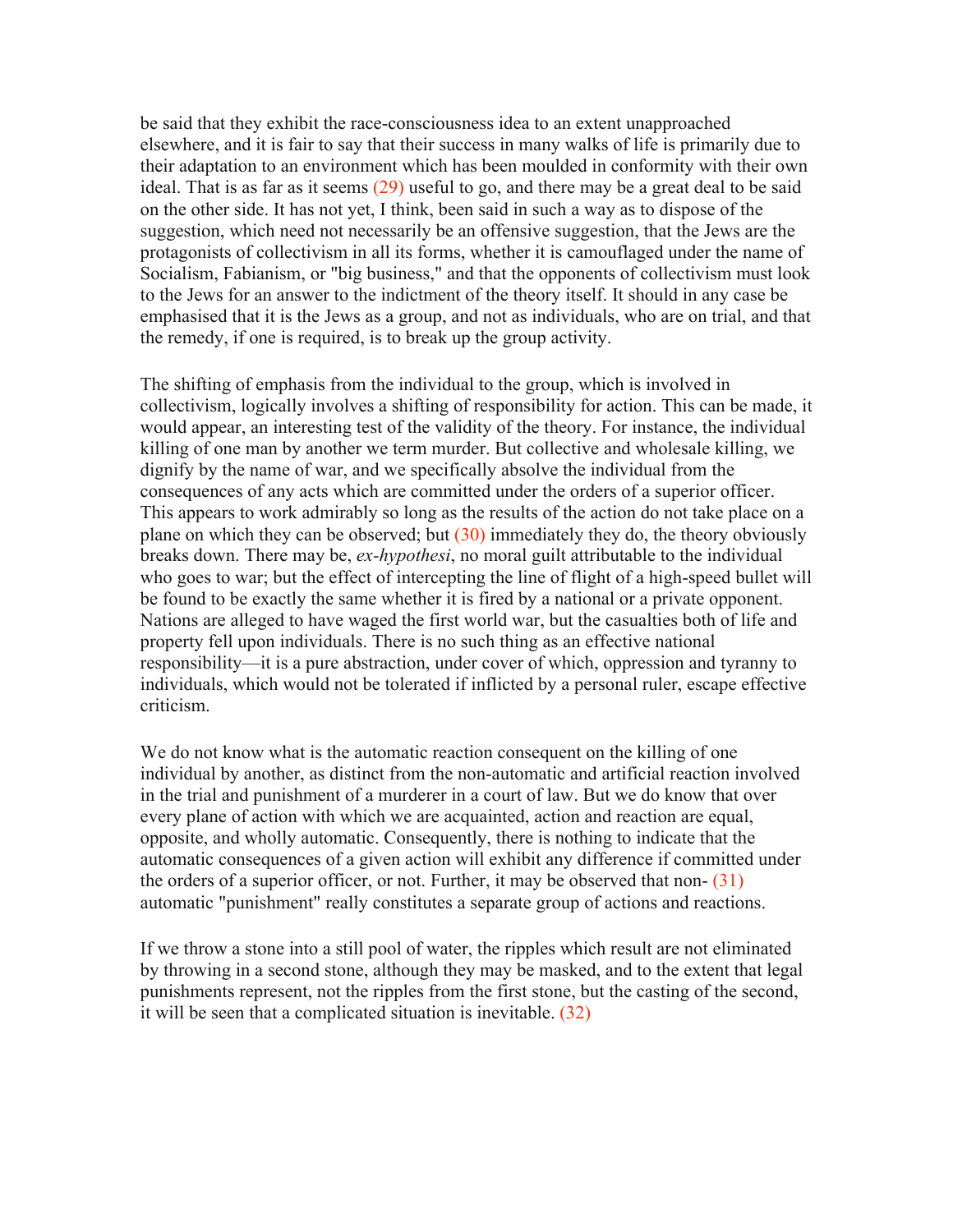be said that they exhibit the race-consciousness idea to an extent unapproached elsewhere, and it is fair to say that their success in many walks of life is primarily due to their adaptation to an environment which has been moulded in conformity with their own ideal. That is as far as it seems (29) useful to go, and there may be a great deal to be said on the other side. It has not yet, I think, been said in such a way as to dispose of the suggestion, which need not necessarily be an offensive suggestion, that the Jews are the protagonists of collectivism in all its forms, whether it is camouflaged under the name of Socialism, Fabianism, or "big business," and that the opponents of collectivism must look to the Jews for an answer to the indictment of the theory itself. It should in any case be emphasised that it is the Jews as a group, and not as individuals, who are on trial, and that the remedy, if one is required, is to break up the group activity.

The shifting of emphasis from the individual to the group, which is involved in collectivism, logically involves a shifting of responsibility for action. This can be made, it would appear, an interesting test of the validity of the theory. For instance, the individual killing of one man by another we term murder. But collective and wholesale killing, we dignify by the name of war, and we specifically absolve the individual from the consequences of any acts which are committed under the orders of a superior officer. This appears to work admirably so long as the results of the action do not take place on a plane on which they can be observed; but (30) immediately they do, the theory obviously breaks down. There may be, *ex-hypothesi*, no moral guilt attributable to the individual who goes to war; but the effect of intercepting the line of flight of a high-speed bullet will be found to be exactly the same whether it is fired by a national or a private opponent. Nations are alleged to have waged the first world war, but the casualties both of life and property fell upon individuals. There is no such thing as an effective national responsibility—it is a pure abstraction, under cover of which, oppression and tyranny to individuals, which would not be tolerated if inflicted by a personal ruler, escape effective criticism.

We do not know what is the automatic reaction consequent on the killing of one individual by another, as distinct from the non-automatic and artificial reaction involved in the trial and punishment of a murderer in a court of law. But we do know that over every plane of action with which we are acquainted, action and reaction are equal, opposite, and wholly automatic. Consequently, there is nothing to indicate that the automatic consequences of a given action will exhibit any difference if committed under the orders of a superior officer, or not. Further, it may be observed that non- (31) automatic "punishment" really constitutes a separate group of actions and reactions.

If we throw a stone into a still pool of water, the ripples which result are not eliminated by throwing in a second stone, although they may be masked, and to the extent that legal punishments represent, not the ripples from the first stone, but the casting of the second, it will be seen that a complicated situation is inevitable. (32)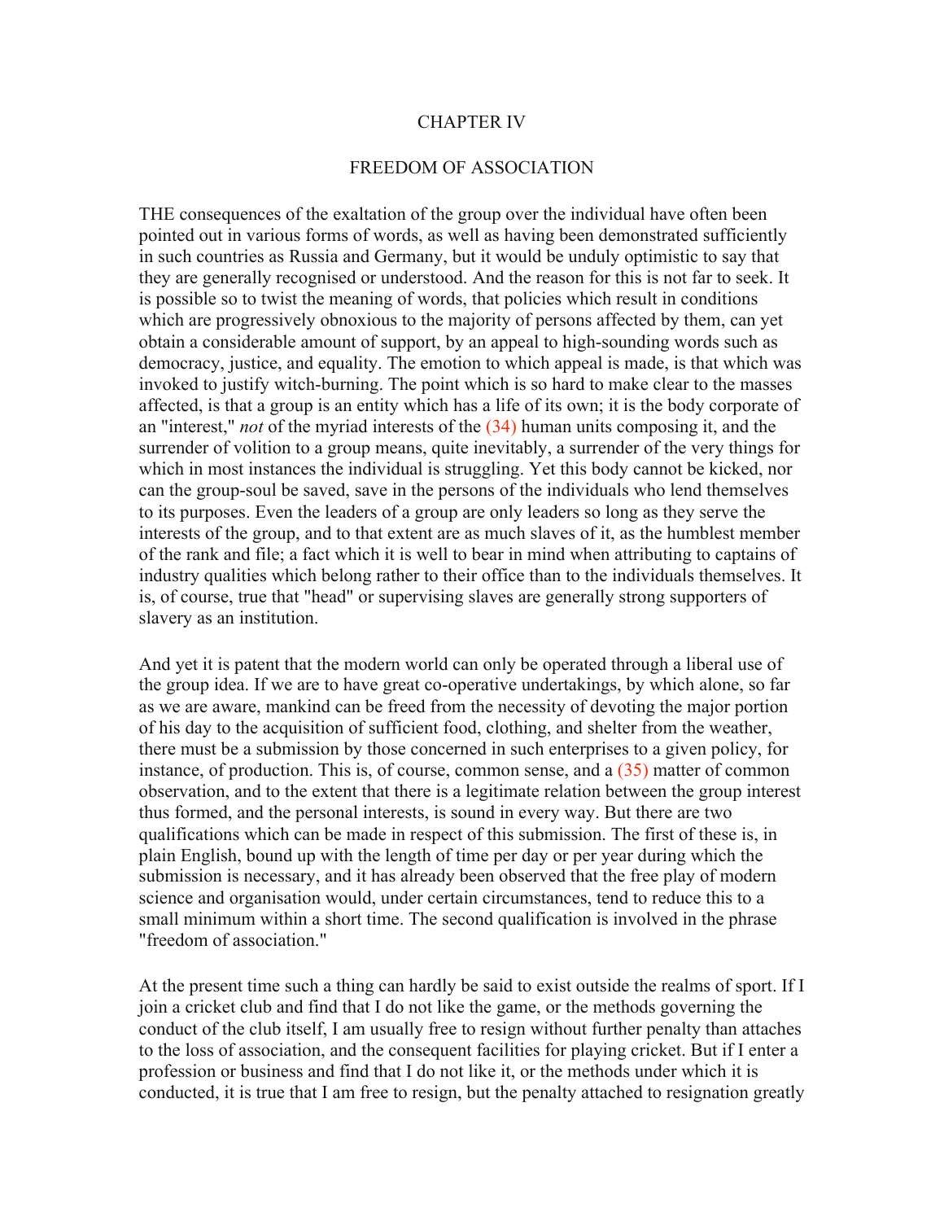# CHAPTER IV

## FREEDOM OF ASSOCIATION

THE consequences of the exaltation of the group over the individual have often been pointed out in various forms of words, as well as having been demonstrated sufficiently in such countries as Russia and Germany, but it would be unduly optimistic to say that they are generally recognised or understood. And the reason for this is not far to seek. It is possible so to twist the meaning of words, that policies which result in conditions which are progressively obnoxious to the majority of persons affected by them, can yet obtain a considerable amount of support, by an appeal to high-sounding words such as democracy, justice, and equality. The emotion to which appeal is made, is that which was invoked to justify witch-burning. The point which is so hard to make clear to the masses affected, is that a group is an entity which has a life of its own; it is the body corporate of an "interest," *not* of the myriad interests of the (34) human units composing it, and the surrender of volition to a group means, quite inevitably, a surrender of the very things for which in most instances the individual is struggling. Yet this body cannot be kicked, nor can the group-soul be saved, save in the persons of the individuals who lend themselves to its purposes. Even the leaders of a group are only leaders so long as they serve the interests of the group, and to that extent are as much slaves of it, as the humblest member of the rank and file; a fact which it is well to bear in mind when attributing to captains of industry qualities which belong rather to their office than to the individuals themselves. It is, of course, true that "head" or supervising slaves are generally strong supporters of slavery as an institution.

And yet it is patent that the modern world can only be operated through a liberal use of the group idea. If we are to have great co-operative undertakings, by which alone, so far as we are aware, mankind can be freed from the necessity of devoting the major portion of his day to the acquisition of sufficient food, clothing, and shelter from the weather, there must be a submission by those concerned in such enterprises to a given policy, for instance, of production. This is, of course, common sense, and a (35) matter of common observation, and to the extent that there is a legitimate relation between the group interest thus formed, and the personal interests, is sound in every way. But there are two qualifications which can be made in respect of this submission. The first of these is, in plain English, bound up with the length of time per day or per year during which the submission is necessary, and it has already been observed that the free play of modern science and organisation would, under certain circumstances, tend to reduce this to a small minimum within a short time. The second qualification is involved in the phrase "freedom of association."

At the present time such a thing can hardly be said to exist outside the realms of sport. If I join a cricket club and find that I do not like the game, or the methods governing the conduct of the club itself, I am usually free to resign without further penalty than attaches to the loss of association, and the consequent facilities for playing cricket. But if I enter a profession or business and find that I do not like it, or the methods under which it is conducted, it is true that I am free to resign, but the penalty attached to resignation greatly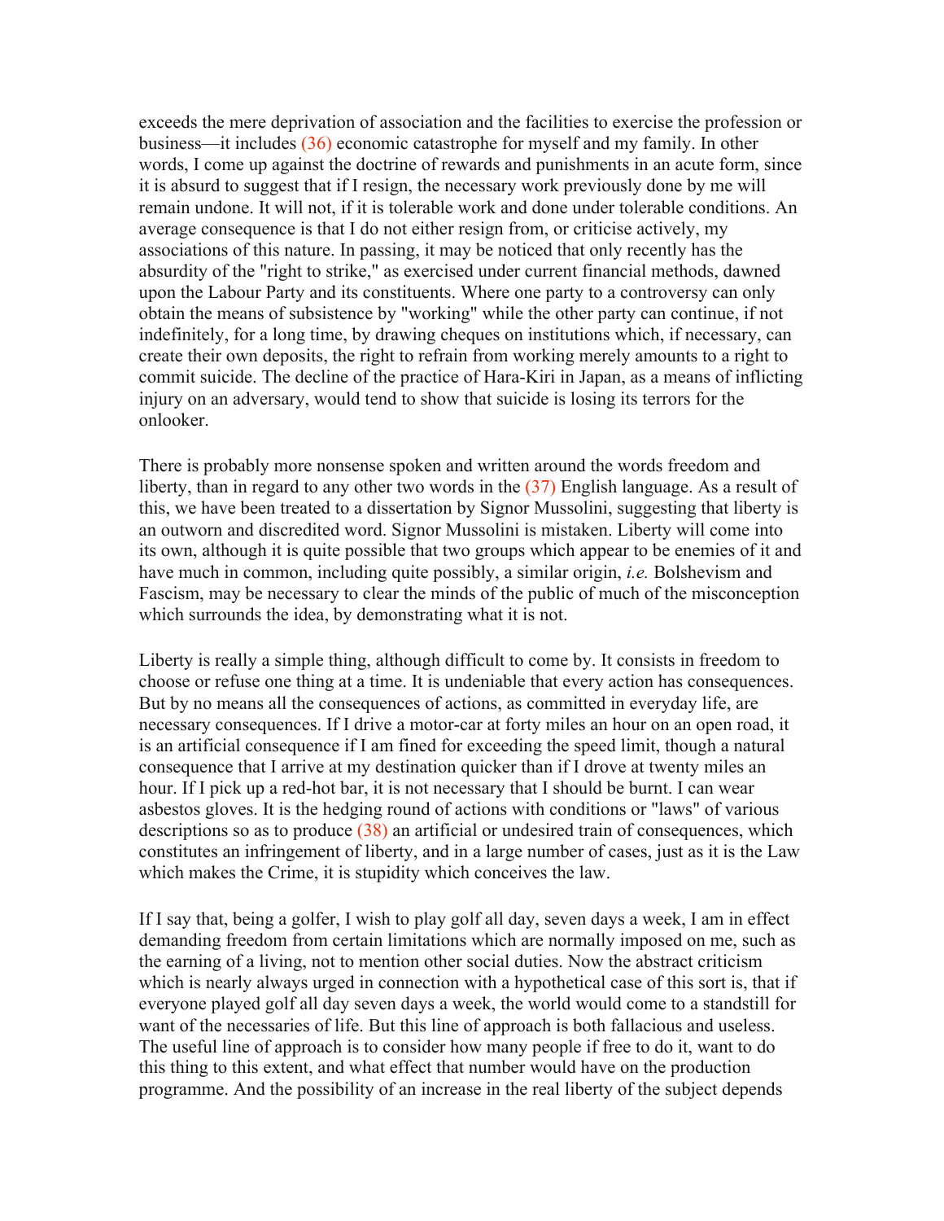exceeds the mere deprivation of association and the facilities to exercise the profession or business—it includes (36) economic catastrophe for myself and my family. In other words, I come up against the doctrine of rewards and punishments in an acute form, since it is absurd to suggest that if I resign, the necessary work previously done by me will remain undone. It will not, if it is tolerable work and done under tolerable conditions. An average consequence is that I do not either resign from, or criticise actively, my associations of this nature. In passing, it may be noticed that only recently has the absurdity of the "right to strike," as exercised under current financial methods, dawned upon the Labour Party and its constituents. Where one party to a controversy can only obtain the means of subsistence by "working" while the other party can continue, if not indefinitely, for a long time, by drawing cheques on institutions which, if necessary, can create their own deposits, the right to refrain from working merely amounts to a right to commit suicide. The decline of the practice of Hara-Kiri in Japan, as a means of inflicting injury on an adversary, would tend to show that suicide is losing its terrors for the onlooker.

There is probably more nonsense spoken and written around the words freedom and liberty, than in regard to any other two words in the (37) English language. As a result of this, we have been treated to a dissertation by Signor Mussolini, suggesting that liberty is an outworn and discredited word. Signor Mussolini is mistaken. Liberty will come into its own, although it is quite possible that two groups which appear to be enemies of it and have much in common, including quite possibly, a similar origin, *i.e.* Bolshevism and Fascism, may be necessary to clear the minds of the public of much of the misconception which surrounds the idea, by demonstrating what it is not.

Liberty is really a simple thing, although difficult to come by. It consists in freedom to choose or refuse one thing at a time. It is undeniable that every action has consequences. But by no means all the consequences of actions, as committed in everyday life, are necessary consequences. If I drive a motor-car at forty miles an hour on an open road, it is an artificial consequence if I am fined for exceeding the speed limit, though a natural consequence that I arrive at my destination quicker than if I drove at twenty miles an hour. If I pick up a red-hot bar, it is not necessary that I should be burnt. I can wear asbestos gloves. It is the hedging round of actions with conditions or "laws" of various descriptions so as to produce (38) an artificial or undesired train of consequences, which constitutes an infringement of liberty, and in a large number of cases, just as it is the Law which makes the Crime, it is stupidity which conceives the law.

If I say that, being a golfer, I wish to play golf all day, seven days a week, I am in effect demanding freedom from certain limitations which are normally imposed on me, such as the earning of a living, not to mention other social duties. Now the abstract criticism which is nearly always urged in connection with a hypothetical case of this sort is, that if everyone played golf all day seven days a week, the world would come to a standstill for want of the necessaries of life. But this line of approach is both fallacious and useless. The useful line of approach is to consider how many people if free to do it, want to do this thing to this extent, and what effect that number would have on the production programme. And the possibility of an increase in the real liberty of the subject depends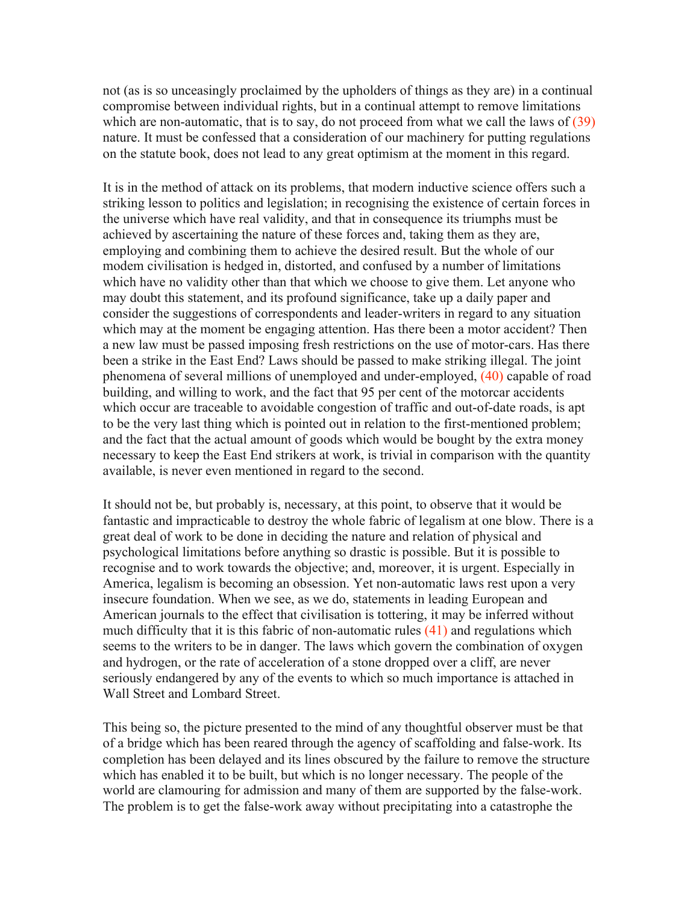not (as is so unceasingly proclaimed by the upholders of things as they are) in a continual compromise between individual rights, but in a continual attempt to remove limitations which are non-automatic, that is to say, do not proceed from what we call the laws of (39) nature. It must be confessed that a consideration of our machinery for putting regulations on the statute book, does not lead to any great optimism at the moment in this regard.

It is in the method of attack on its problems, that modern inductive science offers such a striking lesson to politics and legislation; in recognising the existence of certain forces in the universe which have real validity, and that in consequence its triumphs must be achieved by ascertaining the nature of these forces and, taking them as they are, employing and combining them to achieve the desired result. But the whole of our modem civilisation is hedged in, distorted, and confused by a number of limitations which have no validity other than that which we choose to give them. Let anyone who may doubt this statement, and its profound significance, take up a daily paper and consider the suggestions of correspondents and leader-writers in regard to any situation which may at the moment be engaging attention. Has there been a motor accident? Then a new law must be passed imposing fresh restrictions on the use of motor-cars. Has there been a strike in the East End? Laws should be passed to make striking illegal. The joint phenomena of several millions of unemployed and under-employed, (40) capable of road building, and willing to work, and the fact that 95 per cent of the motorcar accidents which occur are traceable to avoidable congestion of traffic and out-of-date roads, is apt to be the very last thing which is pointed out in relation to the first-mentioned problem; and the fact that the actual amount of goods which would be bought by the extra money necessary to keep the East End strikers at work, is trivial in comparison with the quantity available, is never even mentioned in regard to the second.

It should not be, but probably is, necessary, at this point, to observe that it would be fantastic and impracticable to destroy the whole fabric of legalism at one blow. There is a great deal of work to be done in deciding the nature and relation of physical and psychological limitations before anything so drastic is possible. But it is possible to recognise and to work towards the objective; and, moreover, it is urgent. Especially in America, legalism is becoming an obsession. Yet non-automatic laws rest upon a very insecure foundation. When we see, as we do, statements in leading European and American journals to the effect that civilisation is tottering, it may be inferred without much difficulty that it is this fabric of non-automatic rules (41) and regulations which seems to the writers to be in danger. The laws which govern the combination of oxygen and hydrogen, or the rate of acceleration of a stone dropped over a cliff, are never seriously endangered by any of the events to which so much importance is attached in Wall Street and Lombard Street.

This being so, the picture presented to the mind of any thoughtful observer must be that of a bridge which has been reared through the agency of scaffolding and false-work. Its completion has been delayed and its lines obscured by the failure to remove the structure which has enabled it to be built, but which is no longer necessary. The people of the world are clamouring for admission and many of them are supported by the false-work. The problem is to get the false-work away without precipitating into a catastrophe the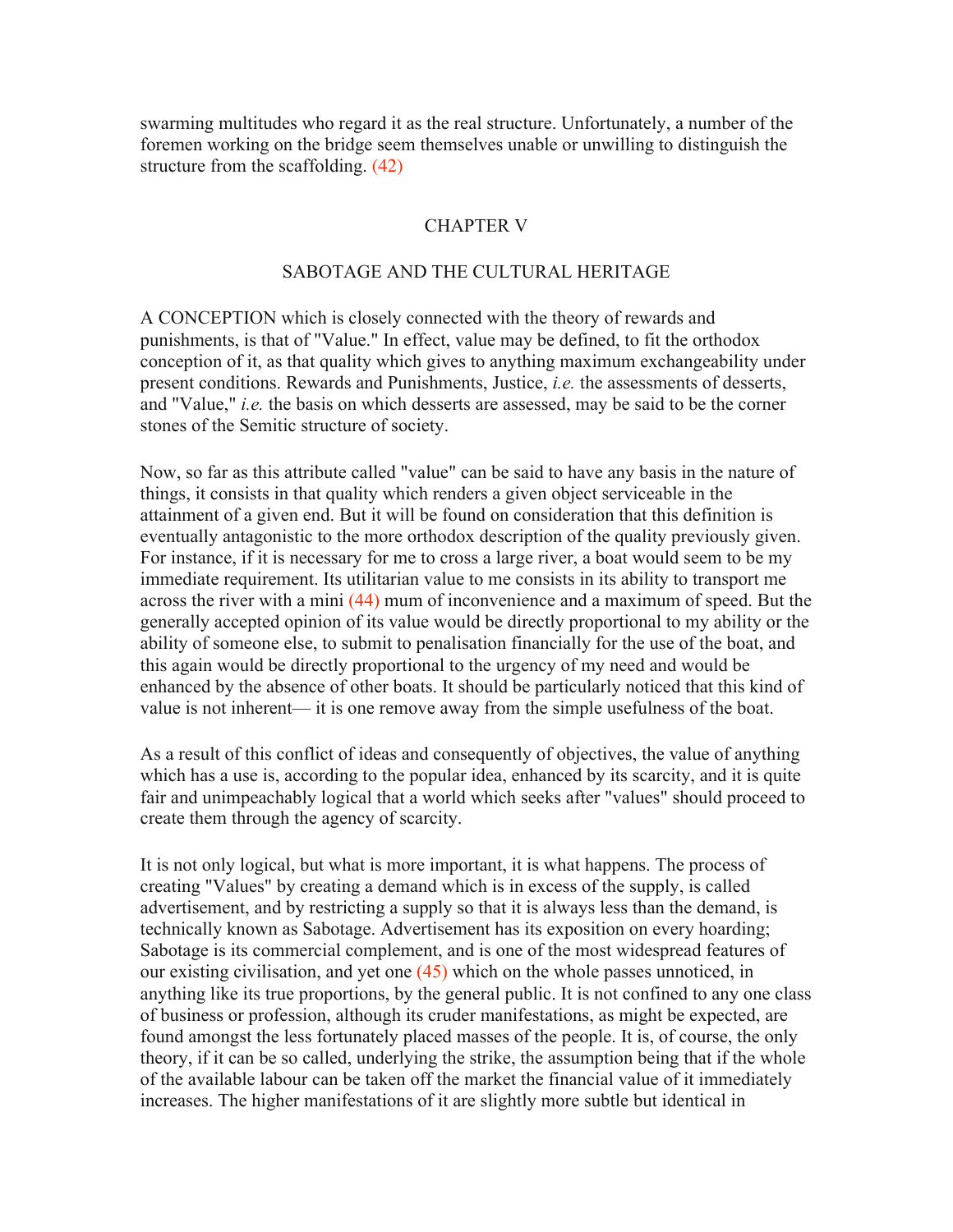swarming multitudes who regard it as the real structure. Unfortunately, a number of the foremen working on the bridge seem themselves unable or unwilling to distinguish the structure from the scaffolding. (42)

## CHAPTER V

### SABOTAGE AND THE CULTURAL HERITAGE

A CONCEPTION which is closely connected with the theory of rewards and punishments, is that of "Value." In effect, value may be defined, to fit the orthodox conception of it, as that quality which gives to anything maximum exchangeability under present conditions. Rewards and Punishments, Justice, *i.e.* the assessments of desserts, and "Value," *i.e.* the basis on which desserts are assessed, may be said to be the corner stones of the Semitic structure of society.

Now, so far as this attribute called "value" can be said to have any basis in the nature of things, it consists in that quality which renders a given object serviceable in the attainment of a given end. But it will be found on consideration that this definition is eventually antagonistic to the more orthodox description of the quality previously given. For instance, if it is necessary for me to cross a large river, a boat would seem to be my immediate requirement. Its utilitarian value to me consists in its ability to transport me across the river with a mini (44) mum of inconvenience and a maximum of speed. But the generally accepted opinion of its value would be directly proportional to my ability or the ability of someone else, to submit to penalisation financially for the use of the boat, and this again would be directly proportional to the urgency of my need and would be enhanced by the absence of other boats. It should be particularly noticed that this kind of value is not inherent— it is one remove away from the simple usefulness of the boat.

As a result of this conflict of ideas and consequently of objectives, the value of anything which has a use is, according to the popular idea, enhanced by its scarcity, and it is quite fair and unimpeachably logical that a world which seeks after "values" should proceed to create them through the agency of scarcity.

It is not only logical, but what is more important, it is what happens. The process of creating "Values" by creating a demand which is in excess of the supply, is called advertisement, and by restricting a supply so that it is always less than the demand, is technically known as Sabotage. Advertisement has its exposition on every hoarding; Sabotage is its commercial complement, and is one of the most widespread features of our existing civilisation, and yet one (45) which on the whole passes unnoticed, in anything like its true proportions, by the general public. It is not confined to any one class of business or profession, although its cruder manifestations, as might be expected, are found amongst the less fortunately placed masses of the people. It is, of course, the only theory, if it can be so called, underlying the strike, the assumption being that if the whole of the available labour can be taken off the market the financial value of it immediately increases. The higher manifestations of it are slightly more subtle but identical in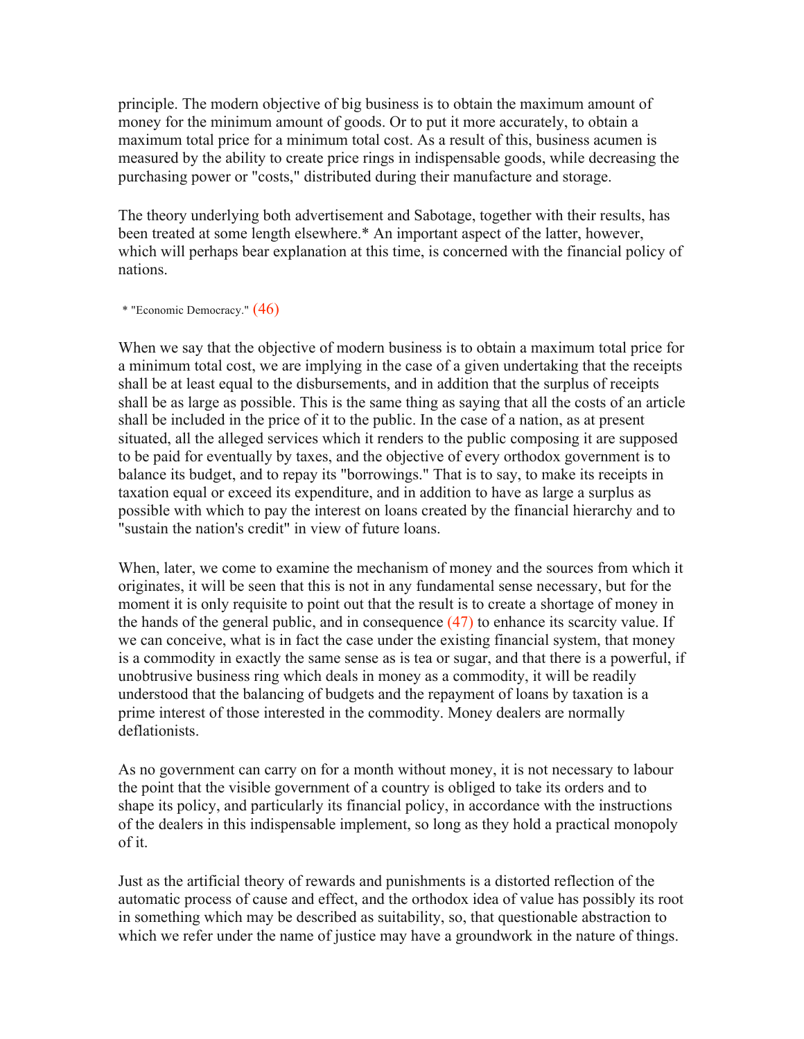principle. The modern objective of big business is to obtain the maximum amount of money for the minimum amount of goods. Or to put it more accurately, to obtain a maximum total price for a minimum total cost. As a result of this, business acumen is measured by the ability to create price rings in indispensable goods, while decreasing the purchasing power or "costs," distributed during their manufacture and storage.

The theory underlying both advertisement and Sabotage, together with their results, has been treated at some length elsewhere.* An important aspect of the latter, however, which will perhaps bear explanation at this time, is concerned with the financial policy of nations.

* "Economic Democracy." (46)

When we say that the objective of modern business is to obtain a maximum total price for a minimum total cost, we are implying in the case of a given undertaking that the receipts shall be at least equal to the disbursements, and in addition that the surplus of receipts shall be as large as possible. This is the same thing as saying that all the costs of an article shall be included in the price of it to the public. In the case of a nation, as at present situated, all the alleged services which it renders to the public composing it are supposed to be paid for eventually by taxes, and the objective of every orthodox government is to balance its budget, and to repay its "borrowings." That is to say, to make its receipts in taxation equal or exceed its expenditure, and in addition to have as large a surplus as possible with which to pay the interest on loans created by the financial hierarchy and to "sustain the nation's credit" in view of future loans.

When, later, we come to examine the mechanism of money and the sources from which it originates, it will be seen that this is not in any fundamental sense necessary, but for the moment it is only requisite to point out that the result is to create a shortage of money in the hands of the general public, and in consequence (47) to enhance its scarcity value. If we can conceive, what is in fact the case under the existing financial system, that money is a commodity in exactly the same sense as is tea or sugar, and that there is a powerful, if unobtrusive business ring which deals in money as a commodity, it will be readily understood that the balancing of budgets and the repayment of loans by taxation is a prime interest of those interested in the commodity. Money dealers are normally deflationists.

As no government can carry on for a month without money, it is not necessary to labour the point that the visible government of a country is obliged to take its orders and to shape its policy, and particularly its financial policy, in accordance with the instructions of the dealers in this indispensable implement, so long as they hold a practical monopoly of it.

Just as the artificial theory of rewards and punishments is a distorted reflection of the automatic process of cause and effect, and the orthodox idea of value has possibly its root in something which may be described as suitability, so, that questionable abstraction to which we refer under the name of justice may have a groundwork in the nature of things.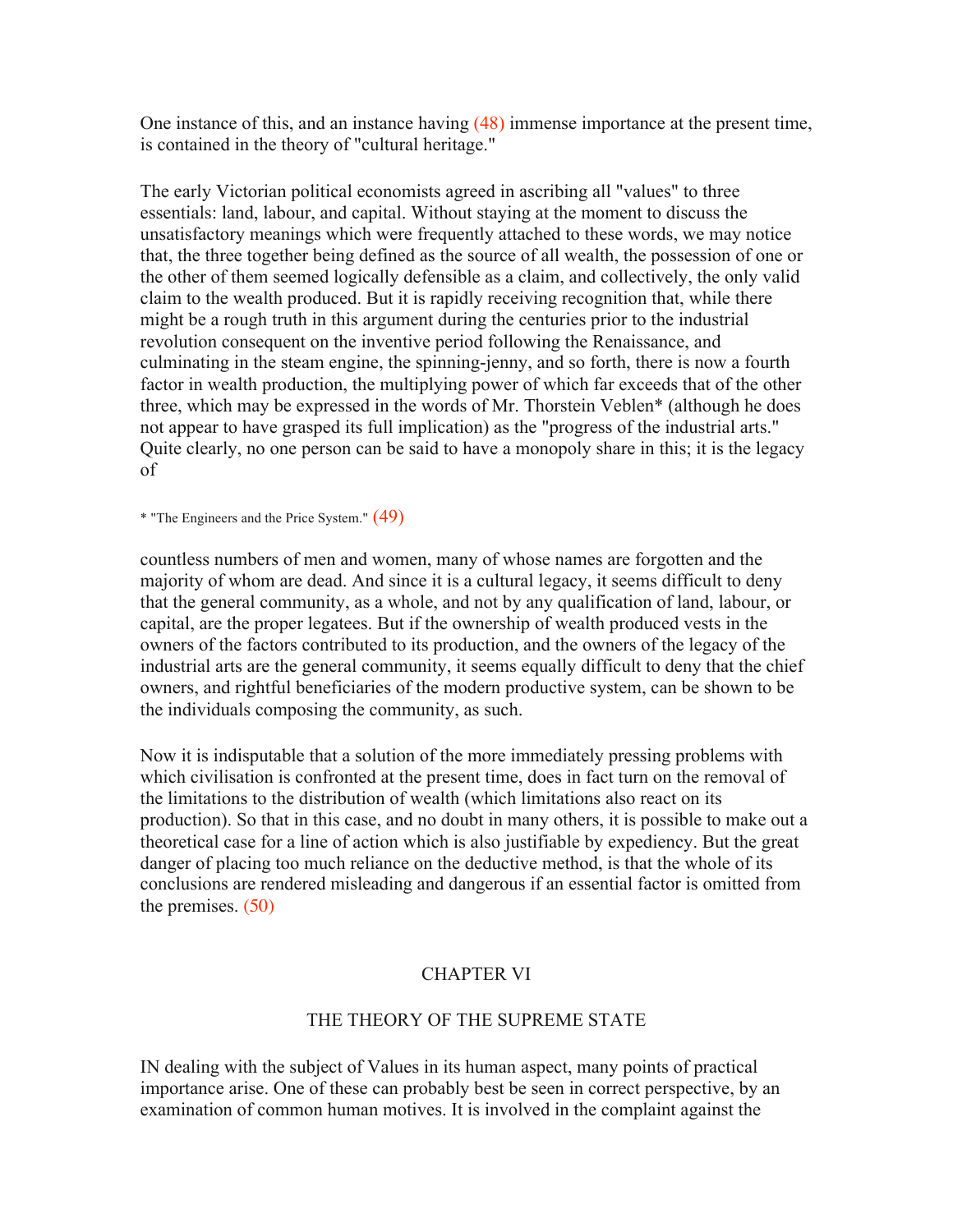One instance of this, and an instance having (48) immense importance at the present time, is contained in the theory of "cultural heritage."

The early Victorian political economists agreed in ascribing all "values" to three essentials: land, labour, and capital. Without staying at the moment to discuss the unsatisfactory meanings which were frequently attached to these words, we may notice that, the three together being defined as the source of all wealth, the possession of one or the other of them seemed logically defensible as a claim, and collectively, the only valid claim to the wealth produced. But it is rapidly receiving recognition that, while there might be a rough truth in this argument during the centuries prior to the industrial revolution consequent on the inventive period following the Renaissance, and culminating in the steam engine, the spinning-jenny, and so forth, there is now a fourth factor in wealth production, the multiplying power of which far exceeds that of the other three, which may be expressed in the words of Mr. Thorstein Veblen* (although he does not appear to have grasped its full implication) as the "progress of the industrial arts." Quite clearly, no one person can be said to have a monopoly share in this; it is the legacy of countless numbers of men and women, many of whose names are forgotten and the majority of whom are dead. And since it is a cultural legacy, it seems difficult to deny that the general community, as a whole, and not by any qualification of land, labour, or capital, are the proper legatees. But if the ownership of wealth produced vests in the owners of the factors contributed to its production, and the owners of the legacy of the industrial arts are the general community, it seems equally difficult to deny that the chief owners, and rightful beneficiaries of the modern productive system, can be shown to be the individuals composing the community, as such.

* "The Engineers and the Price System." (49)

Now it is indisputable that a solution of the more immediately pressing problems with which civilisation is confronted at the present time, does in fact turn on the removal of the limitations to the distribution of wealth (which limitations also react on its production). So that in this case, and no doubt in many others, it is possible to make out a theoretical case for a line of action which is also justifiable by expediency. But the great danger of placing too much reliance on the deductive method, is that the whole of its conclusions are rendered misleading and dangerous if an essential factor is omitted from the premises. (50)

## CHAPTER VI

### THE THEORY OF THE SUPREME STATE

IN dealing with the subject of Values in its human aspect, many points of practical importance arise. One of these can probably best be seen in correct perspective, by an examination of common human motives. It is involved in the complaint against the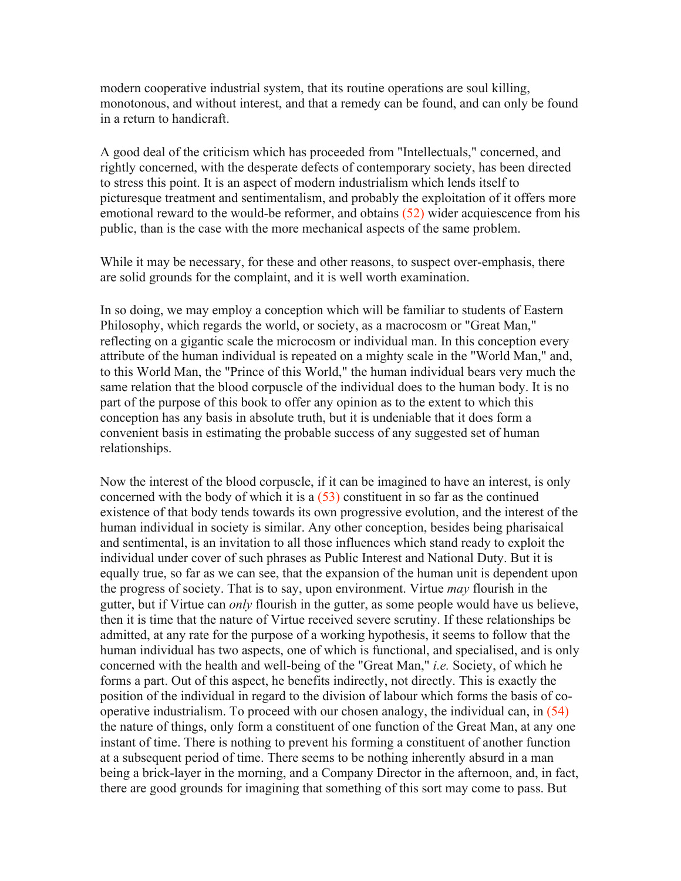modern cooperative industrial system, that its routine operations are soul killing, monotonous, and without interest, and that a remedy can be found, and can only be found in a return to handicraft.

A good deal of the criticism which has proceeded from "Intellectuals," concerned, and rightly concerned, with the desperate defects of contemporary society, has been directed to stress this point. It is an aspect of modern industrialism which lends itself to picturesque treatment and sentimentalism, and probably the exploitation of it offers more emotional reward to the would-be reformer, and obtains (52) wider acquiescence from his public, than is the case with the more mechanical aspects of the same problem.

While it may be necessary, for these and other reasons, to suspect over-emphasis, there are solid grounds for the complaint, and it is well worth examination.

In so doing, we may employ a conception which will be familiar to students of Eastern Philosophy, which regards the world, or society, as a macrocosm or "Great Man," reflecting on a gigantic scale the microcosm or individual man. In this conception every attribute of the human individual is repeated on a mighty scale in the "World Man," and, to this World Man, the "Prince of this World," the human individual bears very much the same relation that the blood corpuscle of the individual does to the human body. It is no part of the purpose of this book to offer any opinion as to the extent to which this conception has any basis in absolute truth, but it is undeniable that it does form a convenient basis in estimating the probable success of any suggested set of human relationships.

Now the interest of the blood corpuscle, if it can be imagined to have an interest, is only concerned with the body of which it is a (53) constituent in so far as the continued existence of that body tends towards its own progressive evolution, and the interest of the human individual in society is similar. Any other conception, besides being pharisaical and sentimental, is an invitation to all those influences which stand ready to exploit the individual under cover of such phrases as Public Interest and National Duty. But it is equally true, so far as we can see, that the expansion of the human unit is dependent upon the progress of society. That is to say, upon environment. Virtue *may* flourish in the gutter, but if Virtue can *only* flourish in the gutter, as some people would have us believe, then it is time that the nature of Virtue received severe scrutiny. If these relationships be admitted, at any rate for the purpose of a working hypothesis, it seems to follow that the human individual has two aspects, one of which is functional, and specialised, and is only concerned with the health and well-being of the "Great Man," *i.e.* Society, of which he forms a part. Out of this aspect, he benefits indirectly, not directly. This is exactly the position of the individual in regard to the division of labour which forms the basis of co-operative industrialism. To proceed with our chosen analogy, the individual can, in (54) the nature of things, only form a constituent of one function of the Great Man, at any one instant of time. There is nothing to prevent his forming a constituent of another function at a subsequent period of time. There seems to be nothing inherently absurd in a man being a brick-layer in the morning, and a Company Director in the afternoon, and, in fact, there are good grounds for imagining that something of this sort may come to pass. But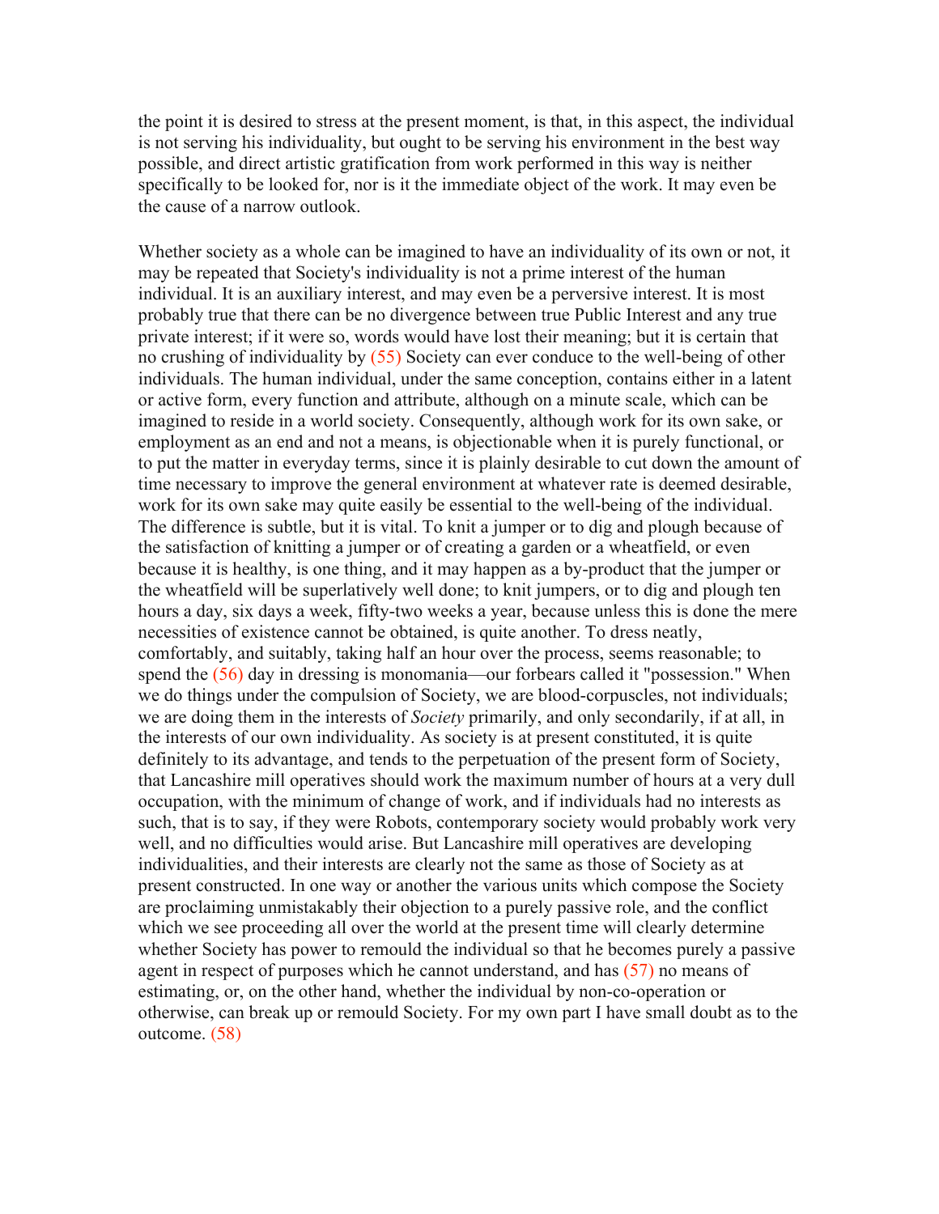the point it is desired to stress at the present moment, is that, in this aspect, the individual is not serving his individuality, but ought to be serving his environment in the best way possible, and direct artistic gratification from work performed in this way is neither specifically to be looked for, nor is it the immediate object of the work. It may even be the cause of a narrow outlook.

Whether society as a whole can be imagined to have an individuality of its own or not, it may be repeated that Society's individuality is not a prime interest of the human individual. It is an auxiliary interest, and may even be a perversive interest. It is most probably true that there can be no divergence between true Public Interest and any true private interest; if it were so, words would have lost their meaning; but it is certain that no crushing of individuality by (55) Society can ever conduce to the well-being of other individuals. The human individual, under the same conception, contains either in a latent or active form, every function and attribute, although on a minute scale, which can be imagined to reside in a world society. Consequently, although work for its own sake, or employment as an end and not a means, is objectionable when it is purely functional, or to put the matter in everyday terms, since it is plainly desirable to cut down the amount of time necessary to improve the general environment at whatever rate is deemed desirable, work for its own sake may quite easily be essential to the well-being of the individual. The difference is subtle, but it is vital. To knit a jumper or to dig and plough because of the satisfaction of knitting a jumper or of creating a garden or a wheatfield, or even because it is healthy, is one thing, and it may happen as a by-product that the jumper or the wheatfield will be superlatively well done; to knit jumpers, or to dig and plough ten hours a day, six days a week, fifty-two weeks a year, because unless this is done the mere necessities of existence cannot be obtained, is quite another. To dress neatly, comfortably, and suitably, taking half an hour over the process, seems reasonable; to spend the (56) day in dressing is monomania—our forbears called it "possession." When we do things under the compulsion of Society, we are blood-corpuscles, not individuals; we are doing them in the interests of *Society* primarily, and only secondarily, if at all, in the interests of our own individuality. As society is at present constituted, it is quite definitely to its advantage, and tends to the perpetuation of the present form of Society, that Lancashire mill operatives should work the maximum number of hours at a very dull occupation, with the minimum of change of work, and if individuals had no interests as such, that is to say, if they were Robots, contemporary society would probably work very well, and no difficulties would arise. But Lancashire mill operatives are developing individualities, and their interests are clearly not the same as those of Society as at present constructed. In one way or another the various units which compose the Society are proclaiming unmistakably their objection to a purely passive role, and the conflict which we see proceeding all over the world at the present time will clearly determine whether Society has power to remould the individual so that he becomes purely a passive agent in respect of purposes which he cannot understand, and has (57) no means of estimating, or, on the other hand, whether the individual by non-co-operation or otherwise, can break up or remould Society. For my own part I have small doubt as to the outcome. (58)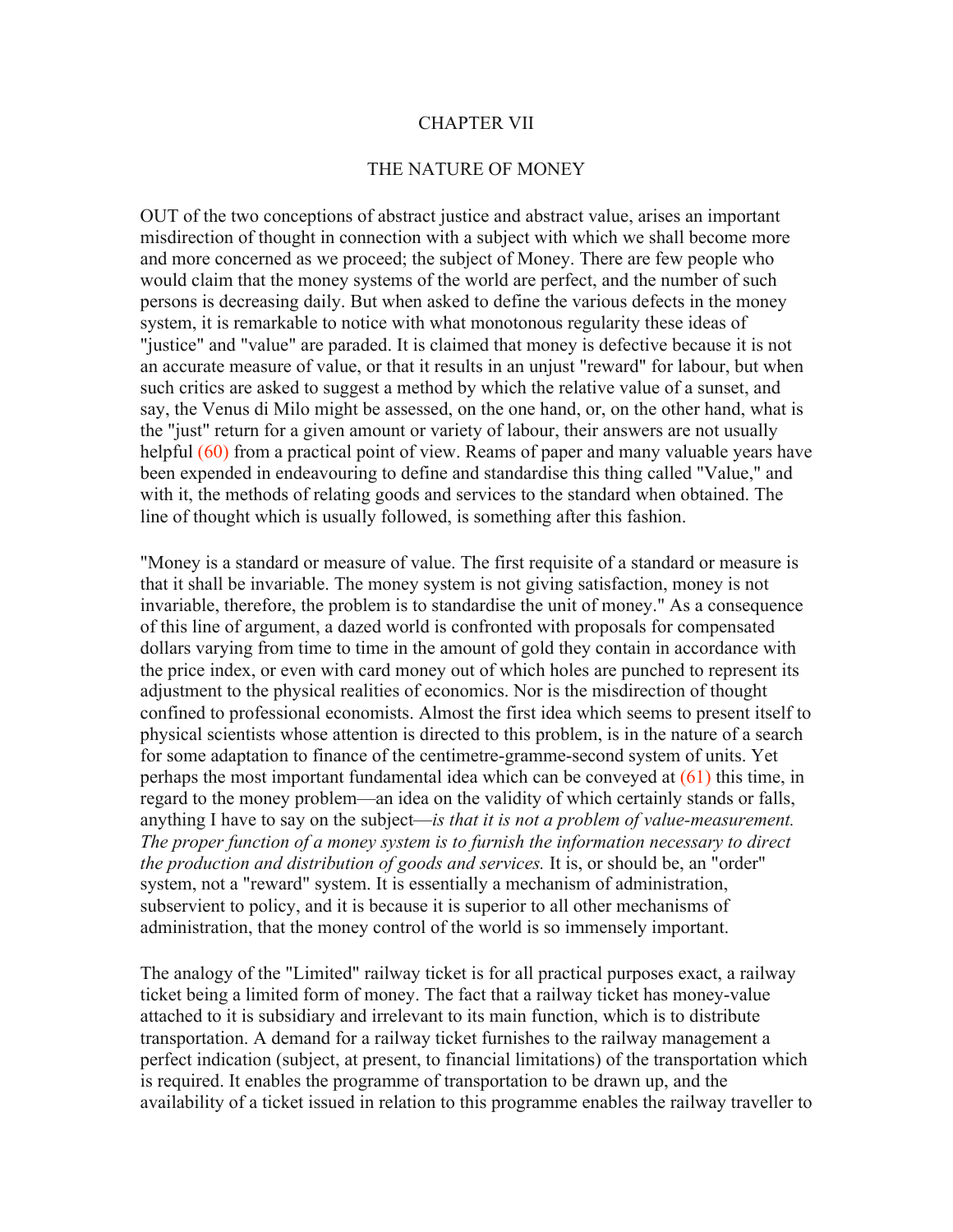# CHAPTER VII

## THE NATURE OF MONEY

OUT of the two conceptions of abstract justice and abstract value, arises an important misdirection of thought in connection with a subject with which we shall become more and more concerned as we proceed; the subject of Money. There are few people who would claim that the money systems of the world are perfect, and the number of such persons is decreasing daily. But when asked to define the various defects in the money system, it is remarkable to notice with what monotonous regularity these ideas of "justice" and "value" are paraded. It is claimed that money is defective because it is not an accurate measure of value, or that it results in an unjust "reward" for labour, but when such critics are asked to suggest a method by which the relative value of a sunset, and say, the Venus di Milo might be assessed, on the one hand, or, on the other hand, what is the "just" return for a given amount or variety of labour, their answers are not usually helpful (60) from a practical point of view. Reams of paper and many valuable years have been expended in endeavouring to define and standardise this thing called "Value," and with it, the methods of relating goods and services to the standard when obtained. The line of thought which is usually followed, is something after this fashion.

"Money is a standard or measure of value. The first requisite of a standard or measure is that it shall be invariable. The money system is not giving satisfaction, money is not invariable, therefore, the problem is to standardise the unit of money." As a consequence of this line of argument, a dazed world is confronted with proposals for compensated dollars varying from time to time in the amount of gold they contain in accordance with the price index, or even with card money out of which holes are punched to represent its adjustment to the physical realities of economics. Nor is the misdirection of thought confined to professional economists. Almost the first idea which seems to present itself to physical scientists whose attention is directed to this problem, is in the nature of a search for some adaptation to finance of the centimetre-gramme-second system of units. Yet perhaps the most important fundamental idea which can be conveyed at (61) this time, in regard to the money problem—an idea on the validity of which certainly stands or falls, anything I have to say on the subject—*is that it is not a problem of value-measurement. The proper function of a money system is to furnish the information necessary to direct the production and distribution of goods and services.* It is, or should be, an "order" system, not a "reward" system. It is essentially a mechanism of administration, subservient to policy, and it is because it is superior to all other mechanisms of administration, that the money control of the world is so immensely important.

The analogy of the "Limited" railway ticket is for all practical purposes exact, a railway ticket being a limited form of money. The fact that a railway ticket has money-value attached to it is subsidiary and irrelevant to its main function, which is to distribute transportation. A demand for a railway ticket furnishes to the railway management a perfect indication (subject, at present, to financial limitations) of the transportation which is required. It enables the programme of transportation to be drawn up, and the availability of a ticket issued in relation to this programme enables the railway traveller to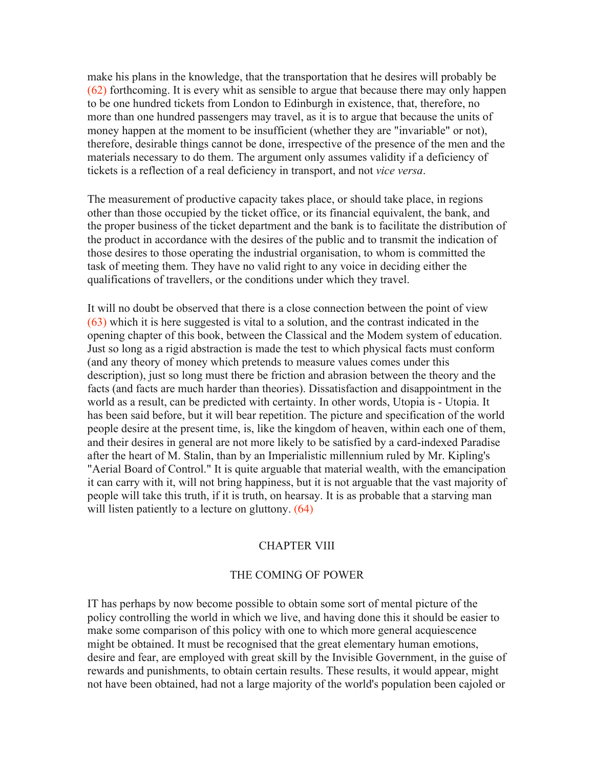make his plans in the knowledge, that the transportation that he desires will probably be (62) forthcoming. It is every whit as sensible to argue that because there may only happen to be one hundred tickets from London to Edinburgh in existence, that, therefore, no more than one hundred passengers may travel, as it is to argue that because the units of money happen at the moment to be insufficient (whether they are "invariable" or not), therefore, desirable things cannot be done, irrespective of the presence of the men and the materials necessary to do them. The argument only assumes validity if a deficiency of tickets is a reflection of a real deficiency in transport, and not *vice versa*.

The measurement of productive capacity takes place, or should take place, in regions other than those occupied by the ticket office, or its financial equivalent, the bank, and the proper business of the ticket department and the bank is to facilitate the distribution of the product in accordance with the desires of the public and to transmit the indication of those desires to those operating the industrial organisation, to whom is committed the task of meeting them. They have no valid right to any voice in deciding either the qualifications of travellers, or the conditions under which they travel.

It will no doubt be observed that there is a close connection between the point of view (63) which it is here suggested is vital to a solution, and the contrast indicated in the opening chapter of this book, between the Classical and the Modem system of education. Just so long as a rigid abstraction is made the test to which physical facts must conform (and any theory of money which pretends to measure values comes under this description), just so long must there be friction and abrasion between the theory and the facts (and facts are much harder than theories). Dissatisfaction and disappointment in the world as a result, can be predicted with certainty. In other words, Utopia is - Utopia. It has been said before, but it will bear repetition. The picture and specification of the world people desire at the present time, is, like the kingdom of heaven, within each one of them, and their desires in general are not more likely to be satisfied by a card-indexed Paradise after the heart of M. Stalin, than by an Imperialistic millennium ruled by Mr. Kipling's "Aerial Board of Control." It is quite arguable that material wealth, with the emancipation it can carry with it, will not bring happiness, but it is not arguable that the vast majority of people will take this truth, if it is truth, on hearsay. It is as probable that a starving man will listen patiently to a lecture on gluttony. (64)

## CHAPTER VIII

## THE COMING OF POWER

IT has perhaps by now become possible to obtain some sort of mental picture of the policy controlling the world in which we live, and having done this it should be easier to make some comparison of this policy with one to which more general acquiescence might be obtained. It must be recognised that the great elementary human emotions, desire and fear, are employed with great skill by the Invisible Government, in the guise of rewards and punishments, to obtain certain results. These results, it would appear, might not have been obtained, had not a large majority of the world's population been cajoled or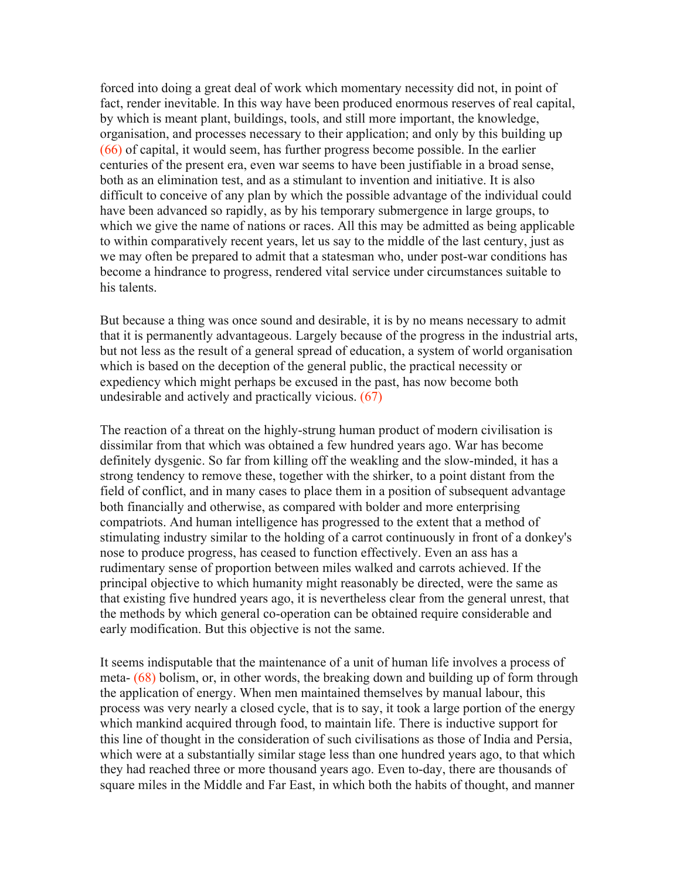forced into doing a great deal of work which momentary necessity did not, in point of fact, render inevitable. In this way have been produced enormous reserves of real capital, by which is meant plant, buildings, tools, and still more important, the knowledge, organisation, and processes necessary to their application; and only by this building up (66) of capital, it would seem, has further progress become possible. In the earlier centuries of the present era, even war seems to have been justifiable in a broad sense, both as an elimination test, and as a stimulant to invention and initiative. It is also difficult to conceive of any plan by which the possible advantage of the individual could have been advanced so rapidly, as by his temporary submergence in large groups, to which we give the name of nations or races. All this may be admitted as being applicable to within comparatively recent years, let us say to the middle of the last century, just as we may often be prepared to admit that a statesman who, under post-war conditions has become a hindrance to progress, rendered vital service under circumstances suitable to his talents.

But because a thing was once sound and desirable, it is by no means necessary to admit that it is permanently advantageous. Largely because of the progress in the industrial arts, but not less as the result of a general spread of education, a system of world organisation which is based on the deception of the general public, the practical necessity or expediency which might perhaps be excused in the past, has now become both undesirable and actively and practically vicious. (67)

The reaction of a threat on the highly-strung human product of modern civilisation is dissimilar from that which was obtained a few hundred years ago. War has become definitely dysgenic. So far from killing off the weakling and the slow-minded, it has a strong tendency to remove these, together with the shirker, to a point distant from the field of conflict, and in many cases to place them in a position of subsequent advantage both financially and otherwise, as compared with bolder and more enterprising compatriots. And human intelligence has progressed to the extent that a method of stimulating industry similar to the holding of a carrot continuously in front of a donkey's nose to produce progress, has ceased to function effectively. Even an ass has a rudimentary sense of proportion between miles walked and carrots achieved. If the principal objective to which humanity might reasonably be directed, were the same as that existing five hundred years ago, it is nevertheless clear from the general unrest, that the methods by which general co-operation can be obtained require considerable and early modification. But this objective is not the same.

It seems indisputable that the maintenance of a unit of human life involves a process of meta- (68) bolism, or, in other words, the breaking down and building up of form through the application of energy. When men maintained themselves by manual labour, this process was very nearly a closed cycle, that is to say, it took a large portion of the energy which mankind acquired through food, to maintain life. There is inductive support for this line of thought in the consideration of such civilisations as those of India and Persia, which were at a substantially similar stage less than one hundred years ago, to that which they had reached three or more thousand years ago. Even to-day, there are thousands of square miles in the Middle and Far East, in which both the habits of thought, and manner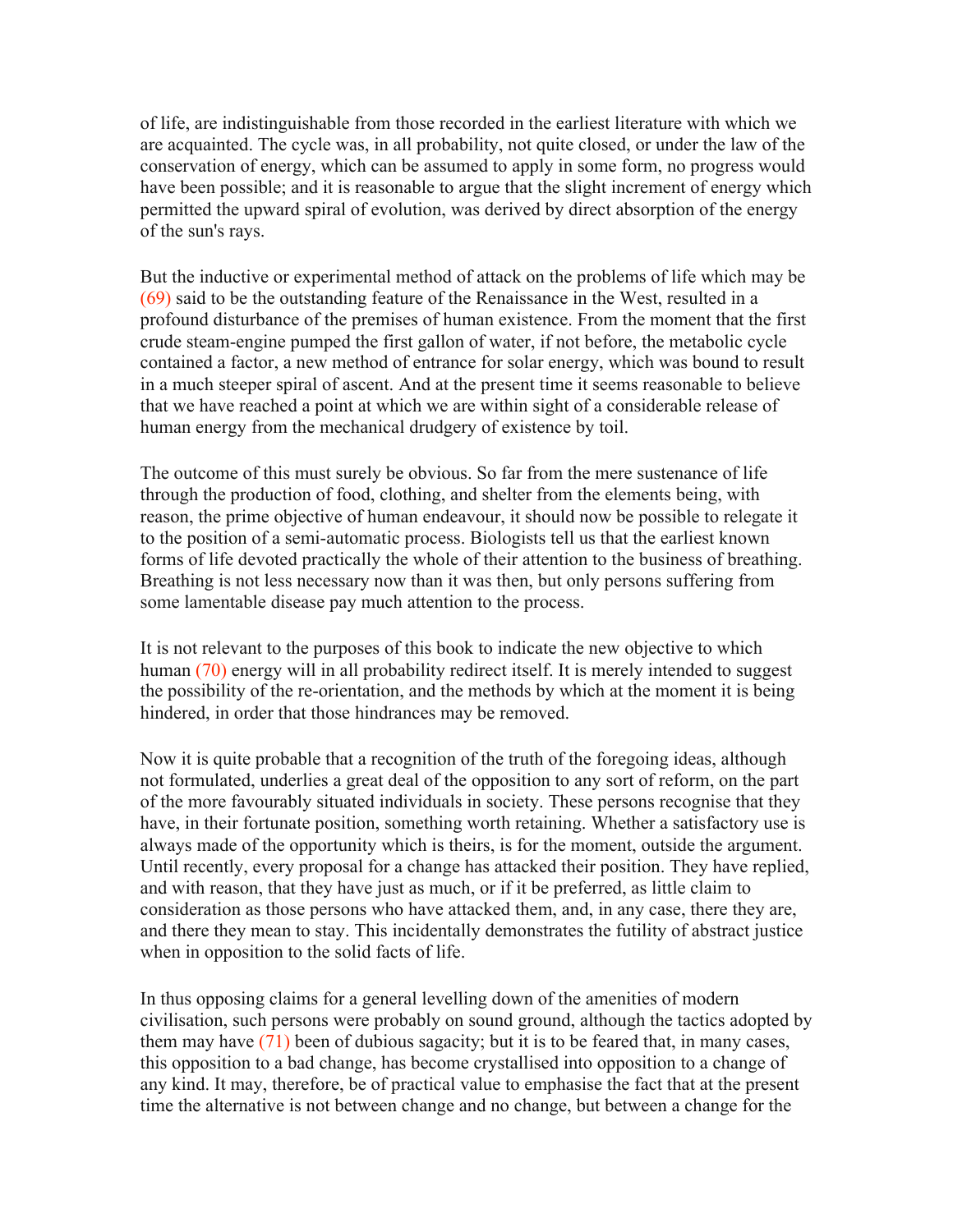of life, are indistinguishable from those recorded in the earliest literature with which we are acquainted. The cycle was, in all probability, not quite closed, or under the law of the conservation of energy, which can be assumed to apply in some form, no progress would have been possible; and it is reasonable to argue that the slight increment of energy which permitted the upward spiral of evolution, was derived by direct absorption of the energy of the sun's rays.

But the inductive or experimental method of attack on the problems of life which may be (69) said to be the outstanding feature of the Renaissance in the West, resulted in a profound disturbance of the premises of human existence. From the moment that the first crude steam-engine pumped the first gallon of water, if not before, the metabolic cycle contained a factor, a new method of entrance for solar energy, which was bound to result in a much steeper spiral of ascent. And at the present time it seems reasonable to believe that we have reached a point at which we are within sight of a considerable release of human energy from the mechanical drudgery of existence by toil.

The outcome of this must surely be obvious. So far from the mere sustenance of life through the production of food, clothing, and shelter from the elements being, with reason, the prime objective of human endeavour, it should now be possible to relegate it to the position of a semi-automatic process. Biologists tell us that the earliest known forms of life devoted practically the whole of their attention to the business of breathing. Breathing is not less necessary now than it was then, but only persons suffering from some lamentable disease pay much attention to the process.

It is not relevant to the purposes of this book to indicate the new objective to which human (70) energy will in all probability redirect itself. It is merely intended to suggest the possibility of the re-orientation, and the methods by which at the moment it is being hindered, in order that those hindrances may be removed.

Now it is quite probable that a recognition of the truth of the foregoing ideas, although not formulated, underlies a great deal of the opposition to any sort of reform, on the part of the more favourably situated individuals in society. These persons recognise that they have, in their fortunate position, something worth retaining. Whether a satisfactory use is always made of the opportunity which is theirs, is for the moment, outside the argument. Until recently, every proposal for a change has attacked their position. They have replied, and with reason, that they have just as much, or if it be preferred, as little claim to consideration as those persons who have attacked them, and, in any case, there they are, and there they mean to stay. This incidentally demonstrates the futility of abstract justice when in opposition to the solid facts of life.

In thus opposing claims for a general levelling down of the amenities of modern civilisation, such persons were probably on sound ground, although the tactics adopted by them may have (71) been of dubious sagacity; but it is to be feared that, in many cases, this opposition to a bad change, has become crystallised into opposition to a change of any kind. It may, therefore, be of practical value to emphasise the fact that at the present time the alternative is not between change and no change, but between a change for the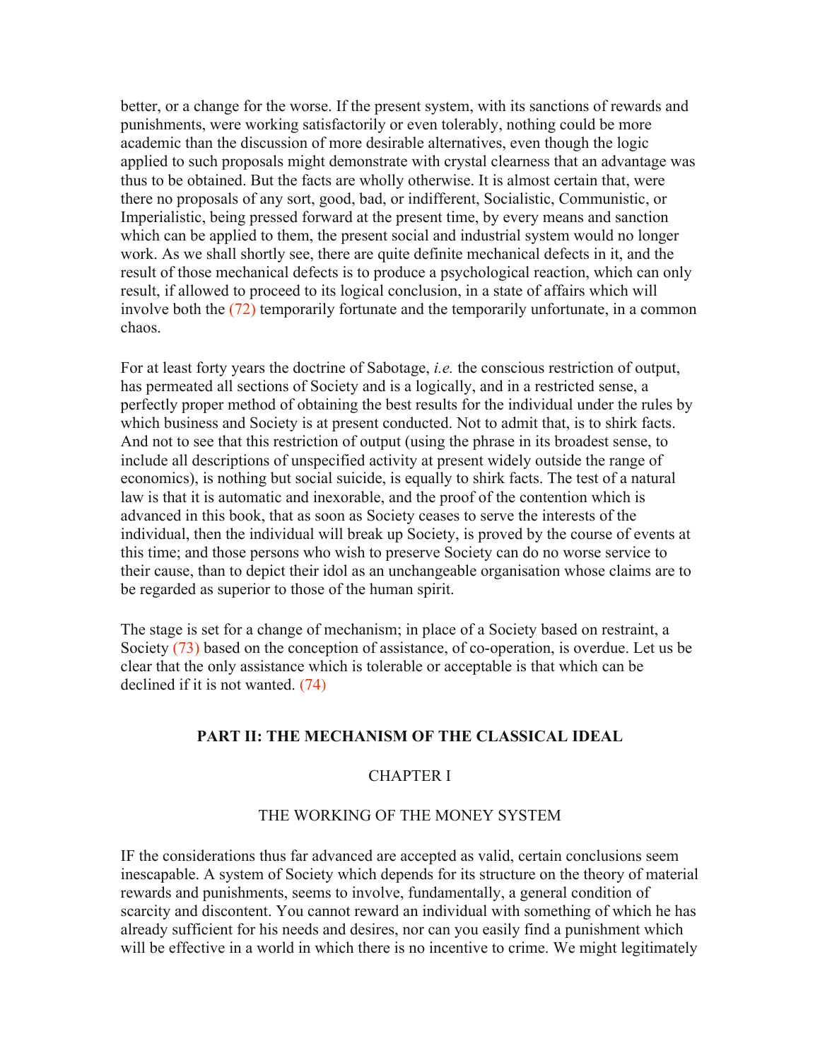better, or a change for the worse. If the present system, with its sanctions of rewards and punishments, were working satisfactorily or even tolerably, nothing could be more academic than the discussion of more desirable alternatives, even though the logic applied to such proposals might demonstrate with crystal clearness that an advantage was thus to be obtained. But the facts are wholly otherwise. It is almost certain that, were there no proposals of any sort, good, bad, or indifferent, Socialistic, Communistic, or Imperialistic, being pressed forward at the present time, by every means and sanction which can be applied to them, the present social and industrial system would no longer work. As we shall shortly see, there are quite definite mechanical defects in it, and the result of those mechanical defects is to produce a psychological reaction, which can only result, if allowed to proceed to its logical conclusion, in a state of affairs which will involve both the (72) temporarily fortunate and the temporarily unfortunate, in a common chaos.

For at least forty years the doctrine of Sabotage, *i.e.* the conscious restriction of output, has permeated all sections of Society and is a logically, and in a restricted sense, a perfectly proper method of obtaining the best results for the individual under the rules by which business and Society is at present conducted. Not to admit that, is to shirk facts. And not to see that this restriction of output (using the phrase in its broadest sense, to include all descriptions of unspecified activity at present widely outside the range of economics), is nothing but social suicide, is equally to shirk facts. The test of a natural law is that it is automatic and inexorable, and the proof of the contention which is advanced in this book, that as soon as Society ceases to serve the interests of the individual, then the individual will break up Society, is proved by the course of events at this time; and those persons who wish to preserve Society can do no worse service to their cause, than to depict their idol as an unchangeable organisation whose claims are to be regarded as superior to those of the human spirit.

The stage is set for a change of mechanism; in place of a Society based on restraint, a Society (73) based on the conception of assistance, of co-operation, is overdue. Let us be clear that the only assistance which is tolerable or acceptable is that which can be declined if it is not wanted. (74)

## PART II: THE MECHANISM OF THE CLASSICAL IDEAL

### CHAPTER I

### THE WORKING OF THE MONEY SYSTEM

IF the considerations thus far advanced are accepted as valid, certain conclusions seem inescapable. A system of Society which depends for its structure on the theory of material rewards and punishments, seems to involve, fundamentally, a general condition of scarcity and discontent. You cannot reward an individual with something of which he has already sufficient for his needs and desires, nor can you easily find a punishment which will be effective in a world in which there is no incentive to crime. We might legitimately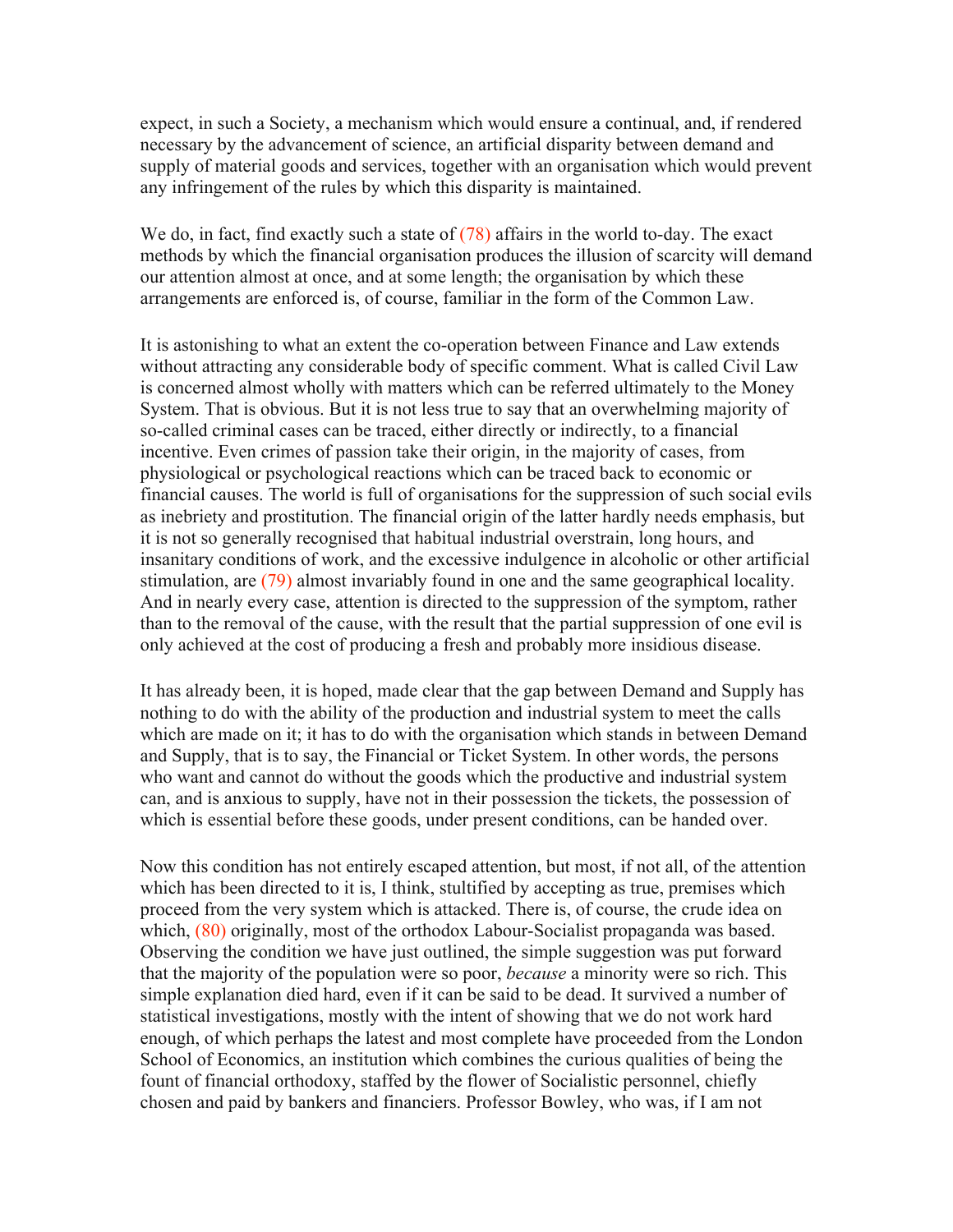expect, in such a Society, a mechanism which would ensure a continual, and, if rendered necessary by the advancement of science, an artificial disparity between demand and supply of material goods and services, together with an organisation which would prevent any infringement of the rules by which this disparity is maintained.

We do, in fact, find exactly such a state of (78) affairs in the world to-day. The exact methods by which the financial organisation produces the illusion of scarcity will demand our attention almost at once, and at some length; the organisation by which these arrangements are enforced is, of course, familiar in the form of the Common Law.

It is astonishing to what an extent the co-operation between Finance and Law extends without attracting any considerable body of specific comment. What is called Civil Law is concerned almost wholly with matters which can be referred ultimately to the Money System. That is obvious. But it is not less true to say that an overwhelming majority of so-called criminal cases can be traced, either directly or indirectly, to a financial incentive. Even crimes of passion take their origin, in the majority of cases, from physiological or psychological reactions which can be traced back to economic or financial causes. The world is full of organisations for the suppression of such social evils as inebriety and prostitution. The financial origin of the latter hardly needs emphasis, but it is not so generally recognised that habitual industrial overstrain, long hours, and insanitary conditions of work, and the excessive indulgence in alcoholic or other artificial stimulation, are (79) almost invariably found in one and the same geographical locality. And in nearly every case, attention is directed to the suppression of the symptom, rather than to the removal of the cause, with the result that the partial suppression of one evil is only achieved at the cost of producing a fresh and probably more insidious disease.

It has already been, it is hoped, made clear that the gap between Demand and Supply has nothing to do with the ability of the production and industrial system to meet the calls which are made on it; it has to do with the organisation which stands in between Demand and Supply, that is to say, the Financial or Ticket System. In other words, the persons who want and cannot do without the goods which the productive and industrial system can, and is anxious to supply, have not in their possession the tickets, the possession of which is essential before these goods, under present conditions, can be handed over.

Now this condition has not entirely escaped attention, but most, if not all, of the attention which has been directed to it is, I think, stultified by accepting as true, premises which proceed from the very system which is attacked. There is, of course, the crude idea on which, (80) originally, most of the orthodox Labour-Socialist propaganda was based. Observing the condition we have just outlined, the simple suggestion was put forward that the majority of the population were so poor, *because* a minority were so rich. This simple explanation died hard, even if it can be said to be dead. It survived a number of statistical investigations, mostly with the intent of showing that we do not work hard enough, of which perhaps the latest and most complete have proceeded from the London School of Economics, an institution which combines the curious qualities of being the fount of financial orthodoxy, staffed by the flower of Socialistic personnel, chiefly chosen and paid by bankers and financiers. Professor Bowley, who was, if I am not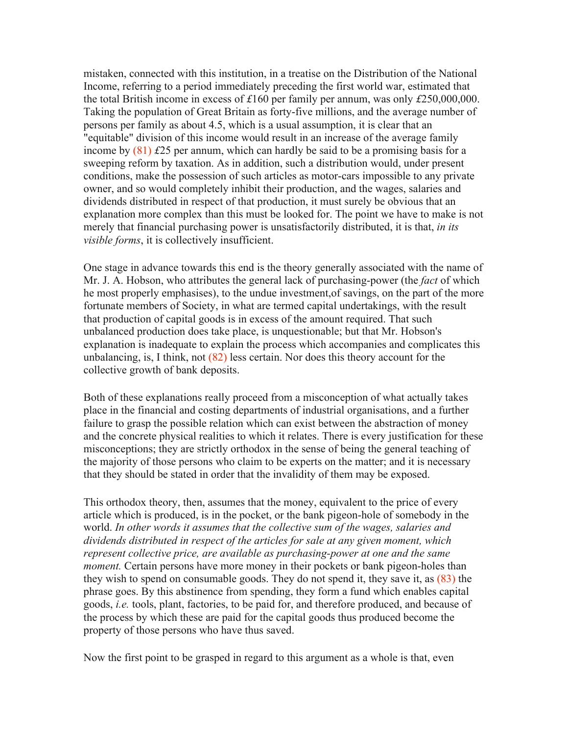mistaken, connected with this institution, in a treatise on the Distribution of the National Income, referring to a period immediately preceding the first world war, estimated that the total British income in excess of £160 per family per annum, was only £250,000,000. Taking the population of Great Britain as forty-five millions, and the average number of persons per family as about 4.5, which is a usual assumption, it is clear that an "equitable" division of this income would result in an increase of the average family income by (81) £25 per annum, which can hardly be said to be a promising basis for a sweeping reform by taxation. As in addition, such a distribution would, under present conditions, make the possession of such articles as motor-cars impossible to any private owner, and so would completely inhibit their production, and the wages, salaries and dividends distributed in respect of that production, it must surely be obvious that an explanation more complex than this must be looked for. The point we have to make is not merely that financial purchasing power is unsatisfactorily distributed, it is that, *in its visible forms*, it is collectively insufficient.

One stage in advance towards this end is the theory generally associated with the name of Mr. J. A. Hobson, who attributes the general lack of purchasing-power (the *fact* of which he most properly emphasises), to the undue investment,of savings, on the part of the more fortunate members of Society, in what are termed capital undertakings, with the result that production of capital goods is in excess of the amount required. That such unbalanced production does take place, is unquestionable; but that Mr. Hobson's explanation is inadequate to explain the process which accompanies and complicates this unbalancing, is, I think, not (82) less certain. Nor does this theory account for the collective growth of bank deposits.

Both of these explanations really proceed from a misconception of what actually takes place in the financial and costing departments of industrial organisations, and a further failure to grasp the possible relation which can exist between the abstraction of money and the concrete physical realities to which it relates. There is every justification for these misconceptions; they are strictly orthodox in the sense of being the general teaching of the majority of those persons who claim to be experts on the matter; and it is necessary that they should be stated in order that the invalidity of them may be exposed.

This orthodox theory, then, assumes that the money, equivalent to the price of every article which is produced, is in the pocket, or the bank pigeon-hole of somebody in the world. *In other words it assumes that the collective sum of the wages, salaries and dividends distributed in respect of the articles for sale at any given moment, which represent collective price, are available as purchasing-power at one and the same moment.* Certain persons have more money in their pockets or bank pigeon-holes than they wish to spend on consumable goods. They do not spend it, they save it, as (83) the phrase goes. By this abstinence from spending, they form a fund which enables capital goods, *i.e.* tools, plant, factories, to be paid for, and therefore produced, and because of the process by which these are paid for the capital goods thus produced become the property of those persons who have thus saved.

Now the first point to be grasped in regard to this argument as a whole is that, even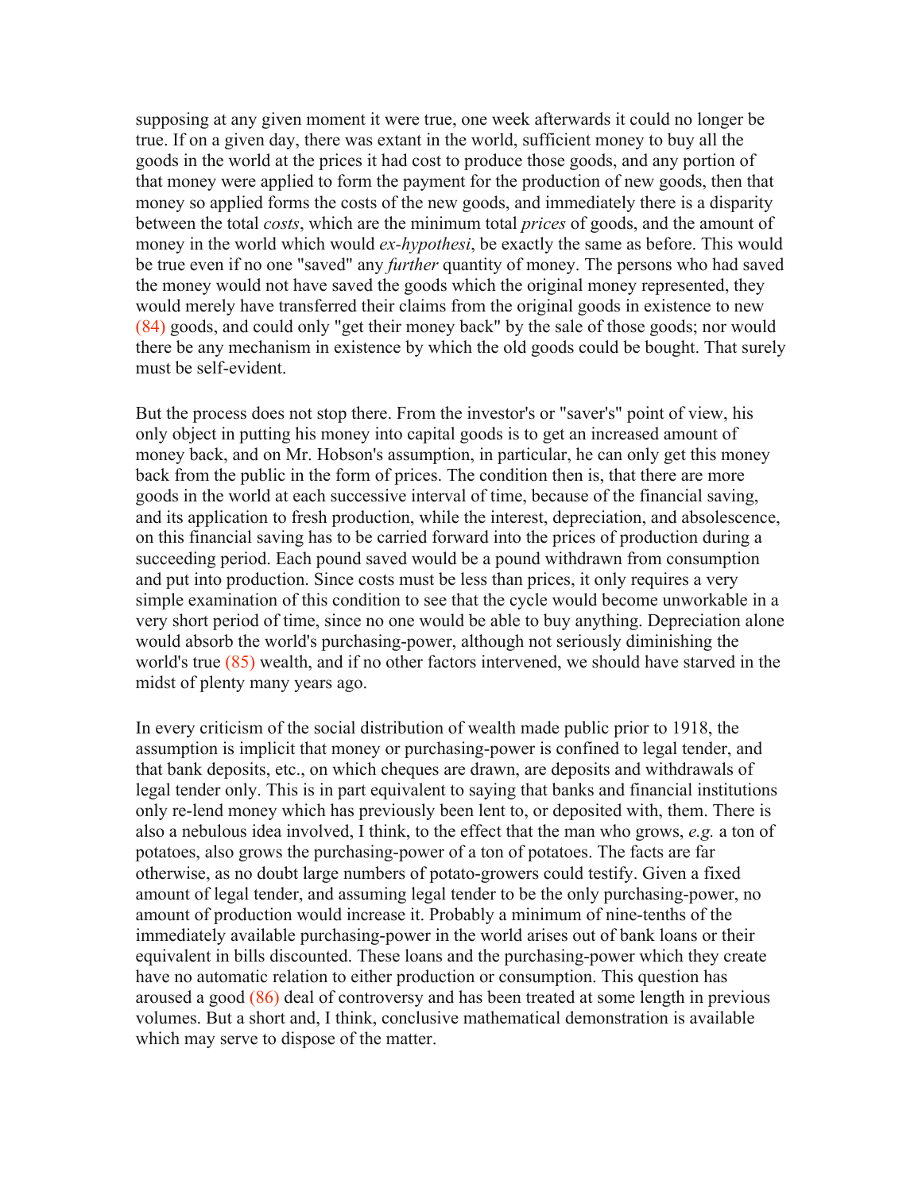supposing at any given moment it were true, one week afterwards it could no longer be true. If on a given day, there was extant in the world, sufficient money to buy all the goods in the world at the prices it had cost to produce those goods, and any portion of that money were applied to form the payment for the production of new goods, then that money so applied forms the costs of the new goods, and immediately there is a disparity between the total *costs*, which are the minimum total *prices* of goods, and the amount of money in the world which would *ex-hypothesi*, be exactly the same as before. This would be true even if no one "saved" any *further* quantity of money. The persons who had saved the money would not have saved the goods which the original money represented, they would merely have transferred their claims from the original goods in existence to new (84) goods, and could only "get their money back" by the sale of those goods; nor would there be any mechanism in existence by which the old goods could be bought. That surely must be self-evident.

But the process does not stop there. From the investor's or "saver's" point of view, his only object in putting his money into capital goods is to get an increased amount of money back, and on Mr. Hobson's assumption, in particular, he can only get this money back from the public in the form of prices. The condition then is, that there are more goods in the world at each successive interval of time, because of the financial saving, and its application to fresh production, while the interest, depreciation, and absolescence, on this financial saving has to be carried forward into the prices of production during a succeeding period. Each pound saved would be a pound withdrawn from consumption and put into production. Since costs must be less than prices, it only requires a very simple examination of this condition to see that the cycle would become unworkable in a very short period of time, since no one would be able to buy anything. Depreciation alone would absorb the world's purchasing-power, although not seriously diminishing the world's true (85) wealth, and if no other factors intervened, we should have starved in the midst of plenty many years ago.

In every criticism of the social distribution of wealth made public prior to 1918, the assumption is implicit that money or purchasing-power is confined to legal tender, and that bank deposits, etc., on which cheques are drawn, are deposits and withdrawals of legal tender only. This is in part equivalent to saying that banks and financial institutions only re-lend money which has previously been lent to, or deposited with, them. There is also a nebulous idea involved, I think, to the effect that the man who grows, *e.g.* a ton of potatoes, also grows the purchasing-power of a ton of potatoes. The facts are far otherwise, as no doubt large numbers of potato-growers could testify. Given a fixed amount of legal tender, and assuming legal tender to be the only purchasing-power, no amount of production would increase it. Probably a minimum of nine-tenths of the immediately available purchasing-power in the world arises out of bank loans or their equivalent in bills discounted. These loans and the purchasing-power which they create have no automatic relation to either production or consumption. This question has aroused a good (86) deal of controversy and has been treated at some length in previous volumes. But a short and, I think, conclusive mathematical demonstration is available which may serve to dispose of the matter.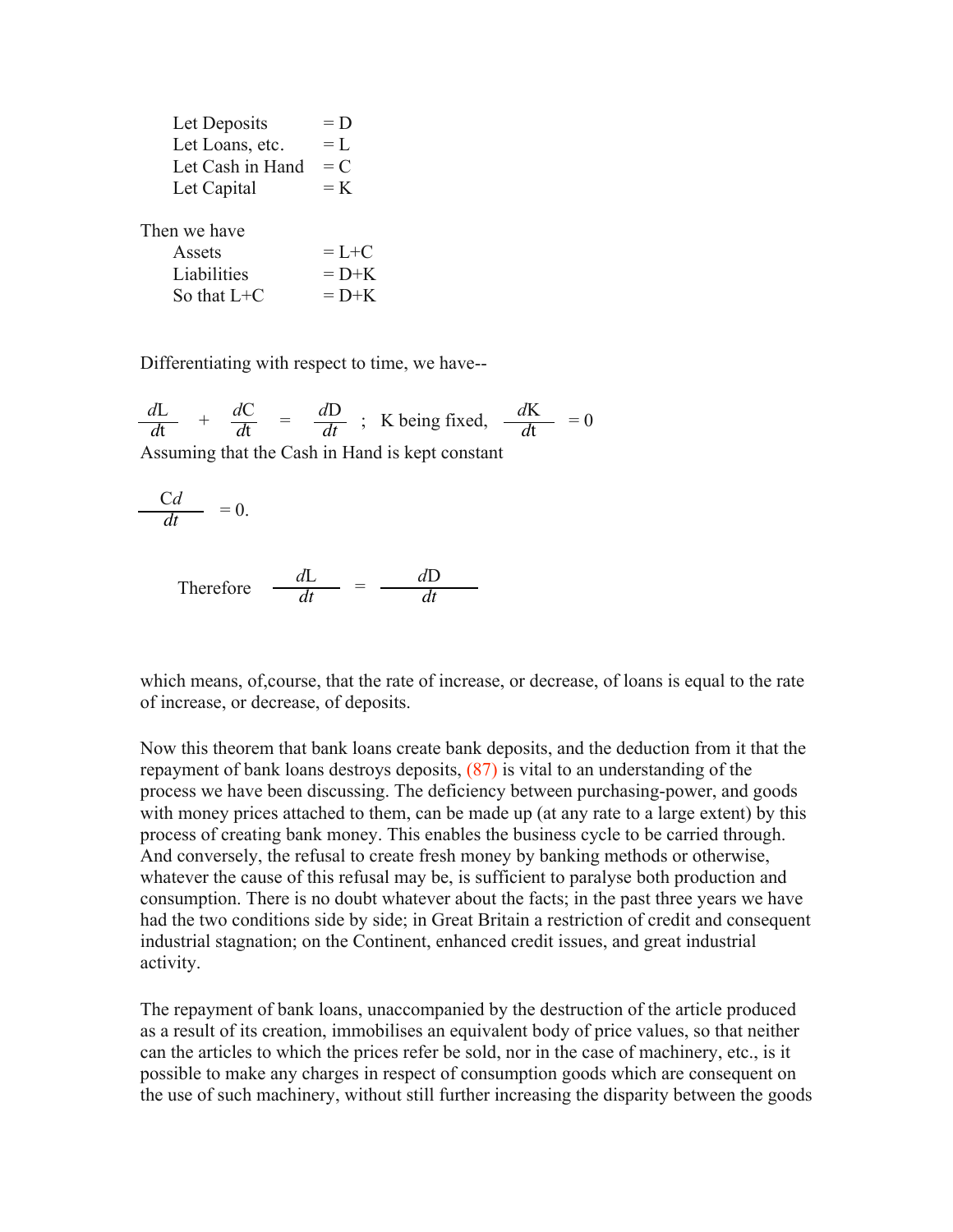Let Deposits = D
Let Loans, etc. = L
Let Cash in Hand = C
Let Capital = K

Then we have
Assets = L+C
Liabilities = D+K
So that L+C = D+K

Differentiating with respect to time, we have--

$$\frac{dL}{dt} + \frac{dC}{dt} = \frac{dD}{dt} \; ; \text{ K being fixed, } \frac{dK}{dt} = 0$$

Assuming that the Cash in Hand is kept constant

$$\frac{Cd}{dt} = 0.$$

$$\text{Therefore } \frac{dL}{dt} = \frac{dD}{dt}$$

which means, of,course, that the rate of increase, or decrease, of loans is equal to the rate of increase, or decrease, of deposits.

Now this theorem that bank loans create bank deposits, and the deduction from it that the repayment of bank loans destroys deposits, (87) is vital to an understanding of the process we have been discussing. The deficiency between purchasing-power, and goods with money prices attached to them, can be made up (at any rate to a large extent) by this process of creating bank money. This enables the business cycle to be carried through. And conversely, the refusal to create fresh money by banking methods or otherwise, whatever the cause of this refusal may be, is sufficient to paralyse both production and consumption. There is no doubt whatever about the facts; in the past three years we have had the two conditions side by side; in Great Britain a restriction of credit and consequent industrial stagnation; on the Continent, enhanced credit issues, and great industrial activity.

The repayment of bank loans, unaccompanied by the destruction of the article produced as a result of its creation, immobilises an equivalent body of price values, so that neither can the articles to which the prices refer be sold, nor in the case of machinery, etc., is it possible to make any charges in respect of consumption goods which are consequent on the use of such machinery, without still further increasing the disparity between the goods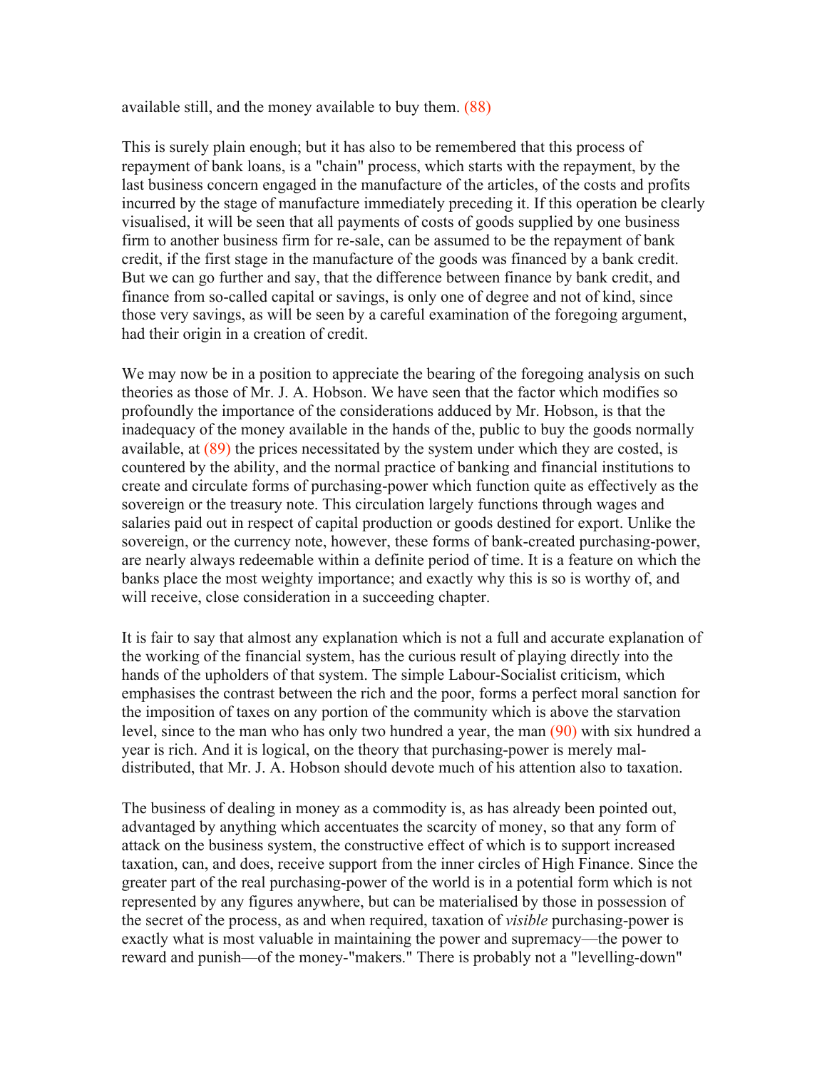available still, and the money available to buy them. (88)

This is surely plain enough; but it has also to be remembered that this process of repayment of bank loans, is a "chain" process, which starts with the repayment, by the last business concern engaged in the manufacture of the articles, of the costs and profits incurred by the stage of manufacture immediately preceding it. If this operation be clearly visualised, it will be seen that all payments of costs of goods supplied by one business firm to another business firm for re-sale, can be assumed to be the repayment of bank credit, if the first stage in the manufacture of the goods was financed by a bank credit. But we can go further and say, that the difference between finance by bank credit, and finance from so-called capital or savings, is only one of degree and not of kind, since those very savings, as will be seen by a careful examination of the foregoing argument, had their origin in a creation of credit.

We may now be in a position to appreciate the bearing of the foregoing analysis on such theories as those of Mr. J. A. Hobson. We have seen that the factor which modifies so profoundly the importance of the considerations adduced by Mr. Hobson, is that the inadequacy of the money available in the hands of the, public to buy the goods normally available, at (89) the prices necessitated by the system under which they are costed, is countered by the ability, and the normal practice of banking and financial institutions to create and circulate forms of purchasing-power which function quite as effectively as the sovereign or the treasury note. This circulation largely functions through wages and salaries paid out in respect of capital production or goods destined for export. Unlike the sovereign, or the currency note, however, these forms of bank-created purchasing-power, are nearly always redeemable within a definite period of time. It is a feature on which the banks place the most weighty importance; and exactly why this is so is worthy of, and will receive, close consideration in a succeeding chapter.

It is fair to say that almost any explanation which is not a full and accurate explanation of the working of the financial system, has the curious result of playing directly into the hands of the upholders of that system. The simple Labour-Socialist criticism, which emphasises the contrast between the rich and the poor, forms a perfect moral sanction for the imposition of taxes on any portion of the community which is above the starvation level, since to the man who has only two hundred a year, the man (90) with six hundred a year is rich. And it is logical, on the theory that purchasing-power is merely mal-distributed, that Mr. J. A. Hobson should devote much of his attention also to taxation.

The business of dealing in money as a commodity is, as has already been pointed out, advantaged by anything which accentuates the scarcity of money, so that any form of attack on the business system, the constructive effect of which is to support increased taxation, can, and does, receive support from the inner circles of High Finance. Since the greater part of the real purchasing-power of the world is in a potential form which is not represented by any figures anywhere, but can be materialised by those in possession of the secret of the process, as and when required, taxation of *visible* purchasing-power is exactly what is most valuable in maintaining the power and supremacy—the power to reward and punish—of the money-"makers." There is probably not a "levelling-down"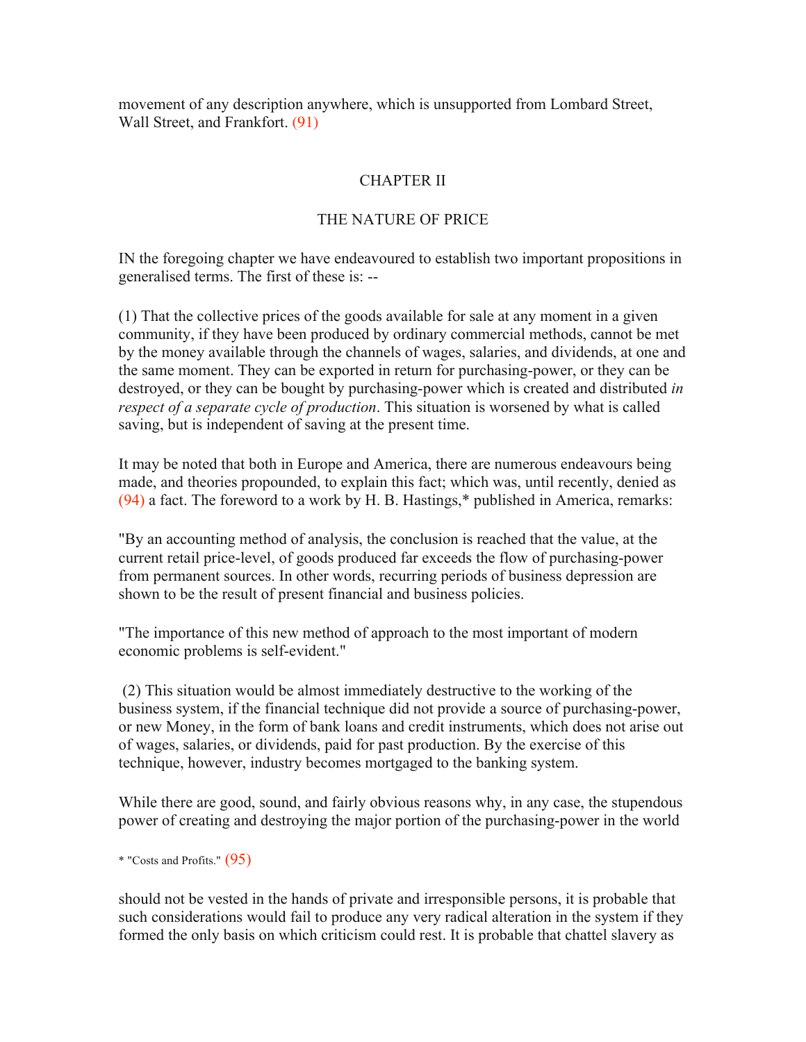movement of any description anywhere, which is unsupported from Lombard Street, Wall Street, and Frankfort. (91)

## CHAPTER II

## THE NATURE OF PRICE

IN the foregoing chapter we have endeavoured to establish two important propositions in generalised terms. The first of these is: --

(1) That the collective prices of the goods available for sale at any moment in a given community, if they have been produced by ordinary commercial methods, cannot be met by the money available through the channels of wages, salaries, and dividends, at one and the same moment. They can be exported in return for purchasing-power, or they can be destroyed, or they can be bought by purchasing-power which is created and distributed *in respect of a separate cycle of production*. This situation is worsened by what is called saving, but is independent of saving at the present time.

It may be noted that both in Europe and America, there are numerous endeavours being made, and theories propounded, to explain this fact; which was, until recently, denied as (94) a fact. The foreword to a work by H. B. Hastings,* published in America, remarks:

"By an accounting method of analysis, the conclusion is reached that the value, at the current retail price-level, of goods produced far exceeds the flow of purchasing-power from permanent sources. In other words, recurring periods of business depression are shown to be the result of present financial and business policies.

"The importance of this new method of approach to the most important of modern economic problems is self-evident."

(2) This situation would be almost immediately destructive to the working of the business system, if the financial technique did not provide a source of purchasing-power, or new Money, in the form of bank loans and credit instruments, which does not arise out of wages, salaries, or dividends, paid for past production. By the exercise of this technique, however, industry becomes mortgaged to the banking system.

While there are good, sound, and fairly obvious reasons why, in any case, the stupendous power of creating and destroying the major portion of the purchasing-power in the world

* "Costs and Profits." (95)

should not be vested in the hands of private and irresponsible persons, it is probable that such considerations would fail to produce any very radical alteration in the system if they formed the only basis on which criticism could rest. It is probable that chattel slavery as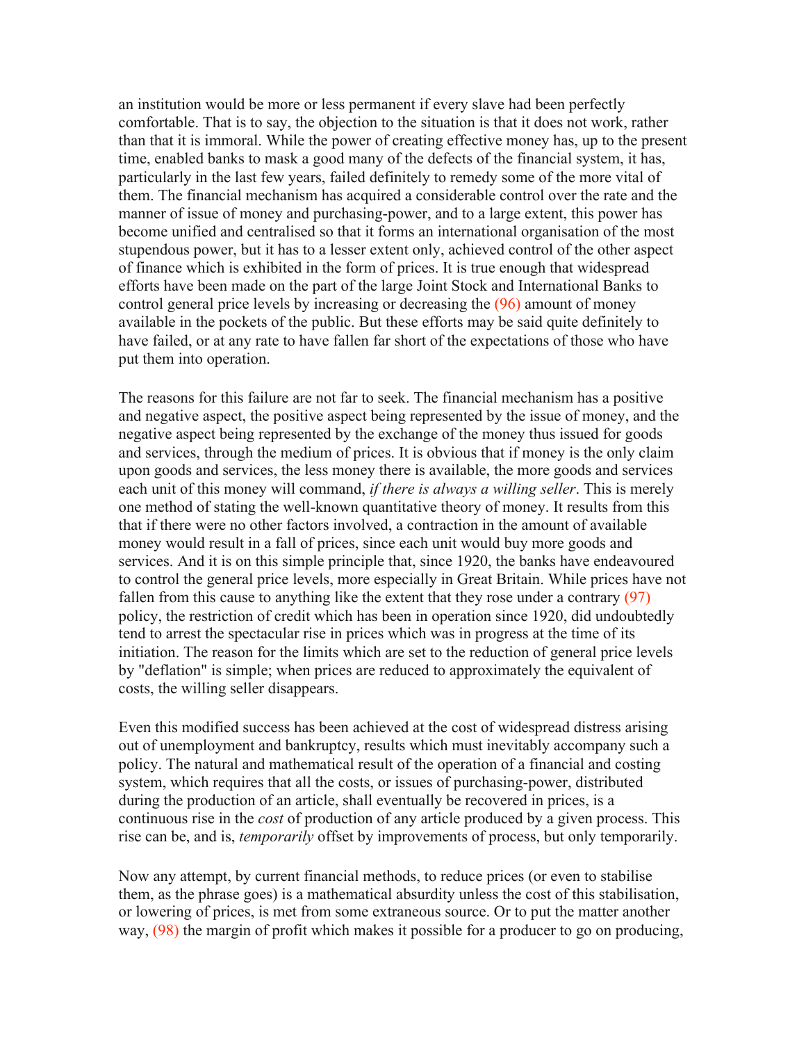an institution would be more or less permanent if every slave had been perfectly comfortable. That is to say, the objection to the situation is that it does not work, rather than that it is immoral. While the power of creating effective money has, up to the present time, enabled banks to mask a good many of the defects of the financial system, it has, particularly in the last few years, failed definitely to remedy some of the more vital of them. The financial mechanism has acquired a considerable control over the rate and the manner of issue of money and purchasing-power, and to a large extent, this power has become unified and centralised so that it forms an international organisation of the most stupendous power, but it has to a lesser extent only, achieved control of the other aspect of finance which is exhibited in the form of prices. It is true enough that widespread efforts have been made on the part of the large Joint Stock and International Banks to control general price levels by increasing or decreasing the (96) amount of money available in the pockets of the public. But these efforts may be said quite definitely to have failed, or at any rate to have fallen far short of the expectations of those who have put them into operation.

The reasons for this failure are not far to seek. The financial mechanism has a positive and negative aspect, the positive aspect being represented by the issue of money, and the negative aspect being represented by the exchange of the money thus issued for goods and services, through the medium of prices. It is obvious that if money is the only claim upon goods and services, the less money there is available, the more goods and services each unit of this money will command, *if there is always a willing seller*. This is merely one method of stating the well-known quantitative theory of money. It results from this that if there were no other factors involved, a contraction in the amount of available money would result in a fall of prices, since each unit would buy more goods and services. And it is on this simple principle that, since 1920, the banks have endeavoured to control the general price levels, more especially in Great Britain. While prices have not fallen from this cause to anything like the extent that they rose under a contrary (97) policy, the restriction of credit which has been in operation since 1920, did undoubtedly tend to arrest the spectacular rise in prices which was in progress at the time of its initiation. The reason for the limits which are set to the reduction of general price levels by "deflation" is simple; when prices are reduced to approximately the equivalent of costs, the willing seller disappears.

Even this modified success has been achieved at the cost of widespread distress arising out of unemployment and bankruptcy, results which must inevitably accompany such a policy. The natural and mathematical result of the operation of a financial and costing system, which requires that all the costs, or issues of purchasing-power, distributed during the production of an article, shall eventually be recovered in prices, is a continuous rise in the *cost* of production of any article produced by a given process. This rise can be, and is, *temporarily* offset by improvements of process, but only temporarily.

Now any attempt, by current financial methods, to reduce prices (or even to stabilise them, as the phrase goes) is a mathematical absurdity unless the cost of this stabilisation, or lowering of prices, is met from some extraneous source. Or to put the matter another way, (98) the margin of profit which makes it possible for a producer to go on producing,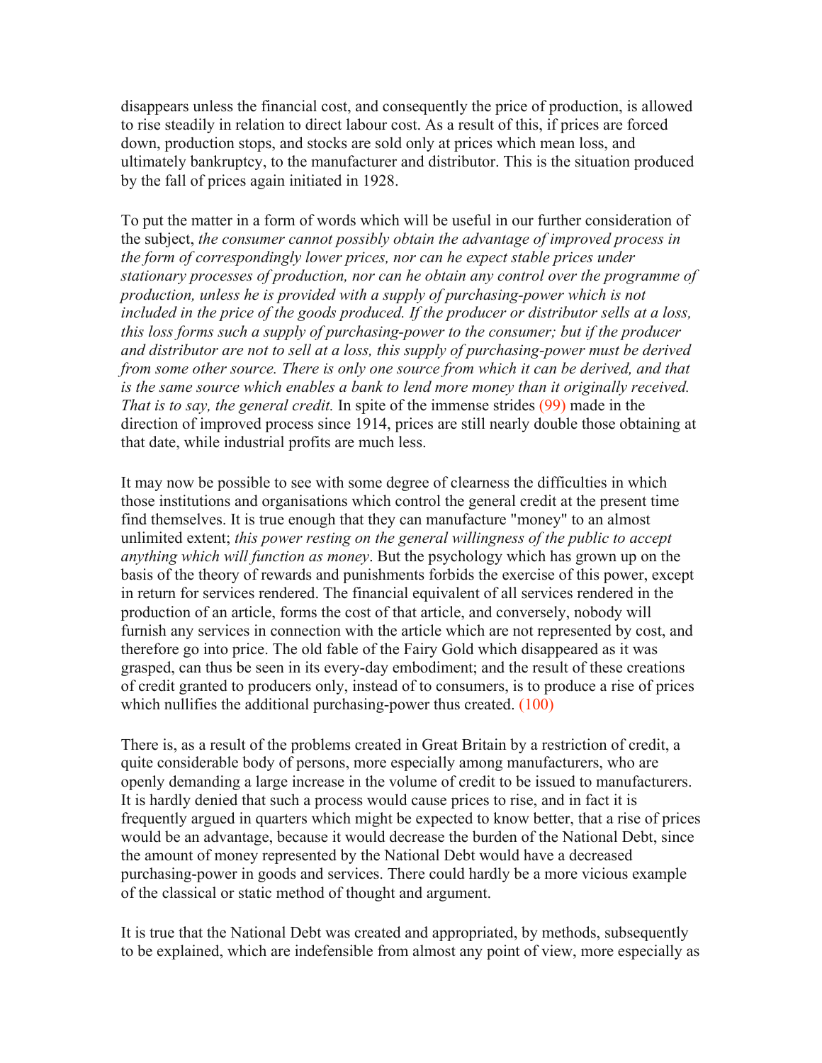disappears unless the financial cost, and consequently the price of production, is allowed to rise steadily in relation to direct labour cost. As a result of this, if prices are forced down, production stops, and stocks are sold only at prices which mean loss, and ultimately bankruptcy, to the manufacturer and distributor. This is the situation produced by the fall of prices again initiated in 1928.

To put the matter in a form of words which will be useful in our further consideration of the subject, *the consumer cannot possibly obtain the advantage of improved process in the form of correspondingly lower prices, nor can he expect stable prices under stationary processes of production, nor can he obtain any control over the programme of production, unless he is provided with a supply of purchasing-power which is not included in the price of the goods produced. If the producer or distributor sells at a loss, this loss forms such a supply of purchasing-power to the consumer; but if the producer and distributor are not to sell at a loss, this supply of purchasing-power must be derived from some other source. There is only one source from which it can be derived, and that is the same source which enables a bank to lend more money than it originally received. That is to say, the general credit.* In spite of the immense strides (99) made in the direction of improved process since 1914, prices are still nearly double those obtaining at that date, while industrial profits are much less.

It may now be possible to see with some degree of clearness the difficulties in which those institutions and organisations which control the general credit at the present time find themselves. It is true enough that they can manufacture "money" to an almost unlimited extent; *this power resting on the general willingness of the public to accept anything which will function as money*. But the psychology which has grown up on the basis of the theory of rewards and punishments forbids the exercise of this power, except in return for services rendered. The financial equivalent of all services rendered in the production of an article, forms the cost of that article, and conversely, nobody will furnish any services in connection with the article which are not represented by cost, and therefore go into price. The old fable of the Fairy Gold which disappeared as it was grasped, can thus be seen in its every-day embodiment; and the result of these creations of credit granted to producers only, instead of to consumers, is to produce a rise of prices which nullifies the additional purchasing-power thus created. (100)

There is, as a result of the problems created in Great Britain by a restriction of credit, a quite considerable body of persons, more especially among manufacturers, who are openly demanding a large increase in the volume of credit to be issued to manufacturers. It is hardly denied that such a process would cause prices to rise, and in fact it is frequently argued in quarters which might be expected to know better, that a rise of prices would be an advantage, because it would decrease the burden of the National Debt, since the amount of money represented by the National Debt would have a decreased purchasing-power in goods and services. There could hardly be a more vicious example of the classical or static method of thought and argument.

It is true that the National Debt was created and appropriated, by methods, subsequently to be explained, which are indefensible from almost any point of view, more especially as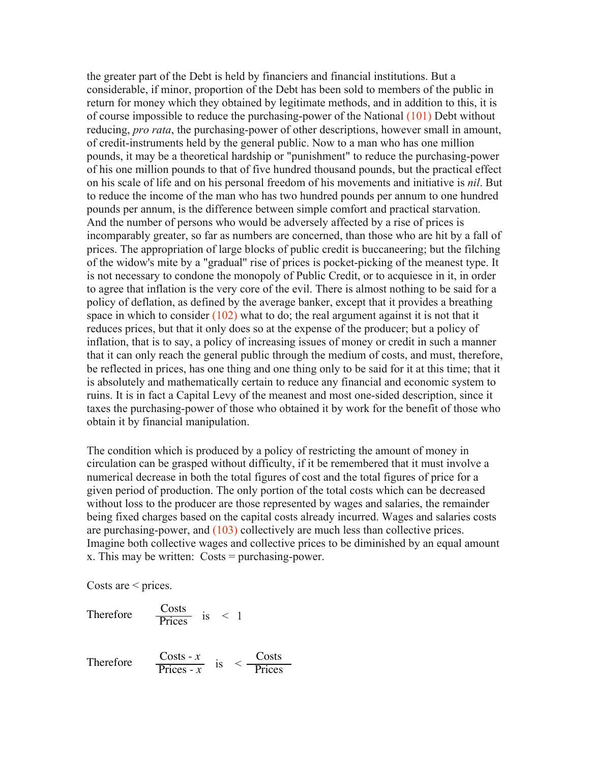the greater part of the Debt is held by financiers and financial institutions. But a considerable, if minor, proportion of the Debt has been sold to members of the public in return for money which they obtained by legitimate methods, and in addition to this, it is of course impossible to reduce the purchasing-power of the National (101) Debt without reducing, *pro rata*, the purchasing-power of other descriptions, however small in amount, of credit-instruments held by the general public. Now to a man who has one million pounds, it may be a theoretical hardship or "punishment" to reduce the purchasing-power of his one million pounds to that of five hundred thousand pounds, but the practical effect on his scale of life and on his personal freedom of his movements and initiative is *nil*. But to reduce the income of the man who has two hundred pounds per annum to one hundred pounds per annum, is the difference between simple comfort and practical starvation. And the number of persons who would be adversely affected by a rise of prices is incomparably greater, so far as numbers are concerned, than those who are hit by a fall of prices. The appropriation of large blocks of public credit is buccaneering; but the filching of the widow's mite by a "gradual" rise of prices is pocket-picking of the meanest type. It is not necessary to condone the monopoly of Public Credit, or to acquiesce in it, in order to agree that inflation is the very core of the evil. There is almost nothing to be said for a policy of deflation, as defined by the average banker, except that it provides a breathing space in which to consider (102) what to do; the real argument against it is not that it reduces prices, but that it only does so at the expense of the producer; but a policy of inflation, that is to say, a policy of increasing issues of money or credit in such a manner that it can only reach the general public through the medium of costs, and must, therefore, be reflected in prices, has one thing and one thing only to be said for it at this time; that it is absolutely and mathematically certain to reduce any financial and economic system to ruins. It is in fact a Capital Levy of the meanest and most one-sided description, since it taxes the purchasing-power of those who obtained it by work for the benefit of those who obtain it by financial manipulation.

The condition which is produced by a policy of restricting the amount of money in circulation can be grasped without difficulty, if it be remembered that it must involve a numerical decrease in both the total figures of cost and the total figures of price for a given period of production. The only portion of the total costs which can be decreased without loss to the producer are those represented by wages and salaries, the remainder being fixed charges based on the capital costs already incurred. Wages and salaries costs are purchasing-power, and (103) collectively are much less than collective prices. Imagine both collective wages and collective prices to be diminished by an equal amount x. This may be written: Costs = purchasing-power.

Costs are < prices.

Therefore $\frac{\text{Costs}}{\text{Prices}}$ is $< 1$

Therefore $\frac{\text{Costs} - x}{\text{Prices} - x}$ is $< \frac{\text{Costs}}{\text{Prices}}$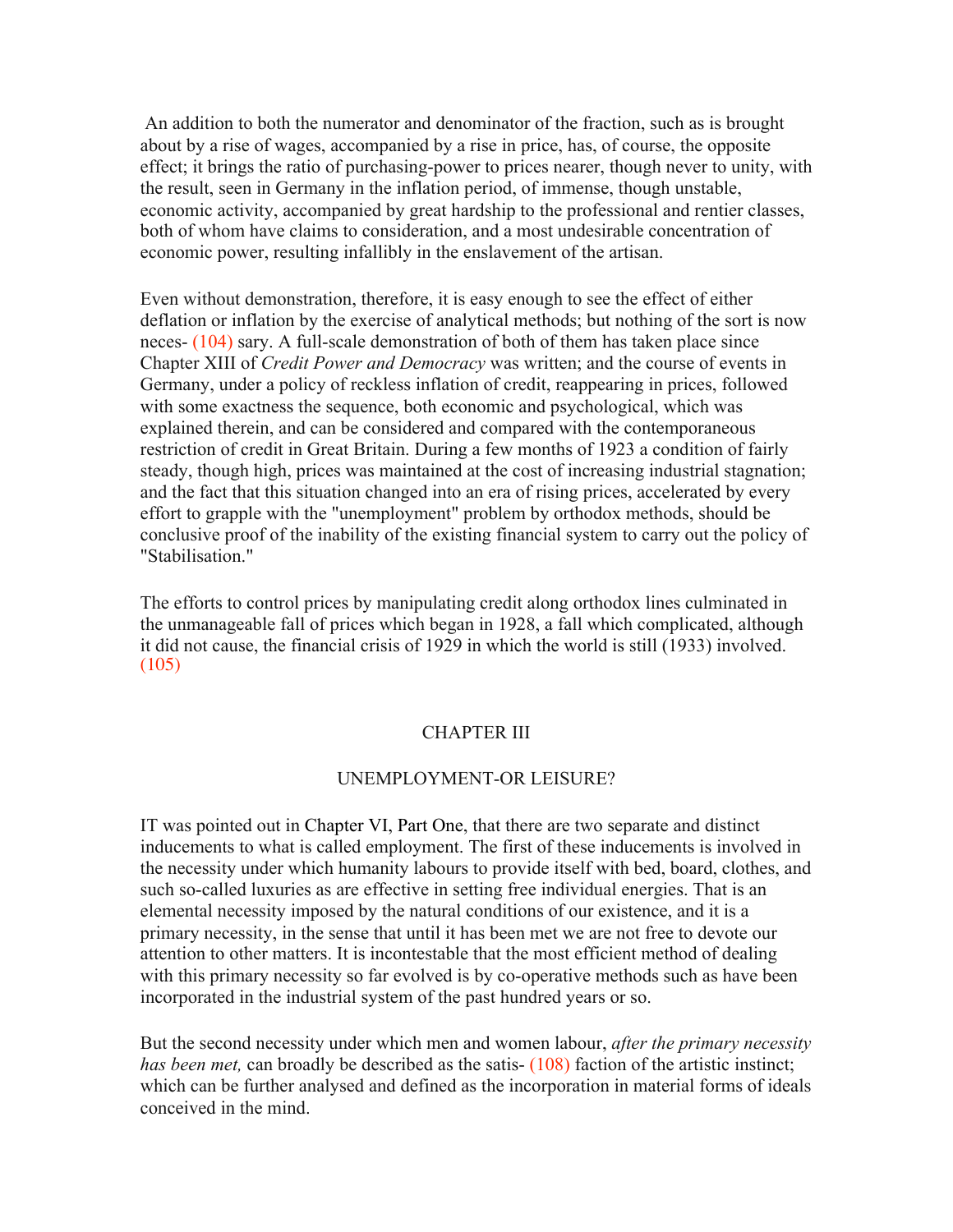An addition to both the numerator and denominator of the fraction, such as is brought about by a rise of wages, accompanied by a rise in price, has, of course, the opposite effect; it brings the ratio of purchasing-power to prices nearer, though never to unity, with the result, seen in Germany in the inflation period, of immense, though unstable, economic activity, accompanied by great hardship to the professional and rentier classes, both of whom have claims to consideration, and a most undesirable concentration of economic power, resulting infallibly in the enslavement of the artisan.

Even without demonstration, therefore, it is easy enough to see the effect of either deflation or inflation by the exercise of analytical methods; but nothing of the sort is now neces- (104) sary. A full-scale demonstration of both of them has taken place since Chapter XIII of *Credit Power and Democracy* was written; and the course of events in Germany, under a policy of reckless inflation of credit, reappearing in prices, followed with some exactness the sequence, both economic and psychological, which was explained therein, and can be considered and compared with the contemporaneous restriction of credit in Great Britain. During a few months of 1923 a condition of fairly steady, though high, prices was maintained at the cost of increasing industrial stagnation; and the fact that this situation changed into an era of rising prices, accelerated by every effort to grapple with the "unemployment" problem by orthodox methods, should be conclusive proof of the inability of the existing financial system to carry out the policy of "Stabilisation."

The efforts to control prices by manipulating credit along orthodox lines culminated in the unmanageable fall of prices which began in 1928, a fall which complicated, although it did not cause, the financial crisis of 1929 in which the world is still (1933) involved. (105)

## CHAPTER III

### UNEMPLOYMENT-OR LEISURE?

IT was pointed out in Chapter VI, Part One, that there are two separate and distinct inducements to what is called employment. The first of these inducements is involved in the necessity under which humanity labours to provide itself with bed, board, clothes, and such so-called luxuries as are effective in setting free individual energies. That is an elemental necessity imposed by the natural conditions of our existence, and it is a primary necessity, in the sense that until it has been met we are not free to devote our attention to other matters. It is incontestable that the most efficient method of dealing with this primary necessity so far evolved is by co-operative methods such as have been incorporated in the industrial system of the past hundred years or so.

But the second necessity under which men and women labour, *after the primary necessity has been met,* can broadly be described as the satis- (108) faction of the artistic instinct; which can be further analysed and defined as the incorporation in material forms of ideals conceived in the mind.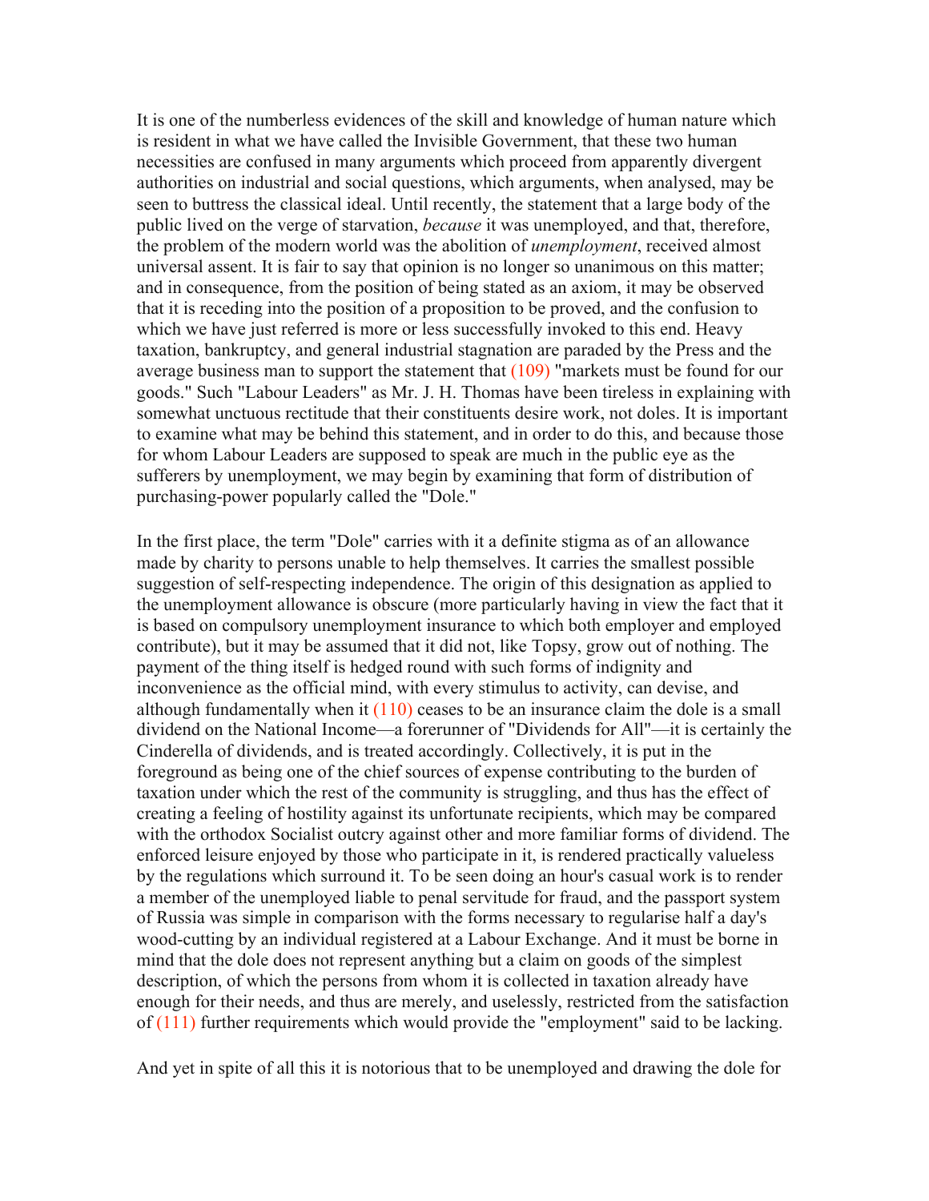It is one of the numberless evidences of the skill and knowledge of human nature which is resident in what we have called the Invisible Government, that these two human necessities are confused in many arguments which proceed from apparently divergent authorities on industrial and social questions, which arguments, when analysed, may be seen to buttress the classical ideal. Until recently, the statement that a large body of the public lived on the verge of starvation, *because* it was unemployed, and that, therefore, the problem of the modern world was the abolition of *unemployment*, received almost universal assent. It is fair to say that opinion is no longer so unanimous on this matter; and in consequence, from the position of being stated as an axiom, it may be observed that it is receding into the position of a proposition to be proved, and the confusion to which we have just referred is more or less successfully invoked to this end. Heavy taxation, bankruptcy, and general industrial stagnation are paraded by the Press and the average business man to support the statement that (109) "markets must be found for our goods." Such "Labour Leaders" as Mr. J. H. Thomas have been tireless in explaining with somewhat unctuous rectitude that their constituents desire work, not doles. It is important to examine what may be behind this statement, and in order to do this, and because those for whom Labour Leaders are supposed to speak are much in the public eye as the sufferers by unemployment, we may begin by examining that form of distribution of purchasing-power popularly called the "Dole."

In the first place, the term "Dole" carries with it a definite stigma as of an allowance made by charity to persons unable to help themselves. It carries the smallest possible suggestion of self-respecting independence. The origin of this designation as applied to the unemployment allowance is obscure (more particularly having in view the fact that it is based on compulsory unemployment insurance to which both employer and employed contribute), but it may be assumed that it did not, like Topsy, grow out of nothing. The payment of the thing itself is hedged round with such forms of indignity and inconvenience as the official mind, with every stimulus to activity, can devise, and although fundamentally when it (110) ceases to be an insurance claim the dole is a small dividend on the National Income—a forerunner of "Dividends for All"—it is certainly the Cinderella of dividends, and is treated accordingly. Collectively, it is put in the foreground as being one of the chief sources of expense contributing to the burden of taxation under which the rest of the community is struggling, and thus has the effect of creating a feeling of hostility against its unfortunate recipients, which may be compared with the orthodox Socialist outcry against other and more familiar forms of dividend. The enforced leisure enjoyed by those who participate in it, is rendered practically valueless by the regulations which surround it. To be seen doing an hour's casual work is to render a member of the unemployed liable to penal servitude for fraud, and the passport system of Russia was simple in comparison with the forms necessary to regularise half a day's wood-cutting by an individual registered at a Labour Exchange. And it must be borne in mind that the dole does not represent anything but a claim on goods of the simplest description, of which the persons from whom it is collected in taxation already have enough for their needs, and thus are merely, and uselessly, restricted from the satisfaction of (111) further requirements which would provide the "employment" said to be lacking.

And yet in spite of all this it is notorious that to be unemployed and drawing the dole for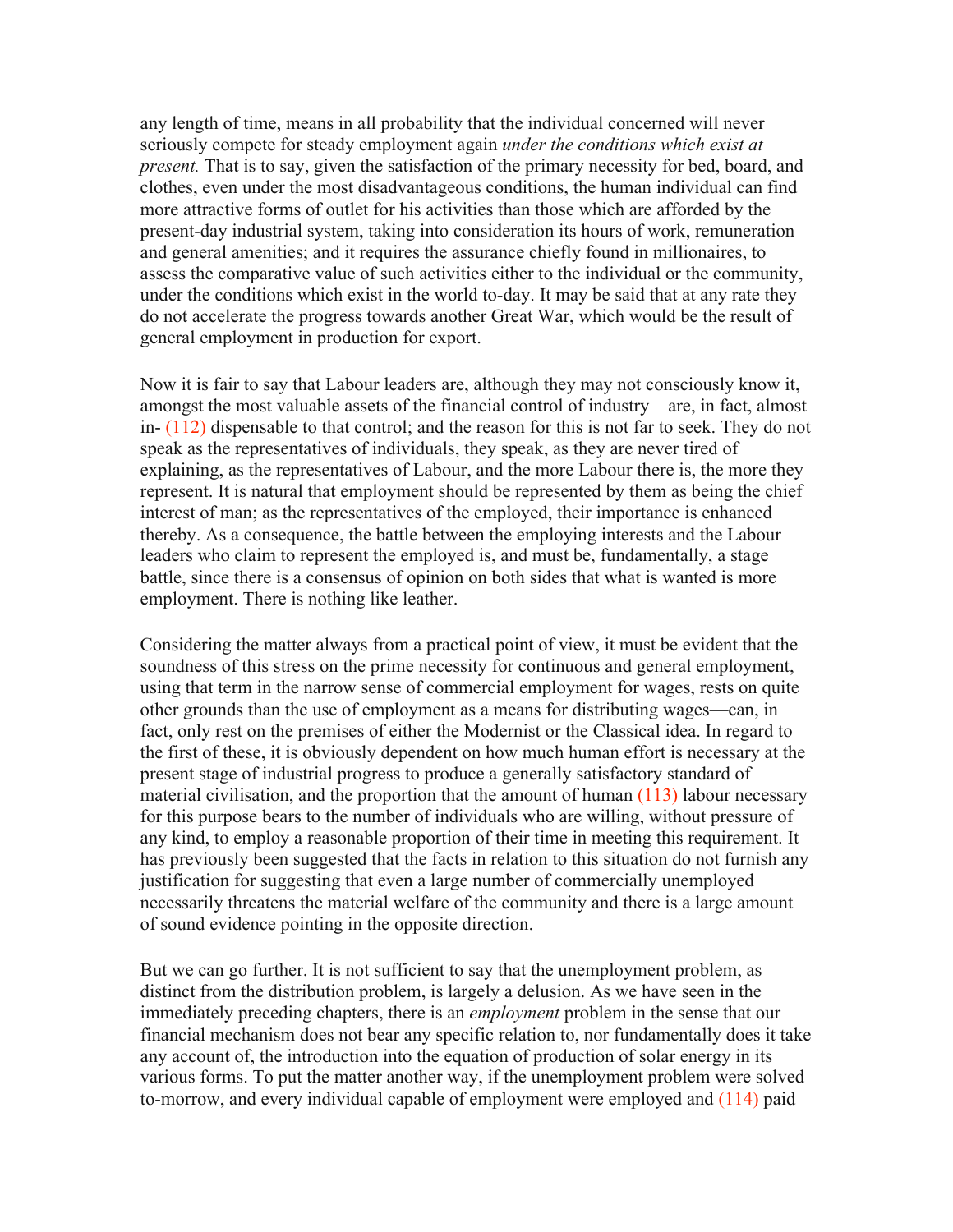any length of time, means in all probability that the individual concerned will never seriously compete for steady employment again *under the conditions which exist at present.* That is to say, given the satisfaction of the primary necessity for bed, board, and clothes, even under the most disadvantageous conditions, the human individual can find more attractive forms of outlet for his activities than those which are afforded by the present-day industrial system, taking into consideration its hours of work, remuneration and general amenities; and it requires the assurance chiefly found in millionaires, to assess the comparative value of such activities either to the individual or the community, under the conditions which exist in the world to-day. It may be said that at any rate they do not accelerate the progress towards another Great War, which would be the result of general employment in production for export.

Now it is fair to say that Labour leaders are, although they may not consciously know it, amongst the most valuable assets of the financial control of industry—are, in fact, almost in- (112) dispensable to that control; and the reason for this is not far to seek. They do not speak as the representatives of individuals, they speak, as they are never tired of explaining, as the representatives of Labour, and the more Labour there is, the more they represent. It is natural that employment should be represented by them as being the chief interest of man; as the representatives of the employed, their importance is enhanced thereby. As a consequence, the battle between the employing interests and the Labour leaders who claim to represent the employed is, and must be, fundamentally, a stage battle, since there is a consensus of opinion on both sides that what is wanted is more employment. There is nothing like leather.

Considering the matter always from a practical point of view, it must be evident that the soundness of this stress on the prime necessity for continuous and general employment, using that term in the narrow sense of commercial employment for wages, rests on quite other grounds than the use of employment as a means for distributing wages—can, in fact, only rest on the premises of either the Modernist or the Classical idea. In regard to the first of these, it is obviously dependent on how much human effort is necessary at the present stage of industrial progress to produce a generally satisfactory standard of material civilisation, and the proportion that the amount of human (113) labour necessary for this purpose bears to the number of individuals who are willing, without pressure of any kind, to employ a reasonable proportion of their time in meeting this requirement. It has previously been suggested that the facts in relation to this situation do not furnish any justification for suggesting that even a large number of commercially unemployed necessarily threatens the material welfare of the community and there is a large amount of sound evidence pointing in the opposite direction.

But we can go further. It is not sufficient to say that the unemployment problem, as distinct from the distribution problem, is largely a delusion. As we have seen in the immediately preceding chapters, there is an *employment* problem in the sense that our financial mechanism does not bear any specific relation to, nor fundamentally does it take any account of, the introduction into the equation of production of solar energy in its various forms. To put the matter another way, if the unemployment problem were solved to-morrow, and every individual capable of employment were employed and (114) paid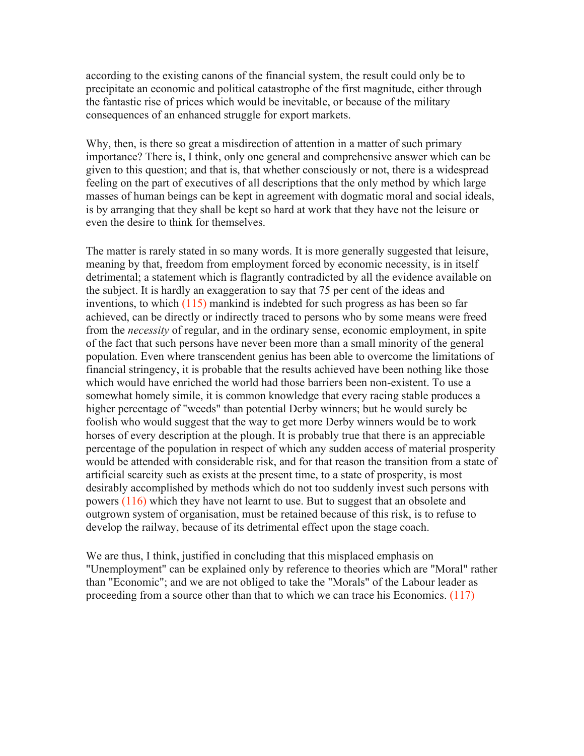according to the existing canons of the financial system, the result could only be to precipitate an economic and political catastrophe of the first magnitude, either through the fantastic rise of prices which would be inevitable, or because of the military consequences of an enhanced struggle for export markets.

Why, then, is there so great a misdirection of attention in a matter of such primary importance? There is, I think, only one general and comprehensive answer which can be given to this question; and that is, that whether consciously or not, there is a widespread feeling on the part of executives of all descriptions that the only method by which large masses of human beings can be kept in agreement with dogmatic moral and social ideals, is by arranging that they shall be kept so hard at work that they have not the leisure or even the desire to think for themselves.

The matter is rarely stated in so many words. It is more generally suggested that leisure, meaning by that, freedom from employment forced by economic necessity, is in itself detrimental; a statement which is flagrantly contradicted by all the evidence available on the subject. It is hardly an exaggeration to say that 75 per cent of the ideas and inventions, to which (115) mankind is indebted for such progress as has been so far achieved, can be directly or indirectly traced to persons who by some means were freed from the *necessity* of regular, and in the ordinary sense, economic employment, in spite of the fact that such persons have never been more than a small minority of the general population. Even where transcendent genius has been able to overcome the limitations of financial stringency, it is probable that the results achieved have been nothing like those which would have enriched the world had those barriers been non-existent. To use a somewhat homely simile, it is common knowledge that every racing stable produces a higher percentage of "weeds" than potential Derby winners; but he would surely be foolish who would suggest that the way to get more Derby winners would be to work horses of every description at the plough. It is probably true that there is an appreciable percentage of the population in respect of which any sudden access of material prosperity would be attended with considerable risk, and for that reason the transition from a state of artificial scarcity such as exists at the present time, to a state of prosperity, is most desirably accomplished by methods which do not too suddenly invest such persons with powers (116) which they have not learnt to use. But to suggest that an obsolete and outgrown system of organisation, must be retained because of this risk, is to refuse to develop the railway, because of its detrimental effect upon the stage coach.

We are thus, I think, justified in concluding that this misplaced emphasis on "Unemployment" can be explained only by reference to theories which are "Moral" rather than "Economic"; and we are not obliged to take the "Morals" of the Labour leader as proceeding from a source other than that to which we can trace his Economics. (117)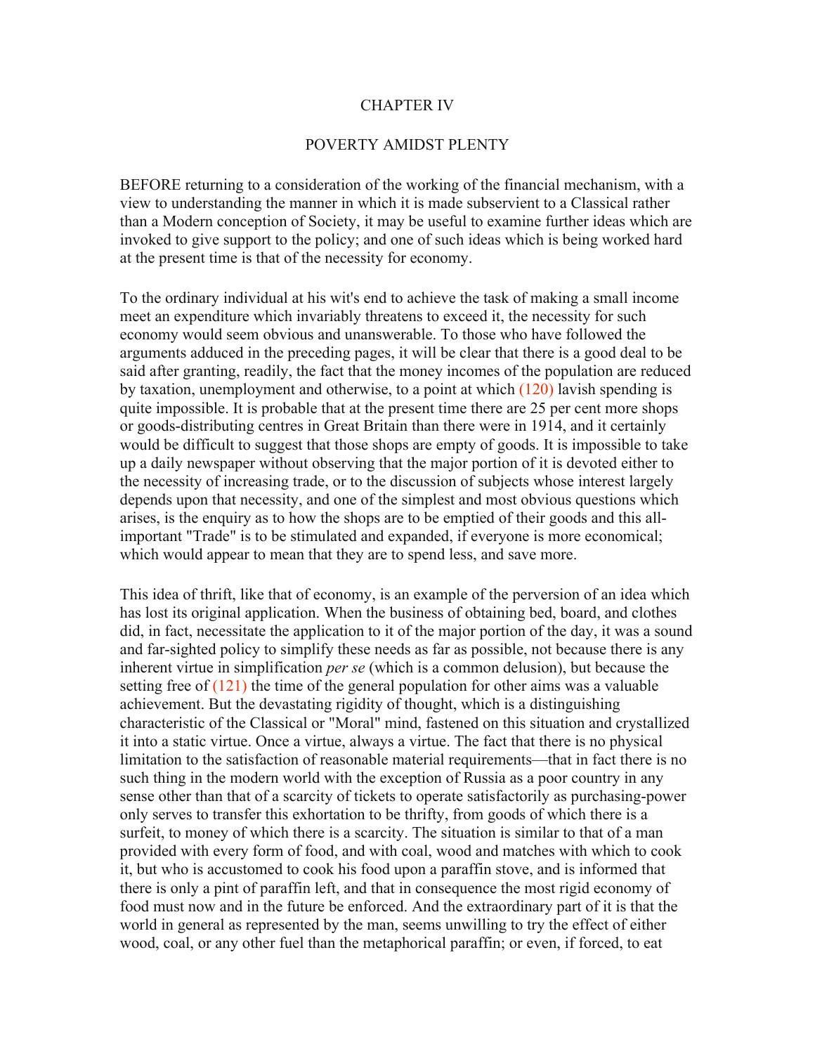# CHAPTER IV

## POVERTY AMIDST PLENTY

BEFORE returning to a consideration of the working of the financial mechanism, with a view to understanding the manner in which it is made subservient to a Classical rather than a Modern conception of Society, it may be useful to examine further ideas which are invoked to give support to the policy; and one of such ideas which is being worked hard at the present time is that of the necessity for economy.

To the ordinary individual at his wit's end to achieve the task of making a small income meet an expenditure which invariably threatens to exceed it, the necessity for such economy would seem obvious and unanswerable. To those who have followed the arguments adduced in the preceding pages, it will be clear that there is a good deal to be said after granting, readily, the fact that the money incomes of the population are reduced by taxation, unemployment and otherwise, to a point at which (120) lavish spending is quite impossible. It is probable that at the present time there are 25 per cent more shops or goods-distributing centres in Great Britain than there were in 1914, and it certainly would be difficult to suggest that those shops are empty of goods. It is impossible to take up a daily newspaper without observing that the major portion of it is devoted either to the necessity of increasing trade, or to the discussion of subjects whose interest largely depends upon that necessity, and one of the simplest and most obvious questions which arises, is the enquiry as to how the shops are to be emptied of their goods and this all-important "Trade" is to be stimulated and expanded, if everyone is more economical; which would appear to mean that they are to spend less, and save more.

This idea of thrift, like that of economy, is an example of the perversion of an idea which has lost its original application. When the business of obtaining bed, board, and clothes did, in fact, necessitate the application to it of the major portion of the day, it was a sound and far-sighted policy to simplify these needs as far as possible, not because there is any inherent virtue in simplification *per se* (which is a common delusion), but because the setting free of (121) the time of the general population for other aims was a valuable achievement. But the devastating rigidity of thought, which is a distinguishing characteristic of the Classical or "Moral" mind, fastened on this situation and crystallized it into a static virtue. Once a virtue, always a virtue. The fact that there is no physical limitation to the satisfaction of reasonable material requirements—that in fact there is no such thing in the modern world with the exception of Russia as a poor country in any sense other than that of a scarcity of tickets to operate satisfactorily as purchasing-power only serves to transfer this exhortation to be thrifty, from goods of which there is a surfeit, to money of which there is a scarcity. The situation is similar to that of a man provided with every form of food, and with coal, wood and matches with which to cook it, but who is accustomed to cook his food upon a paraffin stove, and is informed that there is only a pint of paraffin left, and that in consequence the most rigid economy of food must now and in the future be enforced. And the extraordinary part of it is that the world in general as represented by the man, seems unwilling to try the effect of either wood, coal, or any other fuel than the metaphorical paraffin; or even, if forced, to eat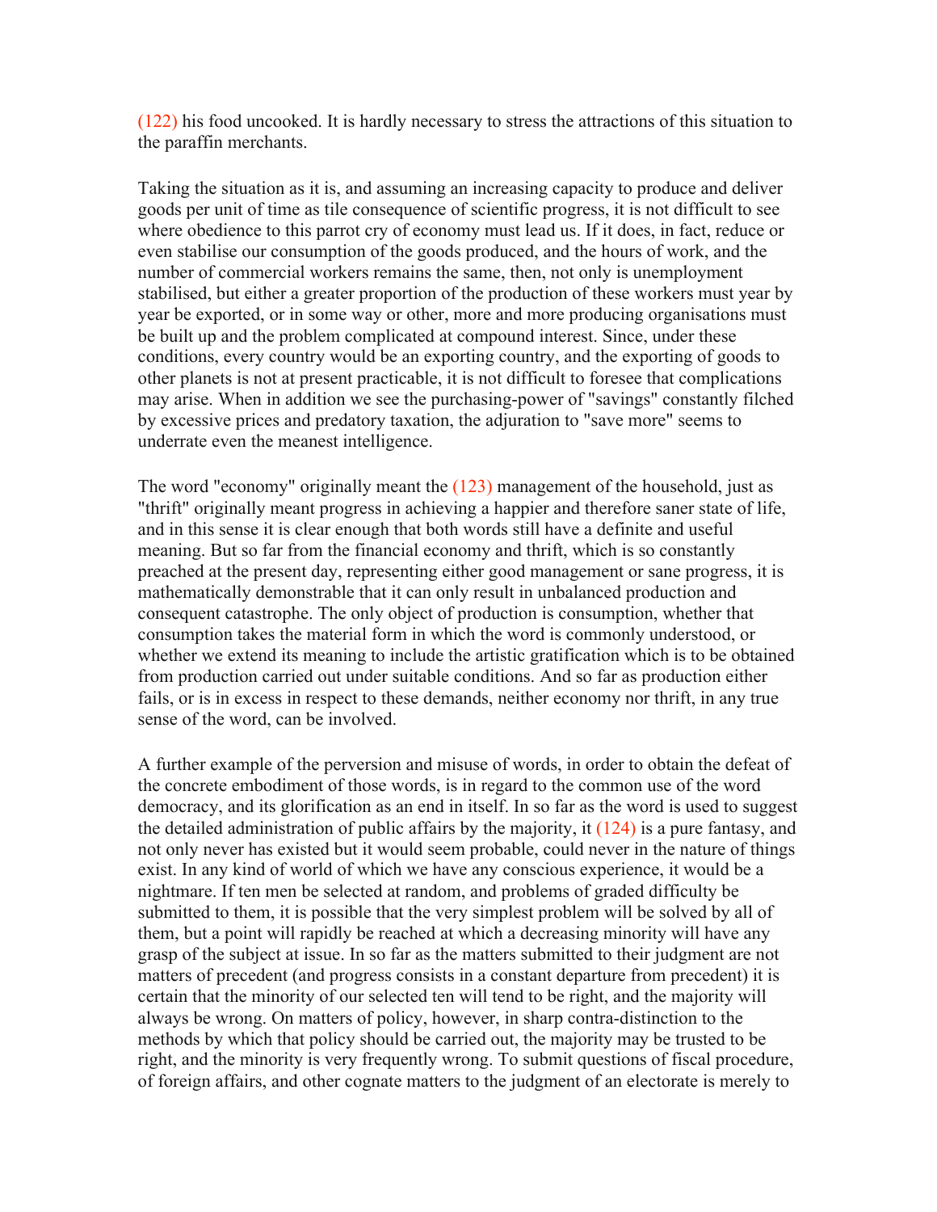(122) his food uncooked. It is hardly necessary to stress the attractions of this situation to the paraffin merchants.

Taking the situation as it is, and assuming an increasing capacity to produce and deliver goods per unit of time as tile consequence of scientific progress, it is not difficult to see where obedience to this parrot cry of economy must lead us. If it does, in fact, reduce or even stabilise our consumption of the goods produced, and the hours of work, and the number of commercial workers remains the same, then, not only is unemployment stabilised, but either a greater proportion of the production of these workers must year by year be exported, or in some way or other, more and more producing organisations must be built up and the problem complicated at compound interest. Since, under these conditions, every country would be an exporting country, and the exporting of goods to other planets is not at present practicable, it is not difficult to foresee that complications may arise. When in addition we see the purchasing-power of "savings" constantly filched by excessive prices and predatory taxation, the adjuration to "save more" seems to underrate even the meanest intelligence.

The word "economy" originally meant the (123) management of the household, just as "thrift" originally meant progress in achieving a happier and therefore saner state of life, and in this sense it is clear enough that both words still have a definite and useful meaning. But so far from the financial economy and thrift, which is so constantly preached at the present day, representing either good management or sane progress, it is mathematically demonstrable that it can only result in unbalanced production and consequent catastrophe. The only object of production is consumption, whether that consumption takes the material form in which the word is commonly understood, or whether we extend its meaning to include the artistic gratification which is to be obtained from production carried out under suitable conditions. And so far as production either fails, or is in excess in respect to these demands, neither economy nor thrift, in any true sense of the word, can be involved.

A further example of the perversion and misuse of words, in order to obtain the defeat of the concrete embodiment of those words, is in regard to the common use of the word democracy, and its glorification as an end in itself. In so far as the word is used to suggest the detailed administration of public affairs by the majority, it (124) is a pure fantasy, and not only never has existed but it would seem probable, could never in the nature of things exist. In any kind of world of which we have any conscious experience, it would be a nightmare. If ten men be selected at random, and problems of graded difficulty be submitted to them, it is possible that the very simplest problem will be solved by all of them, but a point will rapidly be reached at which a decreasing minority will have any grasp of the subject at issue. In so far as the matters submitted to their judgment are not matters of precedent (and progress consists in a constant departure from precedent) it is certain that the minority of our selected ten will tend to be right, and the majority will always be wrong. On matters of policy, however, in sharp contra-distinction to the methods by which that policy should be carried out, the majority may be trusted to be right, and the minority is very frequently wrong. To submit questions of fiscal procedure, of foreign affairs, and other cognate matters to the judgment of an electorate is merely to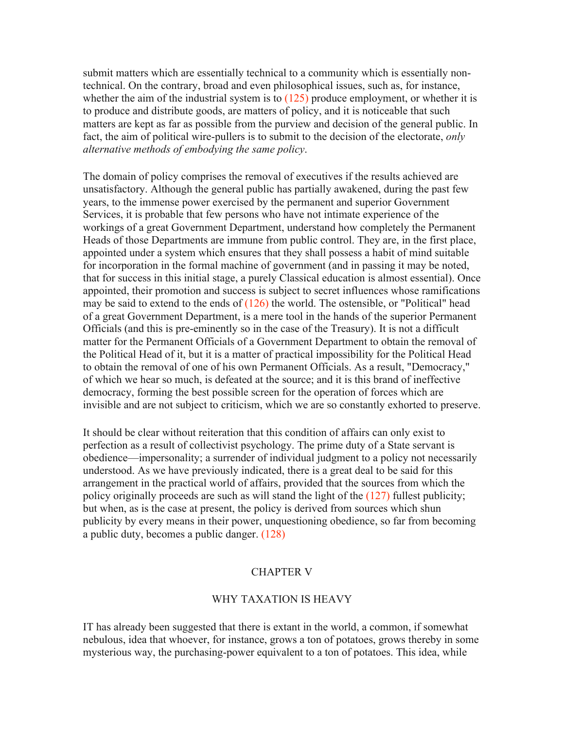submit matters which are essentially technical to a community which is essentially non-technical. On the contrary, broad and even philosophical issues, such as, for instance, whether the aim of the industrial system is to (125) produce employment, or whether it is to produce and distribute goods, are matters of policy, and it is noticeable that such matters are kept as far as possible from the purview and decision of the general public. In fact, the aim of political wire-pullers is to submit to the decision of the electorate, *only alternative methods of embodying the same policy*.

The domain of policy comprises the removal of executives if the results achieved are unsatisfactory. Although the general public has partially awakened, during the past few years, to the immense power exercised by the permanent and superior Government Services, it is probable that few persons who have not intimate experience of the workings of a great Government Department, understand how completely the Permanent Heads of those Departments are immune from public control. They are, in the first place, appointed under a system which ensures that they shall possess a habit of mind suitable for incorporation in the formal machine of government (and in passing it may be noted, that for success in this initial stage, a purely Classical education is almost essential). Once appointed, their promotion and success is subject to secret influences whose ramifications may be said to extend to the ends of (126) the world. The ostensible, or "Political" head of a great Government Department, is a mere tool in the hands of the superior Permanent Officials (and this is pre-eminently so in the case of the Treasury). It is not a difficult matter for the Permanent Officials of a Government Department to obtain the removal of the Political Head of it, but it is a matter of practical impossibility for the Political Head to obtain the removal of one of his own Permanent Officials. As a result, "Democracy," of which we hear so much, is defeated at the source; and it is this brand of ineffective democracy, forming the best possible screen for the operation of forces which are invisible and are not subject to criticism, which we are so constantly exhorted to preserve.

It should be clear without reiteration that this condition of affairs can only exist to perfection as a result of collectivist psychology. The prime duty of a State servant is obedience—impersonality; a surrender of individual judgment to a policy not necessarily understood. As we have previously indicated, there is a great deal to be said for this arrangement in the practical world of affairs, provided that the sources from which the policy originally proceeds are such as will stand the light of the (127) fullest publicity; but when, as is the case at present, the policy is derived from sources which shun publicity by every means in their power, unquestioning obedience, so far from becoming a public duty, becomes a public danger. (128)

## CHAPTER V

### WHY TAXATION IS HEAVY

IT has already been suggested that there is extant in the world, a common, if somewhat nebulous, idea that whoever, for instance, grows a ton of potatoes, grows thereby in some mysterious way, the purchasing-power equivalent to a ton of potatoes. This idea, while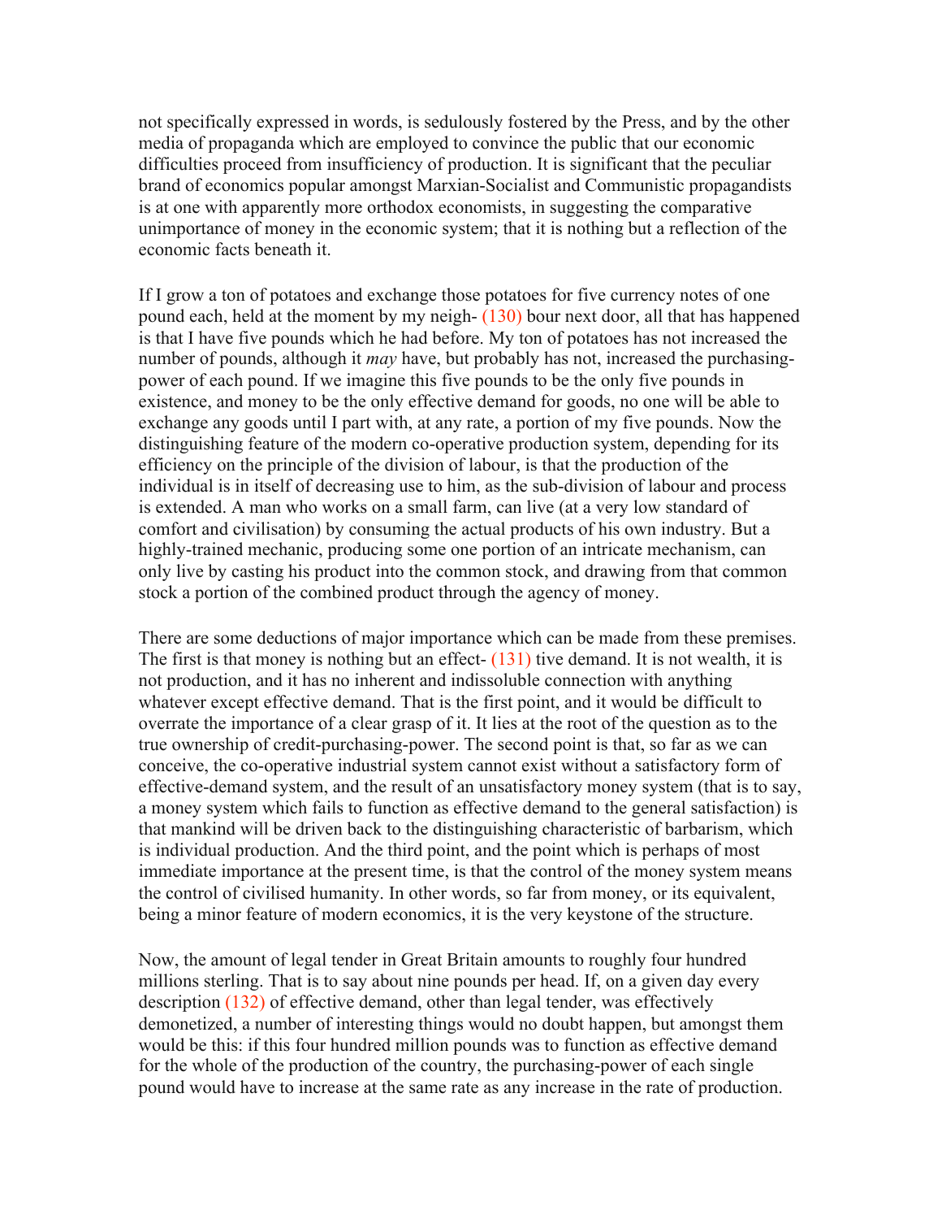not specifically expressed in words, is sedulously fostered by the Press, and by the other media of propaganda which are employed to convince the public that our economic difficulties proceed from insufficiency of production. It is significant that the peculiar brand of economics popular amongst Marxian-Socialist and Communistic propagandists is at one with apparently more orthodox economists, in suggesting the comparative unimportance of money in the economic system; that it is nothing but a reflection of the economic facts beneath it.

If I grow a ton of potatoes and exchange those potatoes for five currency notes of one pound each, held at the moment by my neigh- (130) bour next door, all that has happened is that I have five pounds which he had before. My ton of potatoes has not increased the number of pounds, although it *may* have, but probably has not, increased the purchasing-power of each pound. If we imagine this five pounds to be the only five pounds in existence, and money to be the only effective demand for goods, no one will be able to exchange any goods until I part with, at any rate, a portion of my five pounds. Now the distinguishing feature of the modern co-operative production system, depending for its efficiency on the principle of the division of labour, is that the production of the individual is in itself of decreasing use to him, as the sub-division of labour and process is extended. A man who works on a small farm, can live (at a very low standard of comfort and civilisation) by consuming the actual products of his own industry. But a highly-trained mechanic, producing some one portion of an intricate mechanism, can only live by casting his product into the common stock, and drawing from that common stock a portion of the combined product through the agency of money.

There are some deductions of major importance which can be made from these premises. The first is that money is nothing but an effect- (131) tive demand. It is not wealth, it is not production, and it has no inherent and indissoluble connection with anything whatever except effective demand. That is the first point, and it would be difficult to overrate the importance of a clear grasp of it. It lies at the root of the question as to the true ownership of credit-purchasing-power. The second point is that, so far as we can conceive, the co-operative industrial system cannot exist without a satisfactory form of effective-demand system, and the result of an unsatisfactory money system (that is to say, a money system which fails to function as effective demand to the general satisfaction) is that mankind will be driven back to the distinguishing characteristic of barbarism, which is individual production. And the third point, and the point which is perhaps of most immediate importance at the present time, is that the control of the money system means the control of civilised humanity. In other words, so far from money, or its equivalent, being a minor feature of modern economics, it is the very keystone of the structure.

Now, the amount of legal tender in Great Britain amounts to roughly four hundred millions sterling. That is to say about nine pounds per head. If, on a given day every description (132) of effective demand, other than legal tender, was effectively demonetized, a number of interesting things would no doubt happen, but amongst them would be this: if this four hundred million pounds was to function as effective demand for the whole of the production of the country, the purchasing-power of each single pound would have to increase at the same rate as any increase in the rate of production.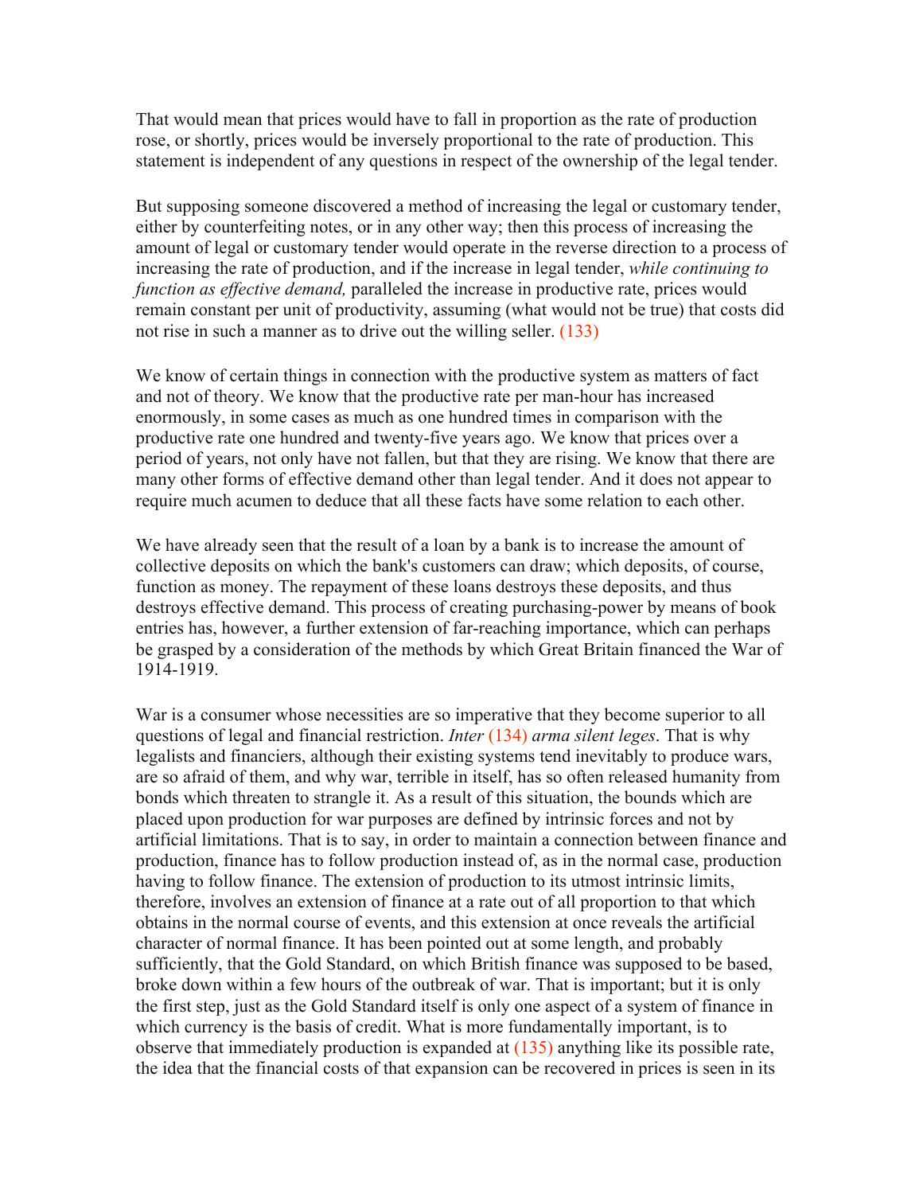That would mean that prices would have to fall in proportion as the rate of production rose, or shortly, prices would be inversely proportional to the rate of production. This statement is independent of any questions in respect of the ownership of the legal tender.

But supposing someone discovered a method of increasing the legal or customary tender, either by counterfeiting notes, or in any other way; then this process of increasing the amount of legal or customary tender would operate in the reverse direction to a process of increasing the rate of production, and if the increase in legal tender, *while continuing to function as effective demand,* paralleled the increase in productive rate, prices would remain constant per unit of productivity, assuming (what would not be true) that costs did not rise in such a manner as to drive out the willing seller. (133)

We know of certain things in connection with the productive system as matters of fact and not of theory. We know that the productive rate per man-hour has increased enormously, in some cases as much as one hundred times in comparison with the productive rate one hundred and twenty-five years ago. We know that prices over a period of years, not only have not fallen, but that they are rising. We know that there are many other forms of effective demand other than legal tender. And it does not appear to require much acumen to deduce that all these facts have some relation to each other.

We have already seen that the result of a loan by a bank is to increase the amount of collective deposits on which the bank's customers can draw; which deposits, of course, function as money. The repayment of these loans destroys these deposits, and thus destroys effective demand. This process of creating purchasing-power by means of book entries has, however, a further extension of far-reaching importance, which can perhaps be grasped by a consideration of the methods by which Great Britain financed the War of 1914-1919.

War is a consumer whose necessities are so imperative that they become superior to all questions of legal and financial restriction. *Inter* (134) *arma silent leges*. That is why legalists and financiers, although their existing systems tend inevitably to produce wars, are so afraid of them, and why war, terrible in itself, has so often released humanity from bonds which threaten to strangle it. As a result of this situation, the bounds which are placed upon production for war purposes are defined by intrinsic forces and not by artificial limitations. That is to say, in order to maintain a connection between finance and production, finance has to follow production instead of, as in the normal case, production having to follow finance. The extension of production to its utmost intrinsic limits, therefore, involves an extension of finance at a rate out of all proportion to that which obtains in the normal course of events, and this extension at once reveals the artificial character of normal finance. It has been pointed out at some length, and probably sufficiently, that the Gold Standard, on which British finance was supposed to be based, broke down within a few hours of the outbreak of war. That is important; but it is only the first step, just as the Gold Standard itself is only one aspect of a system of finance in which currency is the basis of credit. What is more fundamentally important, is to observe that immediately production is expanded at (135) anything like its possible rate, the idea that the financial costs of that expansion can be recovered in prices is seen in its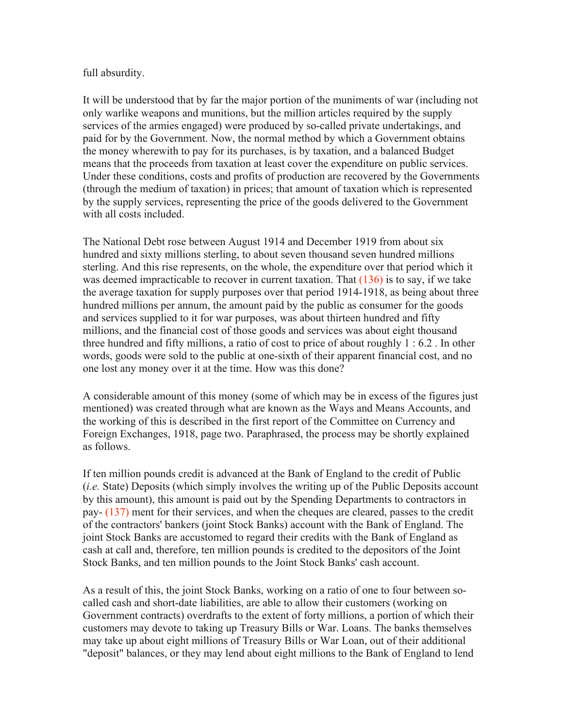full absurdity.

It will be understood that by far the major portion of the muniments of war (including not only warlike weapons and munitions, but the million articles required by the supply services of the armies engaged) were produced by so-called private undertakings, and paid for by the Government. Now, the normal method by which a Government obtains the money wherewith to pay for its purchases, is by taxation, and a balanced Budget means that the proceeds from taxation at least cover the expenditure on public services. Under these conditions, costs and profits of production are recovered by the Governments (through the medium of taxation) in prices; that amount of taxation which is represented by the supply services, representing the price of the goods delivered to the Government with all costs included.

The National Debt rose between August 1914 and December 1919 from about six hundred and sixty millions sterling, to about seven thousand seven hundred millions sterling. And this rise represents, on the whole, the expenditure over that period which it was deemed impracticable to recover in current taxation. That (136) is to say, if we take the average taxation for supply purposes over that period 1914-1918, as being about three hundred millions per annum, the amount paid by the public as consumer for the goods and services supplied to it for war purposes, was about thirteen hundred and fifty millions, and the financial cost of those goods and services was about eight thousand three hundred and fifty millions, a ratio of cost to price of about roughly 1 : 6.2 . In other words, goods were sold to the public at one-sixth of their apparent financial cost, and no one lost any money over it at the time. How was this done?

A considerable amount of this money (some of which may be in excess of the figures just mentioned) was created through what are known as the Ways and Means Accounts, and the working of this is described in the first report of the Committee on Currency and Foreign Exchanges, 1918, page two. Paraphrased, the process may be shortly explained as follows.

If ten million pounds credit is advanced at the Bank of England to the credit of Public (*i.e.* State) Deposits (which simply involves the writing up of the Public Deposits account by this amount), this amount is paid out by the Spending Departments to contractors in pay- (137) ment for their services, and when the cheques are cleared, passes to the credit of the contractors' bankers (joint Stock Banks) account with the Bank of England. The joint Stock Banks are accustomed to regard their credits with the Bank of England as cash at call and, therefore, ten million pounds is credited to the depositors of the Joint Stock Banks, and ten million pounds to the Joint Stock Banks' cash account.

As a result of this, the joint Stock Banks, working on a ratio of one to four between so-called cash and short-date liabilities, are able to allow their customers (working on Government contracts) overdrafts to the extent of forty millions, a portion of which their customers may devote to taking up Treasury Bills or War. Loans. The banks themselves may take up about eight millions of Treasury Bills or War Loan, out of their additional "deposit" balances, or they may lend about eight millions to the Bank of England to lend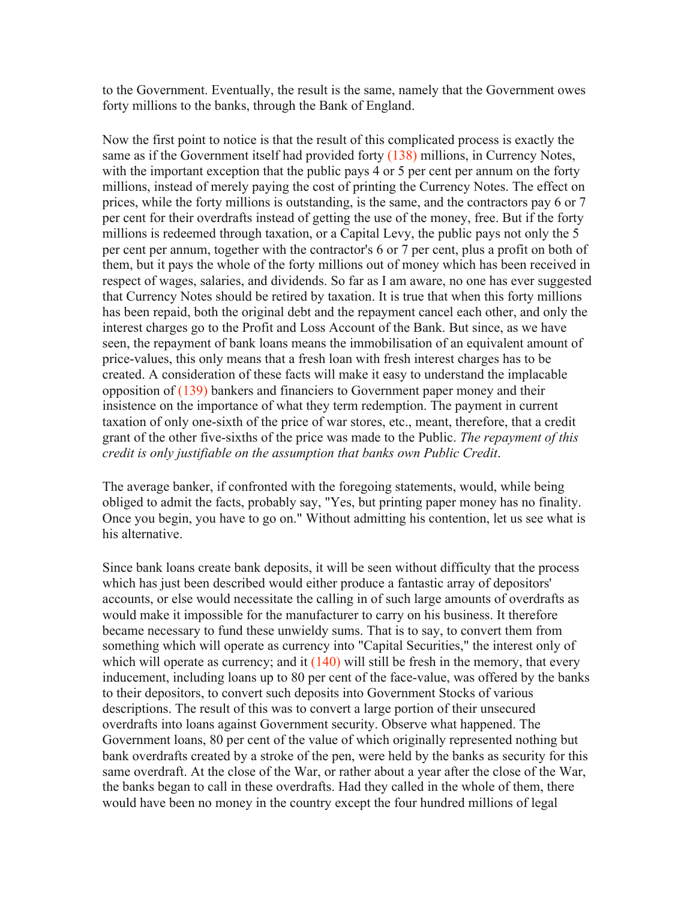to the Government. Eventually, the result is the same, namely that the Government owes forty millions to the banks, through the Bank of England.

Now the first point to notice is that the result of this complicated process is exactly the same as if the Government itself had provided forty (138) millions, in Currency Notes, with the important exception that the public pays 4 or 5 per cent per annum on the forty millions, instead of merely paying the cost of printing the Currency Notes. The effect on prices, while the forty millions is outstanding, is the same, and the contractors pay 6 or 7 per cent for their overdrafts instead of getting the use of the money, free. But if the forty millions is redeemed through taxation, or a Capital Levy, the public pays not only the 5 per cent per annum, together with the contractor's 6 or 7 per cent, plus a profit on both of them, but it pays the whole of the forty millions out of money which has been received in respect of wages, salaries, and dividends. So far as I am aware, no one has ever suggested that Currency Notes should be retired by taxation. It is true that when this forty millions has been repaid, both the original debt and the repayment cancel each other, and only the interest charges go to the Profit and Loss Account of the Bank. But since, as we have seen, the repayment of bank loans means the immobilisation of an equivalent amount of price-values, this only means that a fresh loan with fresh interest charges has to be created. A consideration of these facts will make it easy to understand the implacable opposition of (139) bankers and financiers to Government paper money and their insistence on the importance of what they term redemption. The payment in current taxation of only one-sixth of the price of war stores, etc., meant, therefore, that a credit grant of the other five-sixths of the price was made to the Public. *The repayment of this credit is only justifiable on the assumption that banks own Public Credit*.

The average banker, if confronted with the foregoing statements, would, while being obliged to admit the facts, probably say, "Yes, but printing paper money has no finality. Once you begin, you have to go on." Without admitting his contention, let us see what is his alternative.

Since bank loans create bank deposits, it will be seen without difficulty that the process which has just been described would either produce a fantastic array of depositors' accounts, or else would necessitate the calling in of such large amounts of overdrafts as would make it impossible for the manufacturer to carry on his business. It therefore became necessary to fund these unwieldy sums. That is to say, to convert them from something which will operate as currency into "Capital Securities," the interest only of which will operate as currency; and it (140) will still be fresh in the memory, that every inducement, including loans up to 80 per cent of the face-value, was offered by the banks to their depositors, to convert such deposits into Government Stocks of various descriptions. The result of this was to convert a large portion of their unsecured overdrafts into loans against Government security. Observe what happened. The Government loans, 80 per cent of the value of which originally represented nothing but bank overdrafts created by a stroke of the pen, were held by the banks as security for this same overdraft. At the close of the War, or rather about a year after the close of the War, the banks began to call in these overdrafts. Had they called in the whole of them, there would have been no money in the country except the four hundred millions of legal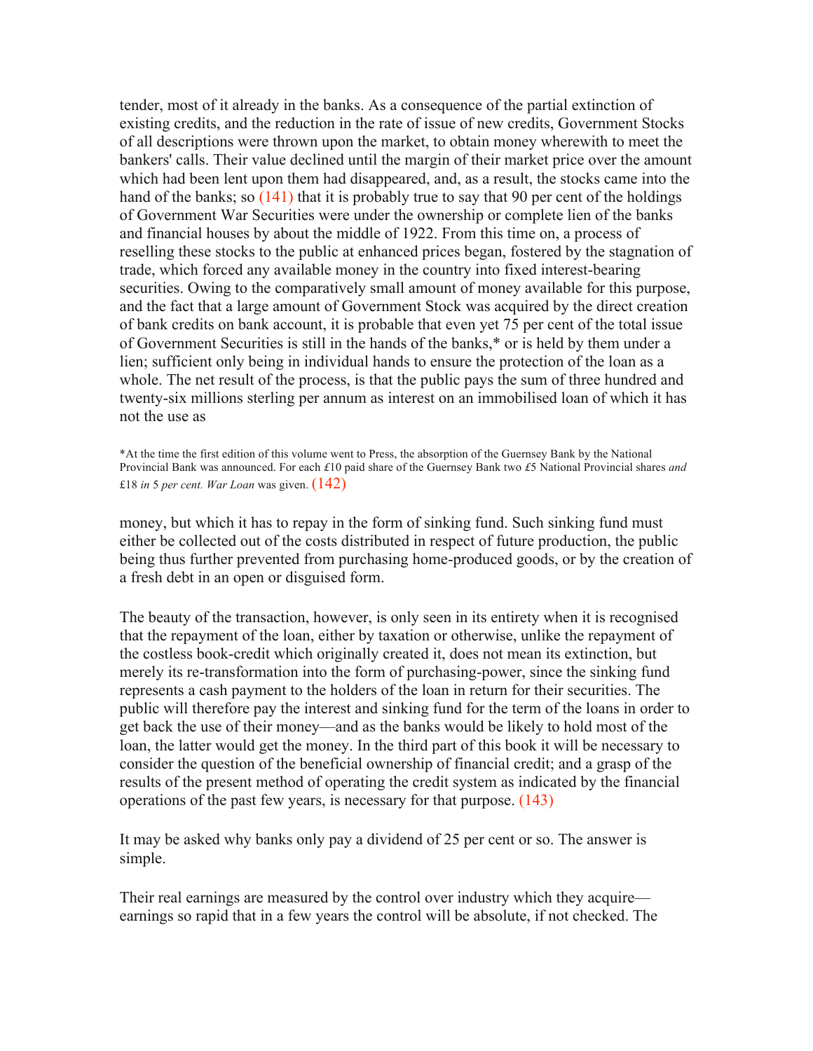tender, most of it already in the banks. As a consequence of the partial extinction of existing credits, and the reduction in the rate of issue of new credits, Government Stocks of all descriptions were thrown upon the market, to obtain money wherewith to meet the bankers' calls. Their value declined until the margin of their market price over the amount which had been lent upon them had disappeared, and, as a result, the stocks came into the hand of the banks; so (141) that it is probably true to say that 90 per cent of the holdings of Government War Securities were under the ownership or complete lien of the banks and financial houses by about the middle of 1922. From this time on, a process of reselling these stocks to the public at enhanced prices began, fostered by the stagnation of trade, which forced any available money in the country into fixed interest-bearing securities. Owing to the comparatively small amount of money available for this purpose, and the fact that a large amount of Government Stock was acquired by the direct creation of bank credits on bank account, it is probable that even yet 75 per cent of the total issue of Government Securities is still in the hands of the banks,* or is held by them under a lien; sufficient only being in individual hands to ensure the protection of the loan as a whole. The net result of the process, is that the public pays the sum of three hundred and twenty-six millions sterling per annum as interest on an immobilised loan of which it has not the use as money, but which it has to repay in the form of sinking fund. Such sinking fund must either be collected out of the costs distributed in respect of future production, the public being thus further prevented from purchasing home-produced goods, or by the creation of a fresh debt in an open or disguised form.

*At the time the first edition of this volume went to Press, the absorption of the Guernsey Bank by the National Provincial Bank was announced. For each £10 paid share of the Guernsey Bank two £5 National Provincial shares *and* £18 *in* 5 *per cent. War Loan* was given. (142)

The beauty of the transaction, however, is only seen in its entirety when it is recognised that the repayment of the loan, either by taxation or otherwise, unlike the repayment of the costless book-credit which originally created it, does not mean its extinction, but merely its re-transformation into the form of purchasing-power, since the sinking fund represents a cash payment to the holders of the loan in return for their securities. The public will therefore pay the interest and sinking fund for the term of the loans in order to get back the use of their money—and as the banks would be likely to hold most of the loan, the latter would get the money. In the third part of this book it will be necessary to consider the question of the beneficial ownership of financial credit; and a grasp of the results of the present method of operating the credit system as indicated by the financial operations of the past few years, is necessary for that purpose. (143)

It may be asked why banks only pay a dividend of 25 per cent or so. The answer is simple.

Their real earnings are measured by the control over industry which they acquire—earnings so rapid that in a few years the control will be absolute, if not checked. The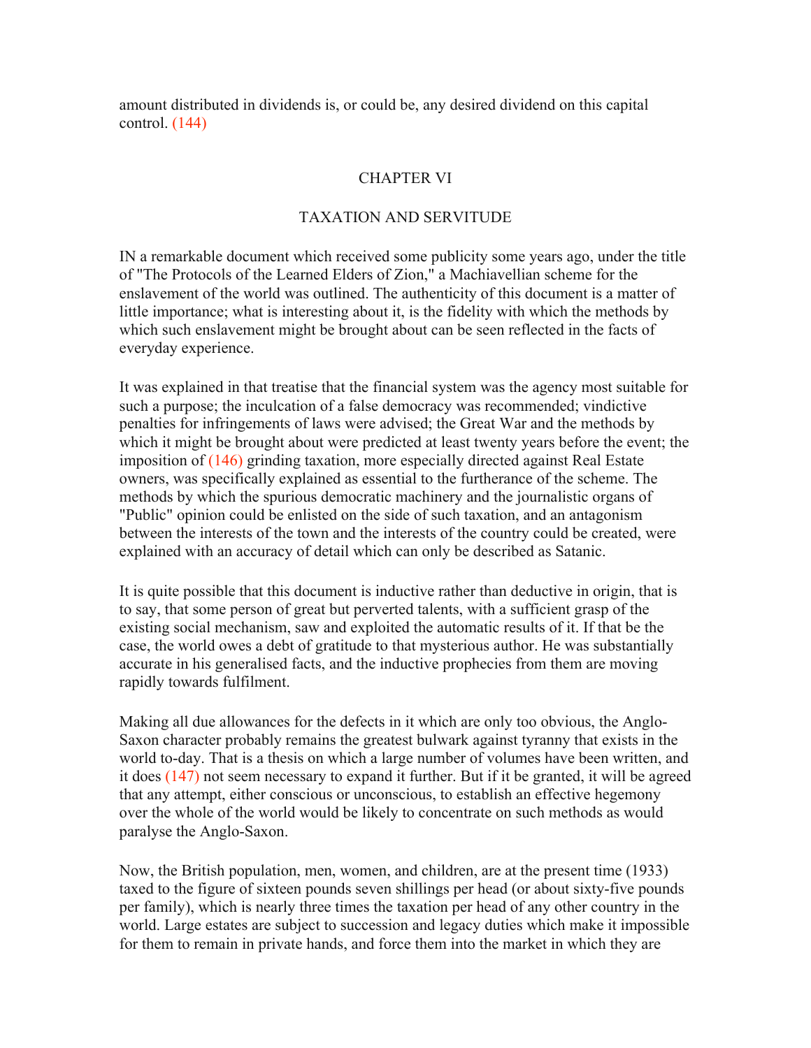amount distributed in dividends is, or could be, any desired dividend on this capital control. (144)

## CHAPTER VI

## TAXATION AND SERVITUDE

IN a remarkable document which received some publicity some years ago, under the title of "The Protocols of the Learned Elders of Zion," a Machiavellian scheme for the enslavement of the world was outlined. The authenticity of this document is a matter of little importance; what is interesting about it, is the fidelity with which the methods by which such enslavement might be brought about can be seen reflected in the facts of everyday experience.

It was explained in that treatise that the financial system was the agency most suitable for such a purpose; the inculcation of a false democracy was recommended; vindictive penalties for infringements of laws were advised; the Great War and the methods by which it might be brought about were predicted at least twenty years before the event; the imposition of (146) grinding taxation, more especially directed against Real Estate owners, was specifically explained as essential to the furtherance of the scheme. The methods by which the spurious democratic machinery and the journalistic organs of "Public" opinion could be enlisted on the side of such taxation, and an antagonism between the interests of the town and the interests of the country could be created, were explained with an accuracy of detail which can only be described as Satanic.

It is quite possible that this document is inductive rather than deductive in origin, that is to say, that some person of great but perverted talents, with a sufficient grasp of the existing social mechanism, saw and exploited the automatic results of it. If that be the case, the world owes a debt of gratitude to that mysterious author. He was substantially accurate in his generalised facts, and the inductive prophecies from them are moving rapidly towards fulfilment.

Making all due allowances for the defects in it which are only too obvious, the Anglo-Saxon character probably remains the greatest bulwark against tyranny that exists in the world to-day. That is a thesis on which a large number of volumes have been written, and it does (147) not seem necessary to expand it further. But if it be granted, it will be agreed that any attempt, either conscious or unconscious, to establish an effective hegemony over the whole of the world would be likely to concentrate on such methods as would paralyse the Anglo-Saxon.

Now, the British population, men, women, and children, are at the present time (1933) taxed to the figure of sixteen pounds seven shillings per head (or about sixty-five pounds per family), which is nearly three times the taxation per head of any other country in the world. Large estates are subject to succession and legacy duties which make it impossible for them to remain in private hands, and force them into the market in which they are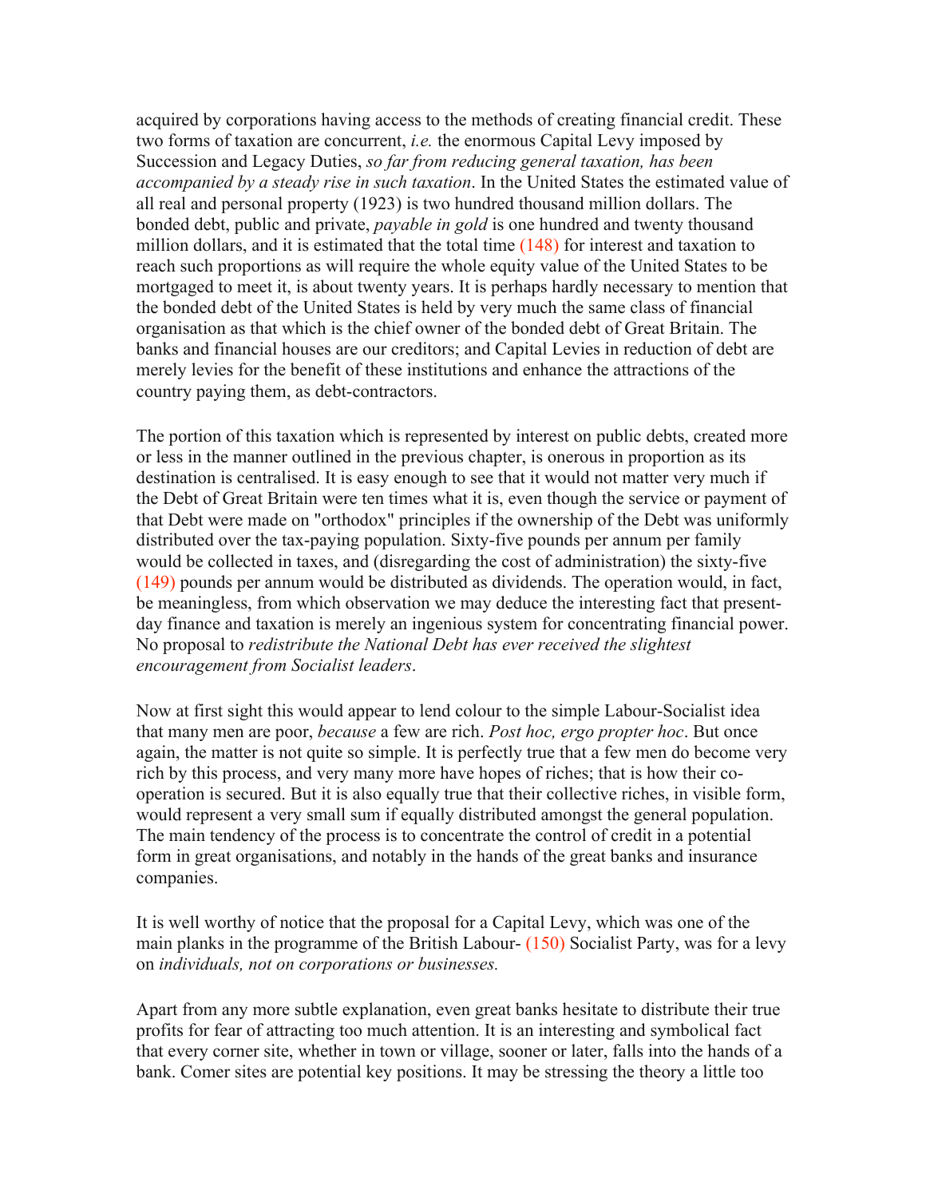acquired by corporations having access to the methods of creating financial credit. These two forms of taxation are concurrent, *i.e.* the enormous Capital Levy imposed by Succession and Legacy Duties, *so far from reducing general taxation, has been accompanied by a steady rise in such taxation*. In the United States the estimated value of all real and personal property (1923) is two hundred thousand million dollars. The bonded debt, public and private, *payable in gold* is one hundred and twenty thousand million dollars, and it is estimated that the total time (148) for interest and taxation to reach such proportions as will require the whole equity value of the United States to be mortgaged to meet it, is about twenty years. It is perhaps hardly necessary to mention that the bonded debt of the United States is held by very much the same class of financial organisation as that which is the chief owner of the bonded debt of Great Britain. The banks and financial houses are our creditors; and Capital Levies in reduction of debt are merely levies for the benefit of these institutions and enhance the attractions of the country paying them, as debt-contractors.

The portion of this taxation which is represented by interest on public debts, created more or less in the manner outlined in the previous chapter, is onerous in proportion as its destination is centralised. It is easy enough to see that it would not matter very much if the Debt of Great Britain were ten times what it is, even though the service or payment of that Debt were made on "orthodox" principles if the ownership of the Debt was uniformly distributed over the tax-paying population. Sixty-five pounds per annum per family would be collected in taxes, and (disregarding the cost of administration) the sixty-five (149) pounds per annum would be distributed as dividends. The operation would, in fact, be meaningless, from which observation we may deduce the interesting fact that present-day finance and taxation is merely an ingenious system for concentrating financial power. No proposal to *redistribute the National Debt has ever received the slightest encouragement from Socialist leaders*.

Now at first sight this would appear to lend colour to the simple Labour-Socialist idea that many men are poor, *because* a few are rich. *Post hoc, ergo propter hoc*. But once again, the matter is not quite so simple. It is perfectly true that a few men do become very rich by this process, and very many more have hopes of riches; that is how their co-operation is secured. But it is also equally true that their collective riches, in visible form, would represent a very small sum if equally distributed amongst the general population. The main tendency of the process is to concentrate the control of credit in a potential form in great organisations, and notably in the hands of the great banks and insurance companies.

It is well worthy of notice that the proposal for a Capital Levy, which was one of the main planks in the programme of the British Labour- (150) Socialist Party, was for a levy on *individuals, not on corporations or businesses.*

Apart from any more subtle explanation, even great banks hesitate to distribute their true profits for fear of attracting too much attention. It is an interesting and symbolical fact that every corner site, whether in town or village, sooner or later, falls into the hands of a bank. Comer sites are potential key positions. It may be stressing the theory a little too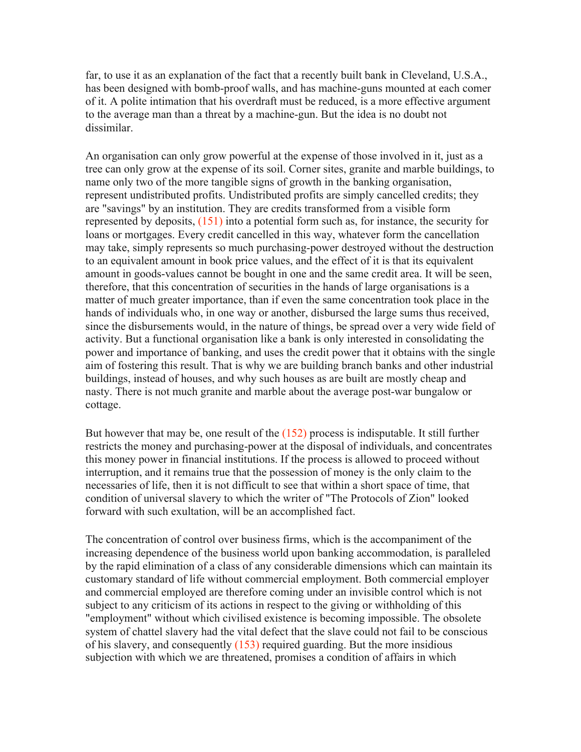far, to use it as an explanation of the fact that a recently built bank in Cleveland, U.S.A., has been designed with bomb-proof walls, and has machine-guns mounted at each comer of it. A polite intimation that his overdraft must be reduced, is a more effective argument to the average man than a threat by a machine-gun. But the idea is no doubt not dissimilar.

An organisation can only grow powerful at the expense of those involved in it, just as a tree can only grow at the expense of its soil. Corner sites, granite and marble buildings, to name only two of the more tangible signs of growth in the banking organisation, represent undistributed profits. Undistributed profits are simply cancelled credits; they are "savings" by an institution. They are credits transformed from a visible form represented by deposits, (151) into a potential form such as, for instance, the security for loans or mortgages. Every credit cancelled in this way, whatever form the cancellation may take, simply represents so much purchasing-power destroyed without the destruction to an equivalent amount in book price values, and the effect of it is that its equivalent amount in goods-values cannot be bought in one and the same credit area. It will be seen, therefore, that this concentration of securities in the hands of large organisations is a matter of much greater importance, than if even the same concentration took place in the hands of individuals who, in one way or another, disbursed the large sums thus received, since the disbursements would, in the nature of things, be spread over a very wide field of activity. But a functional organisation like a bank is only interested in consolidating the power and importance of banking, and uses the credit power that it obtains with the single aim of fostering this result. That is why we are building branch banks and other industrial buildings, instead of houses, and why such houses as are built are mostly cheap and nasty. There is not much granite and marble about the average post-war bungalow or cottage.

But however that may be, one result of the (152) process is indisputable. It still further restricts the money and purchasing-power at the disposal of individuals, and concentrates this money power in financial institutions. If the process is allowed to proceed without interruption, and it remains true that the possession of money is the only claim to the necessaries of life, then it is not difficult to see that within a short space of time, that condition of universal slavery to which the writer of "The Protocols of Zion" looked forward with such exultation, will be an accomplished fact.

The concentration of control over business firms, which is the accompaniment of the increasing dependence of the business world upon banking accommodation, is paralleled by the rapid elimination of a class of any considerable dimensions which can maintain its customary standard of life without commercial employment. Both commercial employer and commercial employed are therefore coming under an invisible control which is not subject to any criticism of its actions in respect to the giving or withholding of this "employment" without which civilised existence is becoming impossible. The obsolete system of chattel slavery had the vital defect that the slave could not fail to be conscious of his slavery, and consequently (153) required guarding. But the more insidious subjection with which we are threatened, promises a condition of affairs in which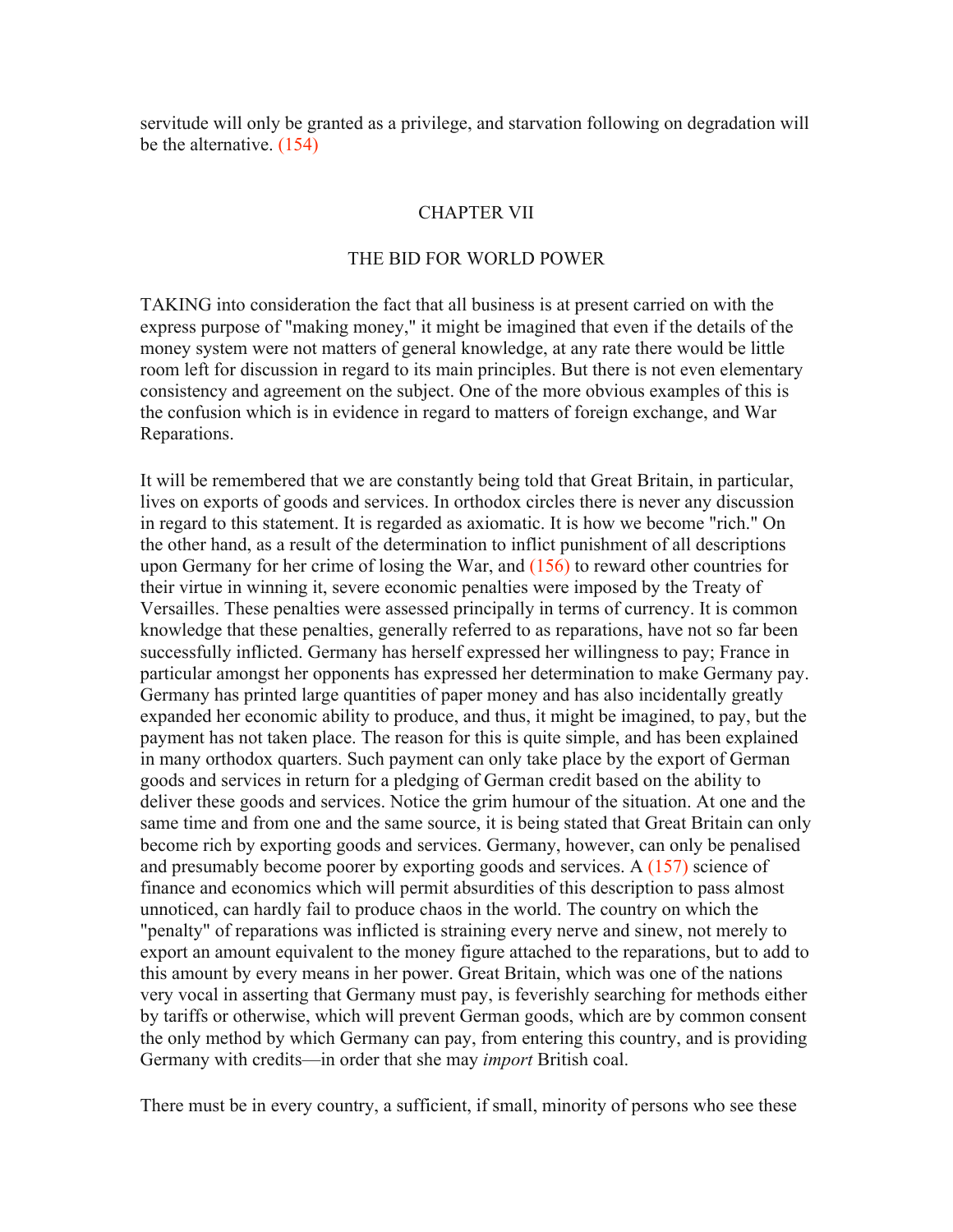servitude will only be granted as a privilege, and starvation following on degradation will be the alternative. (154)

## CHAPTER VII

### THE BID FOR WORLD POWER

TAKING into consideration the fact that all business is at present carried on with the express purpose of "making money," it might be imagined that even if the details of the money system were not matters of general knowledge, at any rate there would be little room left for discussion in regard to its main principles. But there is not even elementary consistency and agreement on the subject. One of the more obvious examples of this is the confusion which is in evidence in regard to matters of foreign exchange, and War Reparations.

It will be remembered that we are constantly being told that Great Britain, in particular, lives on exports of goods and services. In orthodox circles there is never any discussion in regard to this statement. It is regarded as axiomatic. It is how we become "rich." On the other hand, as a result of the determination to inflict punishment of all descriptions upon Germany for her crime of losing the War, and (156) to reward other countries for their virtue in winning it, severe economic penalties were imposed by the Treaty of Versailles. These penalties were assessed principally in terms of currency. It is common knowledge that these penalties, generally referred to as reparations, have not so far been successfully inflicted. Germany has herself expressed her willingness to pay; France in particular amongst her opponents has expressed her determination to make Germany pay. Germany has printed large quantities of paper money and has also incidentally greatly expanded her economic ability to produce, and thus, it might be imagined, to pay, but the payment has not taken place. The reason for this is quite simple, and has been explained in many orthodox quarters. Such payment can only take place by the export of German goods and services in return for a pledging of German credit based on the ability to deliver these goods and services. Notice the grim humour of the situation. At one and the same time and from one and the same source, it is being stated that Great Britain can only become rich by exporting goods and services. Germany, however, can only be penalised and presumably become poorer by exporting goods and services. A (157) science of finance and economics which will permit absurdities of this description to pass almost unnoticed, can hardly fail to produce chaos in the world. The country on which the "penalty" of reparations was inflicted is straining every nerve and sinew, not merely to export an amount equivalent to the money figure attached to the reparations, but to add to this amount by every means in her power. Great Britain, which was one of the nations very vocal in asserting that Germany must pay, is feverishly searching for methods either by tariffs or otherwise, which will prevent German goods, which are by common consent the only method by which Germany can pay, from entering this country, and is providing Germany with credits—in order that she may *import* British coal.

There must be in every country, a sufficient, if small, minority of persons who see these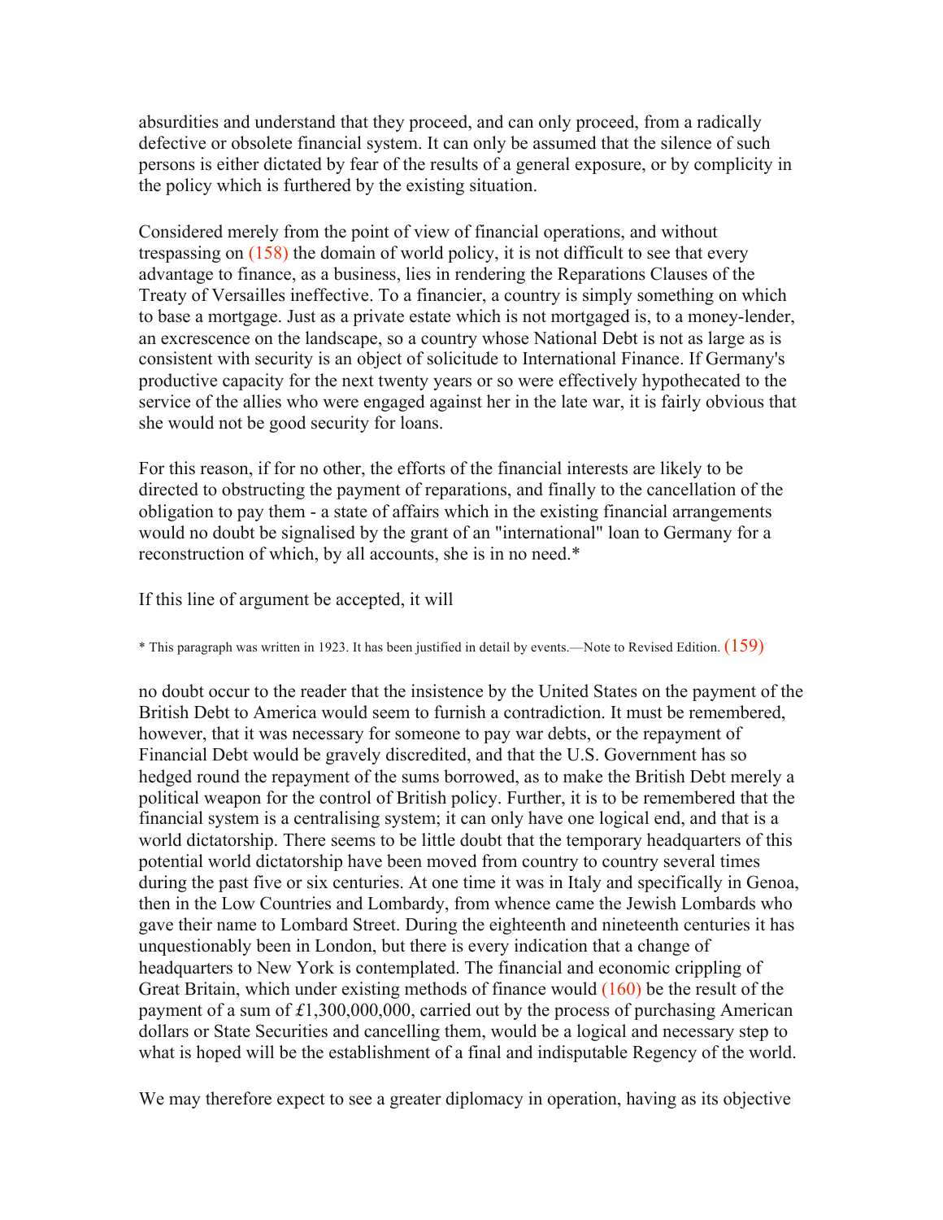absurdities and understand that they proceed, and can only proceed, from a radically defective or obsolete financial system. It can only be assumed that the silence of such persons is either dictated by fear of the results of a general exposure, or by complicity in the policy which is furthered by the existing situation.

Considered merely from the point of view of financial operations, and without trespassing on (158) the domain of world policy, it is not difficult to see that every advantage to finance, as a business, lies in rendering the Reparations Clauses of the Treaty of Versailles ineffective. To a financier, a country is simply something on which to base a mortgage. Just as a private estate which is not mortgaged is, to a money-lender, an excrescence on the landscape, so a country whose National Debt is not as large as is consistent with security is an object of solicitude to International Finance. If Germany's productive capacity for the next twenty years or so were effectively hypothecated to the service of the allies who were engaged against her in the late war, it is fairly obvious that she would not be good security for loans.

For this reason, if for no other, the efforts of the financial interests are likely to be directed to obstructing the payment of reparations, and finally to the cancellation of the obligation to pay them - a state of affairs which in the existing financial arrangements would no doubt be signalised by the grant of an "international" loan to Germany for a reconstruction of which, by all accounts, she is in no need.*

If this line of argument be accepted, it will no doubt occur to the reader that the insistence by the United States on the payment of the British Debt to America would seem to furnish a contradiction. It must be remembered, however, that it was necessary for someone to pay war debts, or the repayment of Financial Debt would be gravely discredited, and that the U.S. Government has so hedged round the repayment of the sums borrowed, as to make the British Debt merely a political weapon for the control of British policy. Further, it is to be remembered that the financial system is a centralising system; it can only have one logical end, and that is a world dictatorship. There seems to be little doubt that the temporary headquarters of this potential world dictatorship have been moved from country to country several times during the past five or six centuries. At one time it was in Italy and specifically in Genoa, then in the Low Countries and Lombardy, from whence came the Jewish Lombards who gave their name to Lombard Street. During the eighteenth and nineteenth centuries it has unquestionably been in London, but there is every indication that a change of headquarters to New York is contemplated. The financial and economic crippling of Great Britain, which under existing methods of finance would (160) be the result of the payment of a sum of £1,300,000,000, carried out by the process of purchasing American dollars or State Securities and cancelling them, would be a logical and necessary step to what is hoped will be the establishment of a final and indisputable Regency of the world.

We may therefore expect to see a greater diplomacy in operation, having as its objective

* This paragraph was written in 1923. It has been justified in detail by events.—Note to Revised Edition. (159)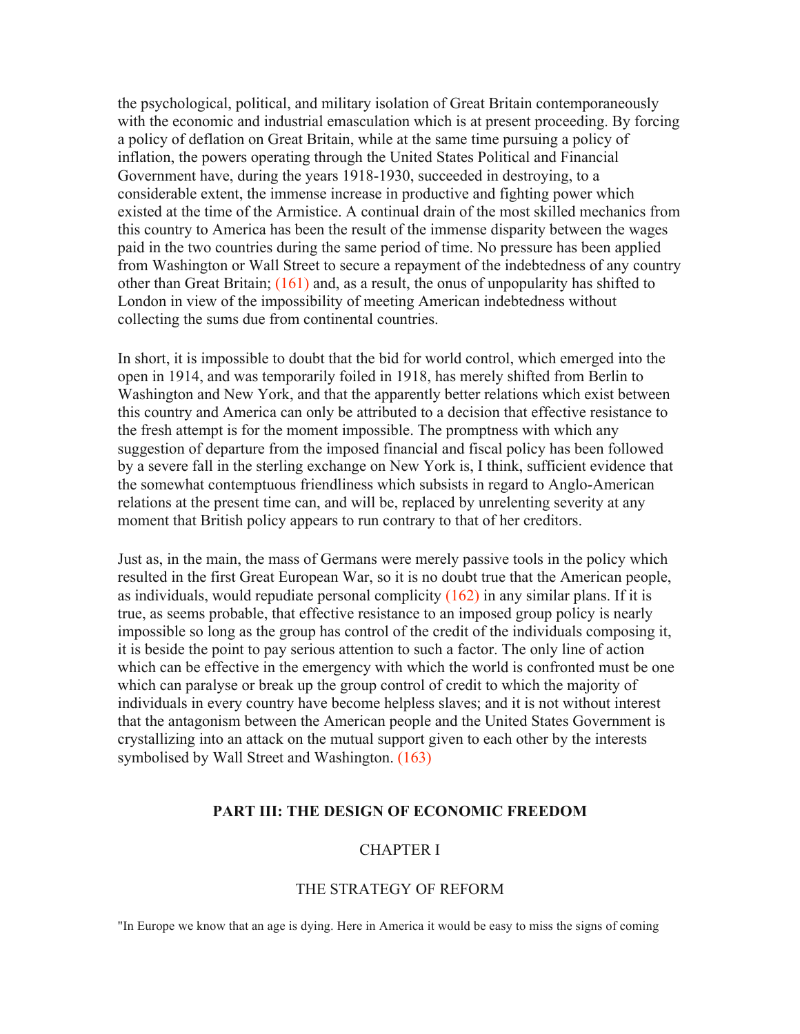the psychological, political, and military isolation of Great Britain contemporaneously with the economic and industrial emasculation which is at present proceeding. By forcing a policy of deflation on Great Britain, while at the same time pursuing a policy of inflation, the powers operating through the United States Political and Financial Government have, during the years 1918-1930, succeeded in destroying, to a considerable extent, the immense increase in productive and fighting power which existed at the time of the Armistice. A continual drain of the most skilled mechanics from this country to America has been the result of the immense disparity between the wages paid in the two countries during the same period of time. No pressure has been applied from Washington or Wall Street to secure a repayment of the indebtedness of any country other than Great Britain; (161) and, as a result, the onus of unpopularity has shifted to London in view of the impossibility of meeting American indebtedness without collecting the sums due from continental countries.

In short, it is impossible to doubt that the bid for world control, which emerged into the open in 1914, and was temporarily foiled in 1918, has merely shifted from Berlin to Washington and New York, and that the apparently better relations which exist between this country and America can only be attributed to a decision that effective resistance to the fresh attempt is for the moment impossible. The promptness with which any suggestion of departure from the imposed financial and fiscal policy has been followed by a severe fall in the sterling exchange on New York is, I think, sufficient evidence that the somewhat contemptuous friendliness which subsists in regard to Anglo-American relations at the present time can, and will be, replaced by unrelenting severity at any moment that British policy appears to run contrary to that of her creditors.

Just as, in the main, the mass of Germans were merely passive tools in the policy which resulted in the first Great European War, so it is no doubt true that the American people, as individuals, would repudiate personal complicity (162) in any similar plans. If it is true, as seems probable, that effective resistance to an imposed group policy is nearly impossible so long as the group has control of the credit of the individuals composing it, it is beside the point to pay serious attention to such a factor. The only line of action which can be effective in the emergency with which the world is confronted must be one which can paralyse or break up the group control of credit to which the majority of individuals in every country have become helpless slaves; and it is not without interest that the antagonism between the American people and the United States Government is crystallizing into an attack on the mutual support given to each other by the interests symbolised by Wall Street and Washington. (163)

## PART III: THE DESIGN OF ECONOMIC FREEDOM

### CHAPTER I

### THE STRATEGY OF REFORM

"In Europe we know that an age is dying. Here in America it would be easy to miss the signs of coming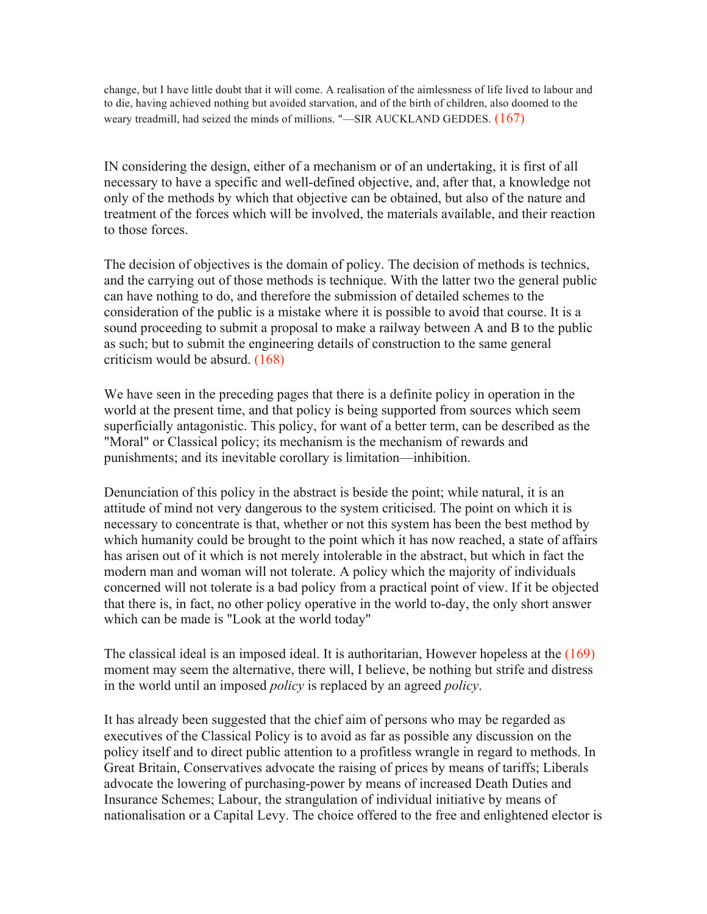change, but I have little doubt that it will come. A realisation of the aimlessness of life lived to labour and to die, having achieved nothing but avoided starvation, and of the birth of children, also doomed to the weary treadmill, had seized the minds of millions. "—SIR AUCKLAND GEDDES. (167)

IN considering the design, either of a mechanism or of an undertaking, it is first of all necessary to have a specific and well-defined objective, and, after that, a knowledge not only of the methods by which that objective can be obtained, but also of the nature and treatment of the forces which will be involved, the materials available, and their reaction to those forces.

The decision of objectives is the domain of policy. The decision of methods is technics, and the carrying out of those methods is technique. With the latter two the general public can have nothing to do, and therefore the submission of detailed schemes to the consideration of the public is a mistake where it is possible to avoid that course. It is a sound proceeding to submit a proposal to make a railway between A and B to the public as such; but to submit the engineering details of construction to the same general criticism would be absurd. (168)

We have seen in the preceding pages that there is a definite policy in operation in the world at the present time, and that policy is being supported from sources which seem superficially antagonistic. This policy, for want of a better term, can be described as the "Moral" or Classical policy; its mechanism is the mechanism of rewards and punishments; and its inevitable corollary is limitation—inhibition.

Denunciation of this policy in the abstract is beside the point; while natural, it is an attitude of mind not very dangerous to the system criticised. The point on which it is necessary to concentrate is that, whether or not this system has been the best method by which humanity could be brought to the point which it has now reached, a state of affairs has arisen out of it which is not merely intolerable in the abstract, but which in fact the modern man and woman will not tolerate. A policy which the majority of individuals concerned will not tolerate is a bad policy from a practical point of view. If it be objected that there is, in fact, no other policy operative in the world to-day, the only short answer which can be made is "Look at the world today"

The classical ideal is an imposed ideal. It is authoritarian, However hopeless at the (169) moment may seem the alternative, there will, I believe, be nothing but strife and distress in the world until an imposed *policy* is replaced by an agreed *policy*.

It has already been suggested that the chief aim of persons who may be regarded as executives of the Classical Policy is to avoid as far as possible any discussion on the policy itself and to direct public attention to a profitless wrangle in regard to methods. In Great Britain, Conservatives advocate the raising of prices by means of tariffs; Liberals advocate the lowering of purchasing-power by means of increased Death Duties and Insurance Schemes; Labour, the strangulation of individual initiative by means of nationalisation or a Capital Levy. The choice offered to the free and enlightened elector is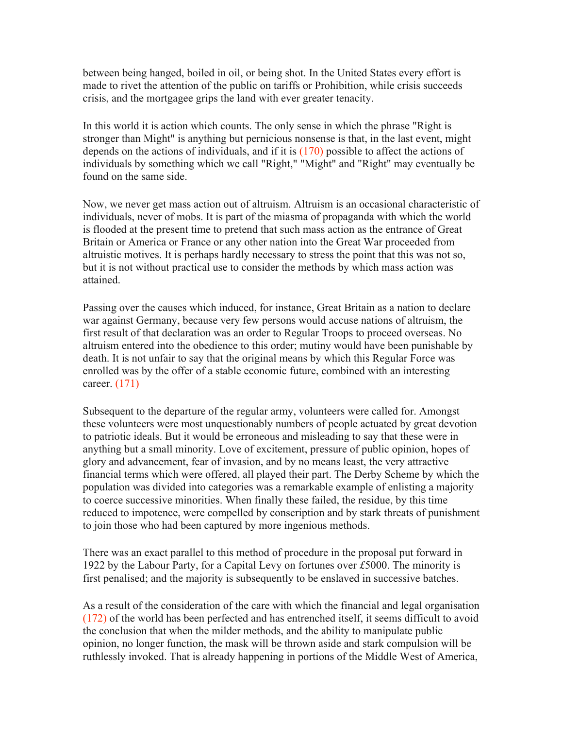between being hanged, boiled in oil, or being shot. In the United States every effort is made to rivet the attention of the public on tariffs or Prohibition, while crisis succeeds crisis, and the mortgagee grips the land with ever greater tenacity.

In this world it is action which counts. The only sense in which the phrase "Right is stronger than Might" is anything but pernicious nonsense is that, in the last event, might depends on the actions of individuals, and if it is (170) possible to affect the actions of individuals by something which we call "Right," "Might" and "Right" may eventually be found on the same side.

Now, we never get mass action out of altruism. Altruism is an occasional characteristic of individuals, never of mobs. It is part of the miasma of propaganda with which the world is flooded at the present time to pretend that such mass action as the entrance of Great Britain or America or France or any other nation into the Great War proceeded from altruistic motives. It is perhaps hardly necessary to stress the point that this was not so, but it is not without practical use to consider the methods by which mass action was attained.

Passing over the causes which induced, for instance, Great Britain as a nation to declare war against Germany, because very few persons would accuse nations of altruism, the first result of that declaration was an order to Regular Troops to proceed overseas. No altruism entered into the obedience to this order; mutiny would have been punishable by death. It is not unfair to say that the original means by which this Regular Force was enrolled was by the offer of a stable economic future, combined with an interesting career. (171)

Subsequent to the departure of the regular army, volunteers were called for. Amongst these volunteers were most unquestionably numbers of people actuated by great devotion to patriotic ideals. But it would be erroneous and misleading to say that these were in anything but a small minority. Love of excitement, pressure of public opinion, hopes of glory and advancement, fear of invasion, and by no means least, the very attractive financial terms which were offered, all played their part. The Derby Scheme by which the population was divided into categories was a remarkable example of enlisting a majority to coerce successive minorities. When finally these failed, the residue, by this time reduced to impotence, were compelled by conscription and by stark threats of punishment to join those who had been captured by more ingenious methods.

There was an exact parallel to this method of procedure in the proposal put forward in 1922 by the Labour Party, for a Capital Levy on fortunes over £5000. The minority is first penalised; and the majority is subsequently to be enslaved in successive batches.

As a result of the consideration of the care with which the financial and legal organisation (172) of the world has been perfected and has entrenched itself, it seems difficult to avoid the conclusion that when the milder methods, and the ability to manipulate public opinion, no longer function, the mask will be thrown aside and stark compulsion will be ruthlessly invoked. That is already happening in portions of the Middle West of America,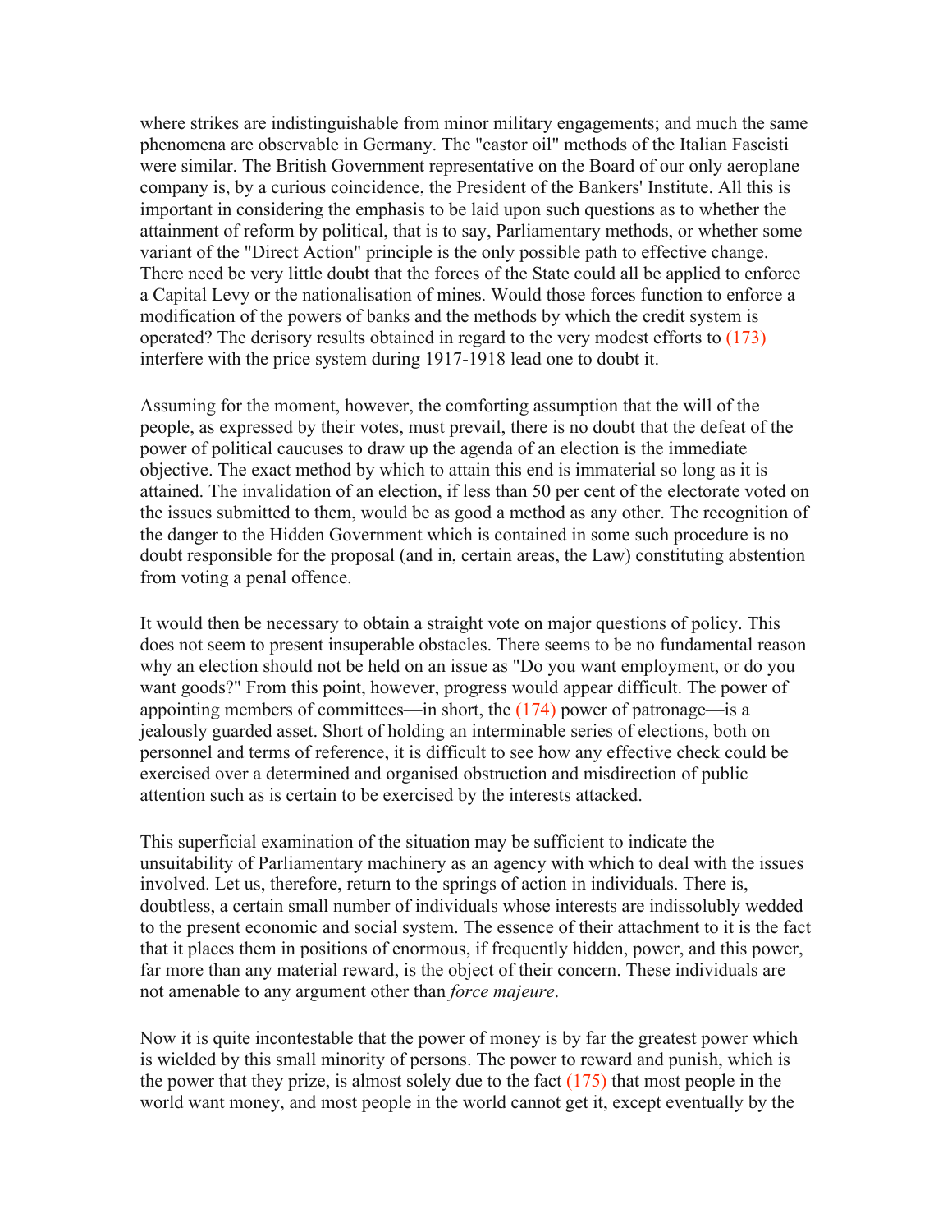where strikes are indistinguishable from minor military engagements; and much the same phenomena are observable in Germany. The "castor oil" methods of the Italian Fascisti were similar. The British Government representative on the Board of our only aeroplane company is, by a curious coincidence, the President of the Bankers' Institute. All this is important in considering the emphasis to be laid upon such questions as to whether the attainment of reform by political, that is to say, Parliamentary methods, or whether some variant of the "Direct Action" principle is the only possible path to effective change. There need be very little doubt that the forces of the State could all be applied to enforce a Capital Levy or the nationalisation of mines. Would those forces function to enforce a modification of the powers of banks and the methods by which the credit system is operated? The derisory results obtained in regard to the very modest efforts to (173) interfere with the price system during 1917-1918 lead one to doubt it.

Assuming for the moment, however, the comforting assumption that the will of the people, as expressed by their votes, must prevail, there is no doubt that the defeat of the power of political caucuses to draw up the agenda of an election is the immediate objective. The exact method by which to attain this end is immaterial so long as it is attained. The invalidation of an election, if less than 50 per cent of the electorate voted on the issues submitted to them, would be as good a method as any other. The recognition of the danger to the Hidden Government which is contained in some such procedure is no doubt responsible for the proposal (and in, certain areas, the Law) constituting abstention from voting a penal offence.

It would then be necessary to obtain a straight vote on major questions of policy. This does not seem to present insuperable obstacles. There seems to be no fundamental reason why an election should not be held on an issue as "Do you want employment, or do you want goods?" From this point, however, progress would appear difficult. The power of appointing members of committees—in short, the (174) power of patronage—is a jealously guarded asset. Short of holding an interminable series of elections, both on personnel and terms of reference, it is difficult to see how any effective check could be exercised over a determined and organised obstruction and misdirection of public attention such as is certain to be exercised by the interests attacked.

This superficial examination of the situation may be sufficient to indicate the unsuitability of Parliamentary machinery as an agency with which to deal with the issues involved. Let us, therefore, return to the springs of action in individuals. There is, doubtless, a certain small number of individuals whose interests are indissolubly wedded to the present economic and social system. The essence of their attachment to it is the fact that it places them in positions of enormous, if frequently hidden, power, and this power, far more than any material reward, is the object of their concern. These individuals are not amenable to any argument other than *force majeure*.

Now it is quite incontestable that the power of money is by far the greatest power which is wielded by this small minority of persons. The power to reward and punish, which is the power that they prize, is almost solely due to the fact (175) that most people in the world want money, and most people in the world cannot get it, except eventually by the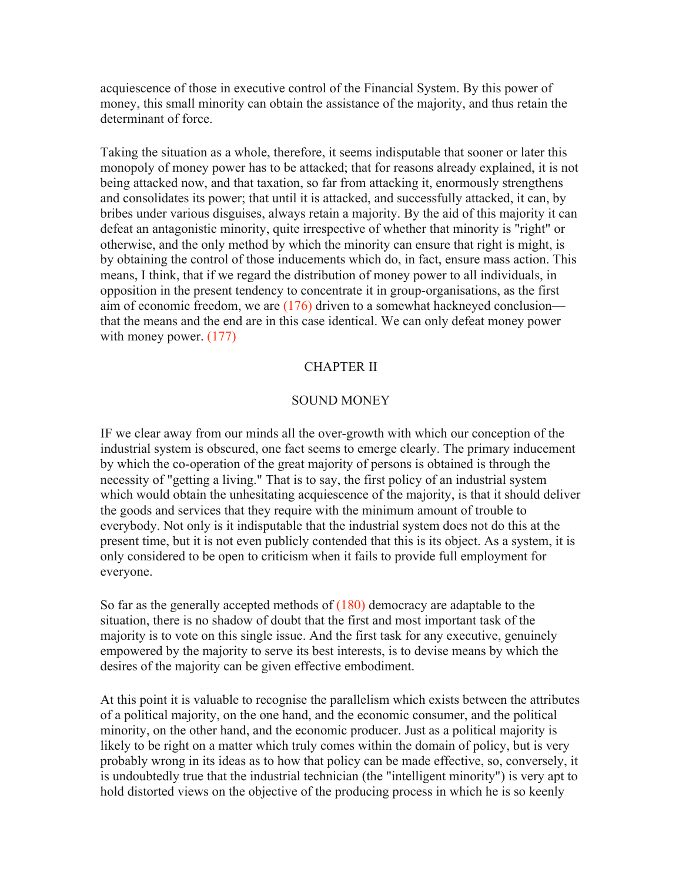acquiescence of those in executive control of the Financial System. By this power of money, this small minority can obtain the assistance of the majority, and thus retain the determinant of force.

Taking the situation as a whole, therefore, it seems indisputable that sooner or later this monopoly of money power has to be attacked; that for reasons already explained, it is not being attacked now, and that taxation, so far from attacking it, enormously strengthens and consolidates its power; that until it is attacked, and successfully attacked, it can, by bribes under various disguises, always retain a majority. By the aid of this majority it can defeat an antagonistic minority, quite irrespective of whether that minority is "right" or otherwise, and the only method by which the minority can ensure that right is might, is by obtaining the control of those inducements which do, in fact, ensure mass action. This means, I think, that if we regard the distribution of money power to all individuals, in opposition in the present tendency to concentrate it in group-organisations, as the first aim of economic freedom, we are (176) driven to a somewhat hackneyed conclusion—that the means and the end are in this case identical. We can only defeat money power with money power. (177)

## CHAPTER II

## SOUND MONEY

IF we clear away from our minds all the over-growth with which our conception of the industrial system is obscured, one fact seems to emerge clearly. The primary inducement by which the co-operation of the great majority of persons is obtained is through the necessity of "getting a living." That is to say, the first policy of an industrial system which would obtain the unhesitating acquiescence of the majority, is that it should deliver the goods and services that they require with the minimum amount of trouble to everybody. Not only is it indisputable that the industrial system does not do this at the present time, but it is not even publicly contended that this is its object. As a system, it is only considered to be open to criticism when it fails to provide full employment for everyone.

So far as the generally accepted methods of (180) democracy are adaptable to the situation, there is no shadow of doubt that the first and most important task of the majority is to vote on this single issue. And the first task for any executive, genuinely empowered by the majority to serve its best interests, is to devise means by which the desires of the majority can be given effective embodiment.

At this point it is valuable to recognise the parallelism which exists between the attributes of a political majority, on the one hand, and the economic consumer, and the political minority, on the other hand, and the economic producer. Just as a political majority is likely to be right on a matter which truly comes within the domain of policy, but is very probably wrong in its ideas as to how that policy can be made effective, so, conversely, it is undoubtedly true that the industrial technician (the "intelligent minority") is very apt to hold distorted views on the objective of the producing process in which he is so keenly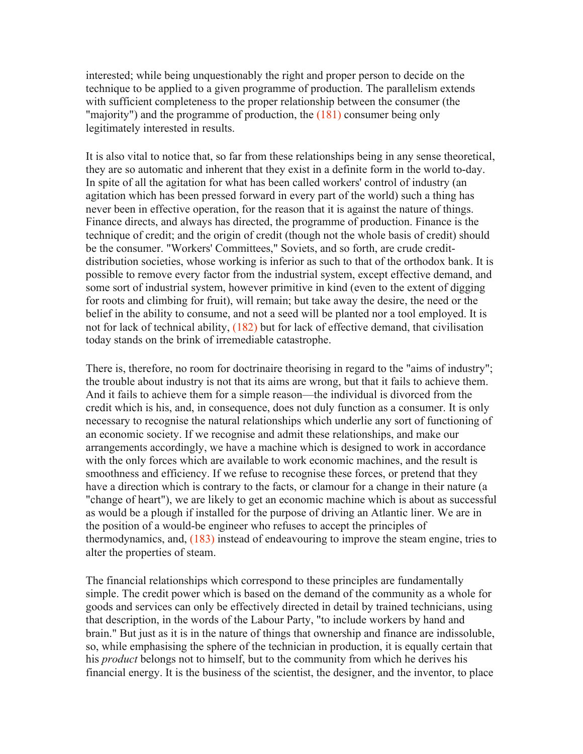interested; while being unquestionably the right and proper person to decide on the technique to be applied to a given programme of production. The parallelism extends with sufficient completeness to the proper relationship between the consumer (the "majority") and the programme of production, the (181) consumer being only legitimately interested in results.

It is also vital to notice that, so far from these relationships being in any sense theoretical, they are so automatic and inherent that they exist in a definite form in the world to-day. In spite of all the agitation for what has been called workers' control of industry (an agitation which has been pressed forward in every part of the world) such a thing has never been in effective operation, for the reason that it is against the nature of things. Finance directs, and always has directed, the programme of production. Finance is the technique of credit; and the origin of credit (though not the whole basis of credit) should be the consumer. "Workers' Committees," Soviets, and so forth, are crude credit-distribution societies, whose working is inferior as such to that of the orthodox bank. It is possible to remove every factor from the industrial system, except effective demand, and some sort of industrial system, however primitive in kind (even to the extent of digging for roots and climbing for fruit), will remain; but take away the desire, the need or the belief in the ability to consume, and not a seed will be planted nor a tool employed. It is not for lack of technical ability, (182) but for lack of effective demand, that civilisation today stands on the brink of irremediable catastrophe.

There is, therefore, no room for doctrinaire theorising in regard to the "aims of industry"; the trouble about industry is not that its aims are wrong, but that it fails to achieve them. And it fails to achieve them for a simple reason—the individual is divorced from the credit which is his, and, in consequence, does not duly function as a consumer. It is only necessary to recognise the natural relationships which underlie any sort of functioning of an economic society. If we recognise and admit these relationships, and make our arrangements accordingly, we have a machine which is designed to work in accordance with the only forces which are available to work economic machines, and the result is smoothness and efficiency. If we refuse to recognise these forces, or pretend that they have a direction which is contrary to the facts, or clamour for a change in their nature (a "change of heart"), we are likely to get an economic machine which is about as successful as would be a plough if installed for the purpose of driving an Atlantic liner. We are in the position of a would-be engineer who refuses to accept the principles of thermodynamics, and, (183) instead of endeavouring to improve the steam engine, tries to alter the properties of steam.

The financial relationships which correspond to these principles are fundamentally simple. The credit power which is based on the demand of the community as a whole for goods and services can only be effectively directed in detail by trained technicians, using that description, in the words of the Labour Party, "to include workers by hand and brain." But just as it is in the nature of things that ownership and finance are indissoluble, so, while emphasising the sphere of the technician in production, it is equally certain that his *product* belongs not to himself, but to the community from which he derives his financial energy. It is the business of the scientist, the designer, and the inventor, to place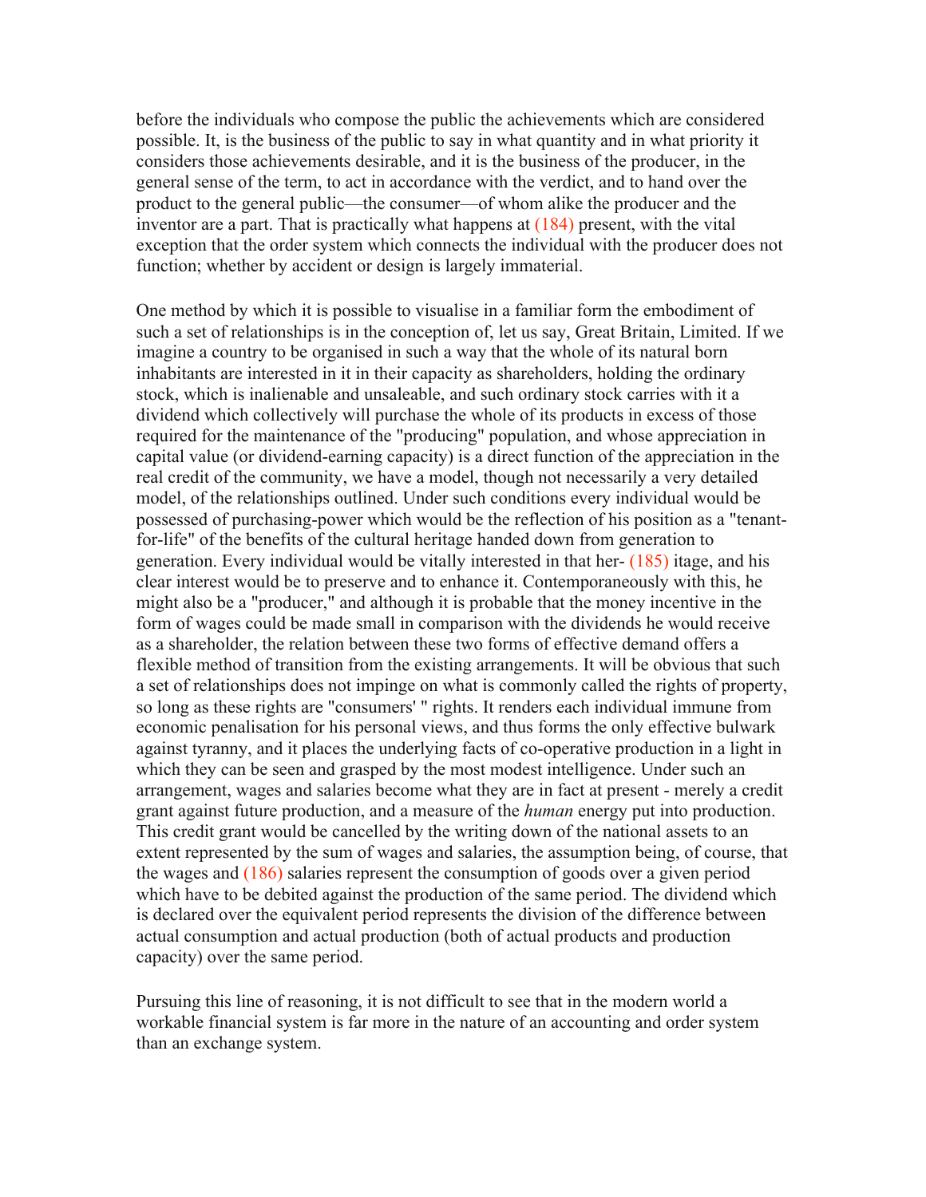before the individuals who compose the public the achievements which are considered possible. It, is the business of the public to say in what quantity and in what priority it considers those achievements desirable, and it is the business of the producer, in the general sense of the term, to act in accordance with the verdict, and to hand over the product to the general public—the consumer—of whom alike the producer and the inventor are a part. That is practically what happens at (184) present, with the vital exception that the order system which connects the individual with the producer does not function; whether by accident or design is largely immaterial.

One method by which it is possible to visualise in a familiar form the embodiment of such a set of relationships is in the conception of, let us say, Great Britain, Limited. If we imagine a country to be organised in such a way that the whole of its natural born inhabitants are interested in it in their capacity as shareholders, holding the ordinary stock, which is inalienable and unsaleable, and such ordinary stock carries with it a dividend which collectively will purchase the whole of its products in excess of those required for the maintenance of the "producing" population, and whose appreciation in capital value (or dividend-earning capacity) is a direct function of the appreciation in the real credit of the community, we have a model, though not necessarily a very detailed model, of the relationships outlined. Under such conditions every individual would be possessed of purchasing-power which would be the reflection of his position as a "tenant-for-life" of the benefits of the cultural heritage handed down from generation to generation. Every individual would be vitally interested in that her- (185) itage, and his clear interest would be to preserve and to enhance it. Contemporaneously with this, he might also be a "producer," and although it is probable that the money incentive in the form of wages could be made small in comparison with the dividends he would receive as a shareholder, the relation between these two forms of effective demand offers a flexible method of transition from the existing arrangements. It will be obvious that such a set of relationships does not impinge on what is commonly called the rights of property, so long as these rights are "consumers' " rights. It renders each individual immune from economic penalisation for his personal views, and thus forms the only effective bulwark against tyranny, and it places the underlying facts of co-operative production in a light in which they can be seen and grasped by the most modest intelligence. Under such an arrangement, wages and salaries become what they are in fact at present - merely a credit grant against future production, and a measure of the *human* energy put into production. This credit grant would be cancelled by the writing down of the national assets to an extent represented by the sum of wages and salaries, the assumption being, of course, that the wages and (186) salaries represent the consumption of goods over a given period which have to be debited against the production of the same period. The dividend which is declared over the equivalent period represents the division of the difference between actual consumption and actual production (both of actual products and production capacity) over the same period.

Pursuing this line of reasoning, it is not difficult to see that in the modern world a workable financial system is far more in the nature of an accounting and order system than an exchange system.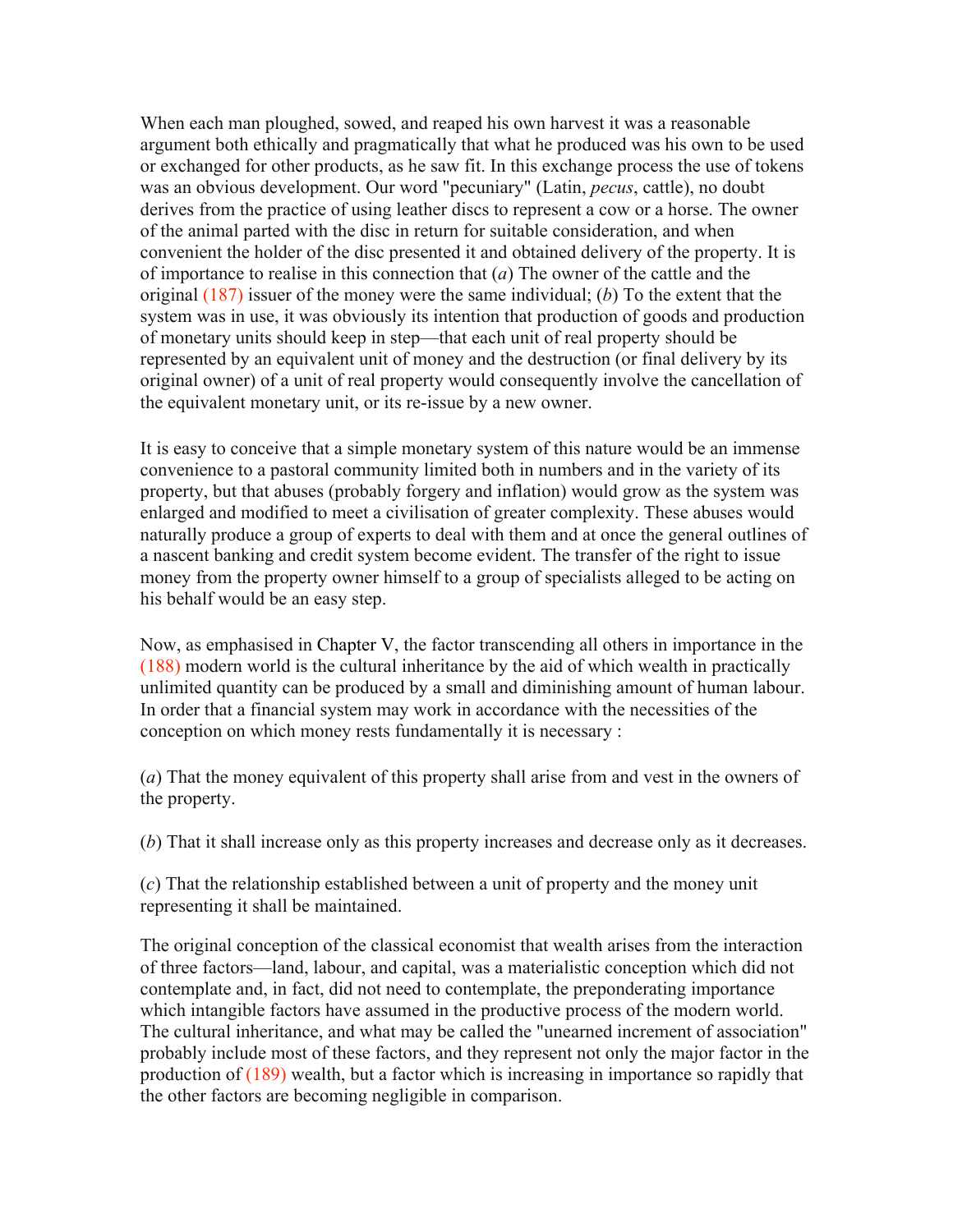When each man ploughed, sowed, and reaped his own harvest it was a reasonable argument both ethically and pragmatically that what he produced was his own to be used or exchanged for other products, as he saw fit. In this exchange process the use of tokens was an obvious development. Our word "pecuniary" (Latin, *pecus*, cattle), no doubt derives from the practice of using leather discs to represent a cow or a horse. The owner of the animal parted with the disc in return for suitable consideration, and when convenient the holder of the disc presented it and obtained delivery of the property. It is of importance to realise in this connection that (*a*) The owner of the cattle and the original (187) issuer of the money were the same individual; (*b*) To the extent that the system was in use, it was obviously its intention that production of goods and production of monetary units should keep in step—that each unit of real property should be represented by an equivalent unit of money and the destruction (or final delivery by its original owner) of a unit of real property would consequently involve the cancellation of the equivalent monetary unit, or its re-issue by a new owner.

It is easy to conceive that a simple monetary system of this nature would be an immense convenience to a pastoral community limited both in numbers and in the variety of its property, but that abuses (probably forgery and inflation) would grow as the system was enlarged and modified to meet a civilisation of greater complexity. These abuses would naturally produce a group of experts to deal with them and at once the general outlines of a nascent banking and credit system become evident. The transfer of the right to issue money from the property owner himself to a group of specialists alleged to be acting on his behalf would be an easy step.

Now, as emphasised in Chapter V, the factor transcending all others in importance in the (188) modern world is the cultural inheritance by the aid of which wealth in practically unlimited quantity can be produced by a small and diminishing amount of human labour. In order that a financial system may work in accordance with the necessities of the conception on which money rests fundamentally it is necessary :

(*a*) That the money equivalent of this property shall arise from and vest in the owners of the property.

(*b*) That it shall increase only as this property increases and decrease only as it decreases.

(*c*) That the relationship established between a unit of property and the money unit representing it shall be maintained.

The original conception of the classical economist that wealth arises from the interaction of three factors—land, labour, and capital, was a materialistic conception which did not contemplate and, in fact, did not need to contemplate, the preponderating importance which intangible factors have assumed in the productive process of the modern world. The cultural inheritance, and what may be called the "unearned increment of association" probably include most of these factors, and they represent not only the major factor in the production of (189) wealth, but a factor which is increasing in importance so rapidly that the other factors are becoming negligible in comparison.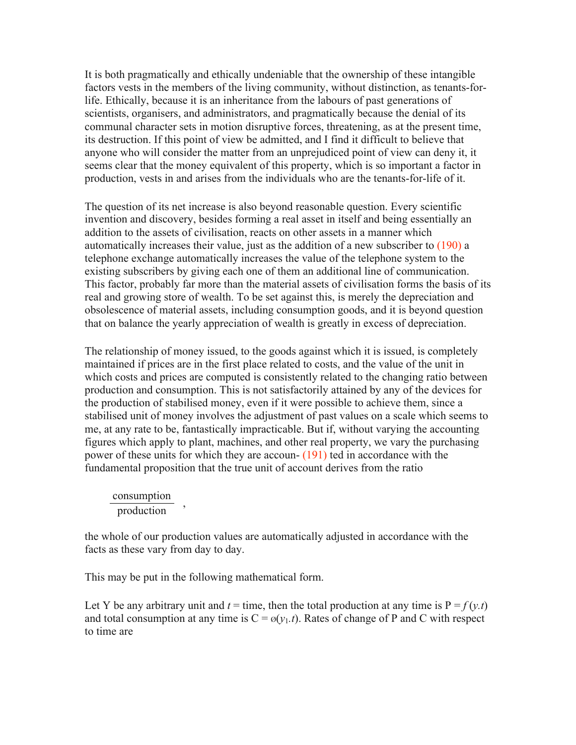It is both pragmatically and ethically undeniable that the ownership of these intangible factors vests in the members of the living community, without distinction, as tenants-for-life. Ethically, because it is an inheritance from the labours of past generations of scientists, organisers, and administrators, and pragmatically because the denial of its communal character sets in motion disruptive forces, threatening, as at the present time, its destruction. If this point of view be admitted, and I find it difficult to believe that anyone who will consider the matter from an unprejudiced point of view can deny it, it seems clear that the money equivalent of this property, which is so important a factor in production, vests in and arises from the individuals who are the tenants-for-life of it.

The question of its net increase is also beyond reasonable question. Every scientific invention and discovery, besides forming a real asset in itself and being essentially an addition to the assets of civilisation, reacts on other assets in a manner which automatically increases their value, just as the addition of a new subscriber to (190) a telephone exchange automatically increases the value of the telephone system to the existing subscribers by giving each one of them an additional line of communication. This factor, probably far more than the material assets of civilisation forms the basis of its real and growing store of wealth. To be set against this, is merely the depreciation and obsolescence of material assets, including consumption goods, and it is beyond question that on balance the yearly appreciation of wealth is greatly in excess of depreciation.

The relationship of money issued, to the goods against which it is issued, is completely maintained if prices are in the first place related to costs, and the value of the unit in which costs and prices are computed is consistently related to the changing ratio between production and consumption. This is not satisfactorily attained by any of the devices for the production of stabilised money, even if it were possible to achieve them, since a stabilised unit of money involves the adjustment of past values on a scale which seems to me, at any rate to be, fantastically impracticable. But if, without varying the accounting figures which apply to plant, machines, and other real property, we vary the purchasing power of these units for which they are accoun- (191) ted in accordance with the fundamental proposition that the true unit of account derives from the ratio

$$\frac{\text{consumption}}{\text{production}},$$

the whole of our production values are automatically adjusted in accordance with the facts as these vary from day to day.

This may be put in the following mathematical form.

Let Y be any arbitrary unit and $t$ = time, then the total production at any time is $P = f(y.t)$ and total consumption at any time is $C = \phi(y_1.t)$. Rates of change of P and C with respect to time are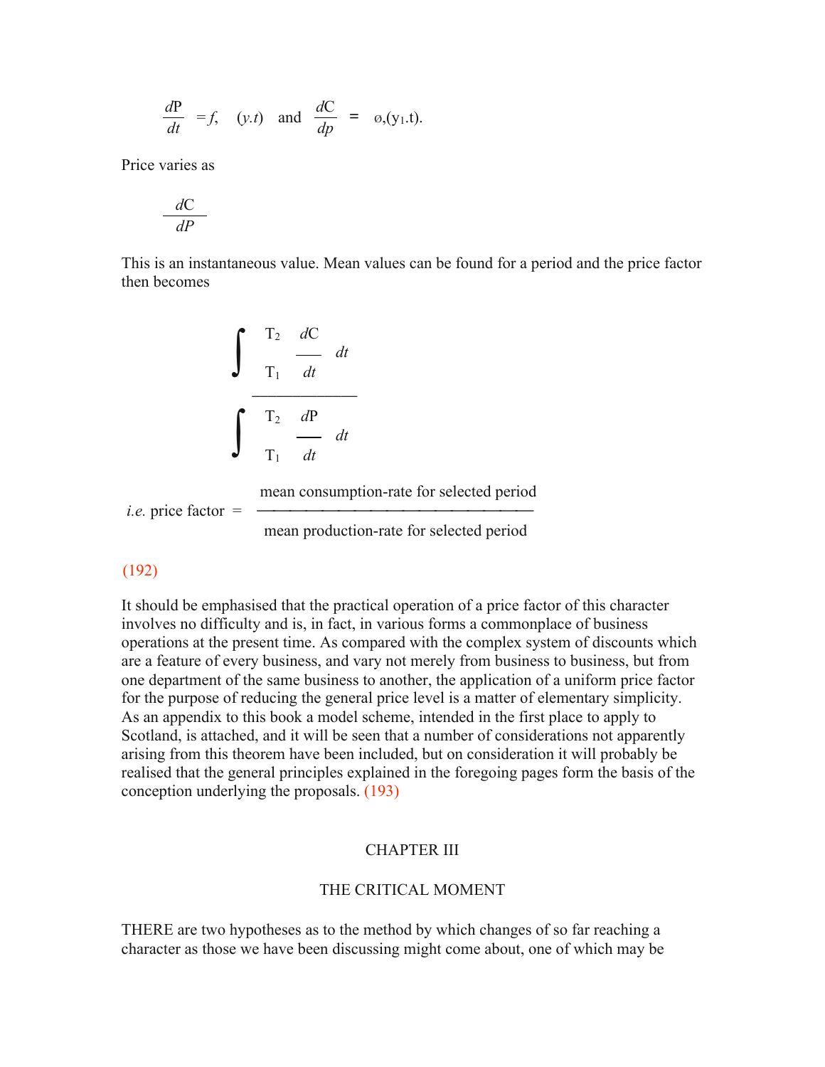$$\frac{dP}{dt} = f, \quad (y.t) \quad \text{and} \quad \frac{dC}{dp} = \phi,(y_1.t).$$

Price varies as

$$\frac{dC}{dP}$$

This is an instantaneous value. Mean values can be found for a period and the price factor then becomes

$$\frac{\int_{T_1}^{T_2} \frac{dC}{dt} \, dt}{\int_{T_1}^{T_2} \frac{dP}{dt} \, dt}$$

*i.e.* price factor = $\dfrac{\text{mean consumption-rate for selected period}}{\text{mean production-rate for selected period}}$

(192)

It should be emphasised that the practical operation of a price factor of this character involves no difficulty and is, in fact, in various forms a commonplace of business operations at the present time. As compared with the complex system of discounts which are a feature of every business, and vary not merely from business to business, but from one department of the same business to another, the application of a uniform price factor for the purpose of reducing the general price level is a matter of elementary simplicity. As an appendix to this book a model scheme, intended in the first place to apply to Scotland, is attached, and it will be seen that a number of considerations not apparently arising from this theorem have been included, but on consideration it will probably be realised that the general principles explained in the foregoing pages form the basis of the conception underlying the proposals. (193)

## CHAPTER III

## THE CRITICAL MOMENT

THERE are two hypotheses as to the method by which changes of so far reaching a character as those we have been discussing might come about, one of which may be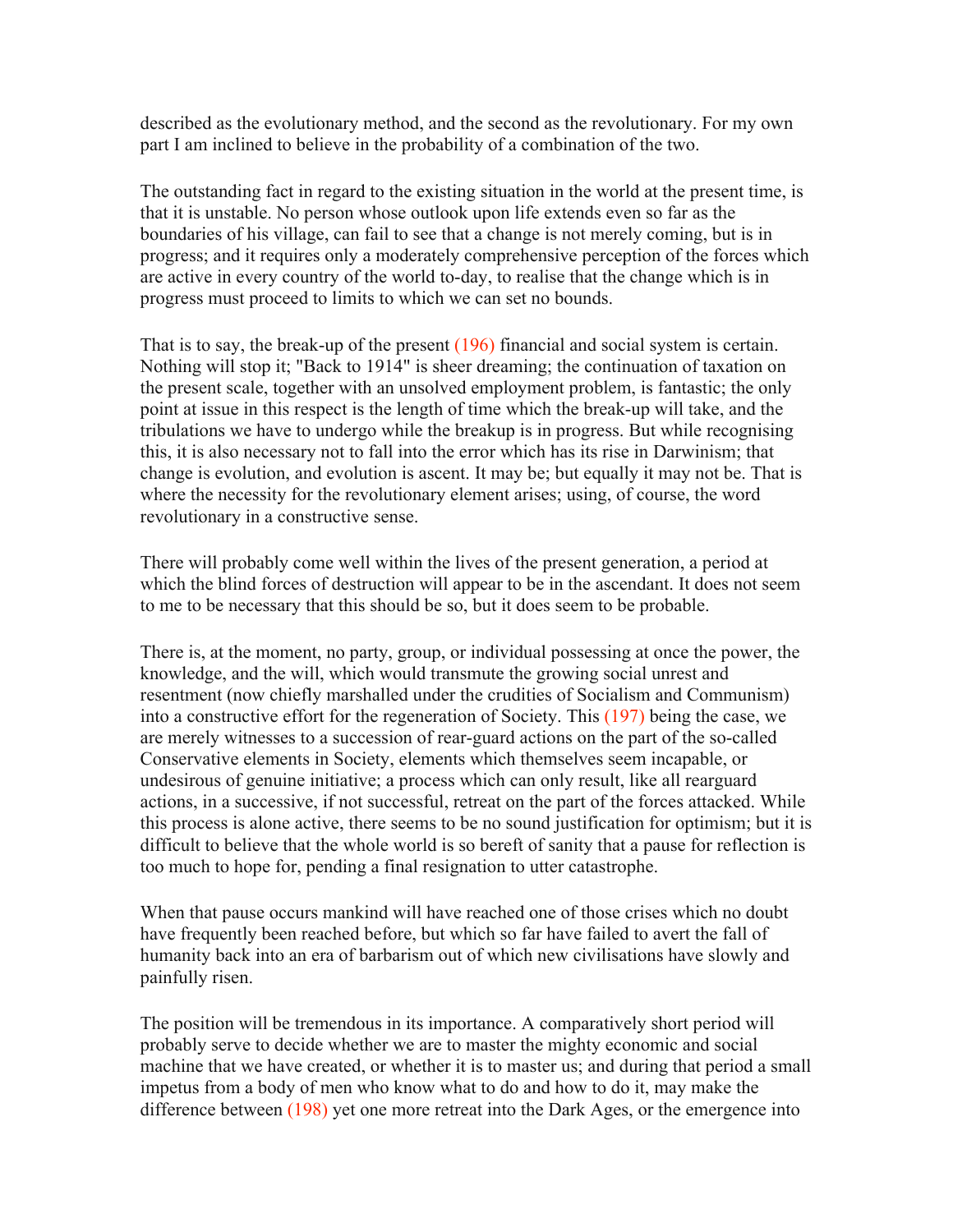described as the evolutionary method, and the second as the revolutionary. For my own part I am inclined to believe in the probability of a combination of the two.

The outstanding fact in regard to the existing situation in the world at the present time, is that it is unstable. No person whose outlook upon life extends even so far as the boundaries of his village, can fail to see that a change is not merely coming, but is in progress; and it requires only a moderately comprehensive perception of the forces which are active in every country of the world to-day, to realise that the change which is in progress must proceed to limits to which we can set no bounds.

That is to say, the break-up of the present (196) financial and social system is certain. Nothing will stop it; "Back to 1914" is sheer dreaming; the continuation of taxation on the present scale, together with an unsolved employment problem, is fantastic; the only point at issue in this respect is the length of time which the break-up will take, and the tribulations we have to undergo while the breakup is in progress. But while recognising this, it is also necessary not to fall into the error which has its rise in Darwinism; that change is evolution, and evolution is ascent. It may be; but equally it may not be. That is where the necessity for the revolutionary element arises; using, of course, the word revolutionary in a constructive sense.

There will probably come well within the lives of the present generation, a period at which the blind forces of destruction will appear to be in the ascendant. It does not seem to me to be necessary that this should be so, but it does seem to be probable.

There is, at the moment, no party, group, or individual possessing at once the power, the knowledge, and the will, which would transmute the growing social unrest and resentment (now chiefly marshalled under the crudities of Socialism and Communism) into a constructive effort for the regeneration of Society. This (197) being the case, we are merely witnesses to a succession of rear-guard actions on the part of the so-called Conservative elements in Society, elements which themselves seem incapable, or undesirous of genuine initiative; a process which can only result, like all rearguard actions, in a successive, if not successful, retreat on the part of the forces attacked. While this process is alone active, there seems to be no sound justification for optimism; but it is difficult to believe that the whole world is so bereft of sanity that a pause for reflection is too much to hope for, pending a final resignation to utter catastrophe.

When that pause occurs mankind will have reached one of those crises which no doubt have frequently been reached before, but which so far have failed to avert the fall of humanity back into an era of barbarism out of which new civilisations have slowly and painfully risen.

The position will be tremendous in its importance. A comparatively short period will probably serve to decide whether we are to master the mighty economic and social machine that we have created, or whether it is to master us; and during that period a small impetus from a body of men who know what to do and how to do it, may make the difference between (198) yet one more retreat into the Dark Ages, or the emergence into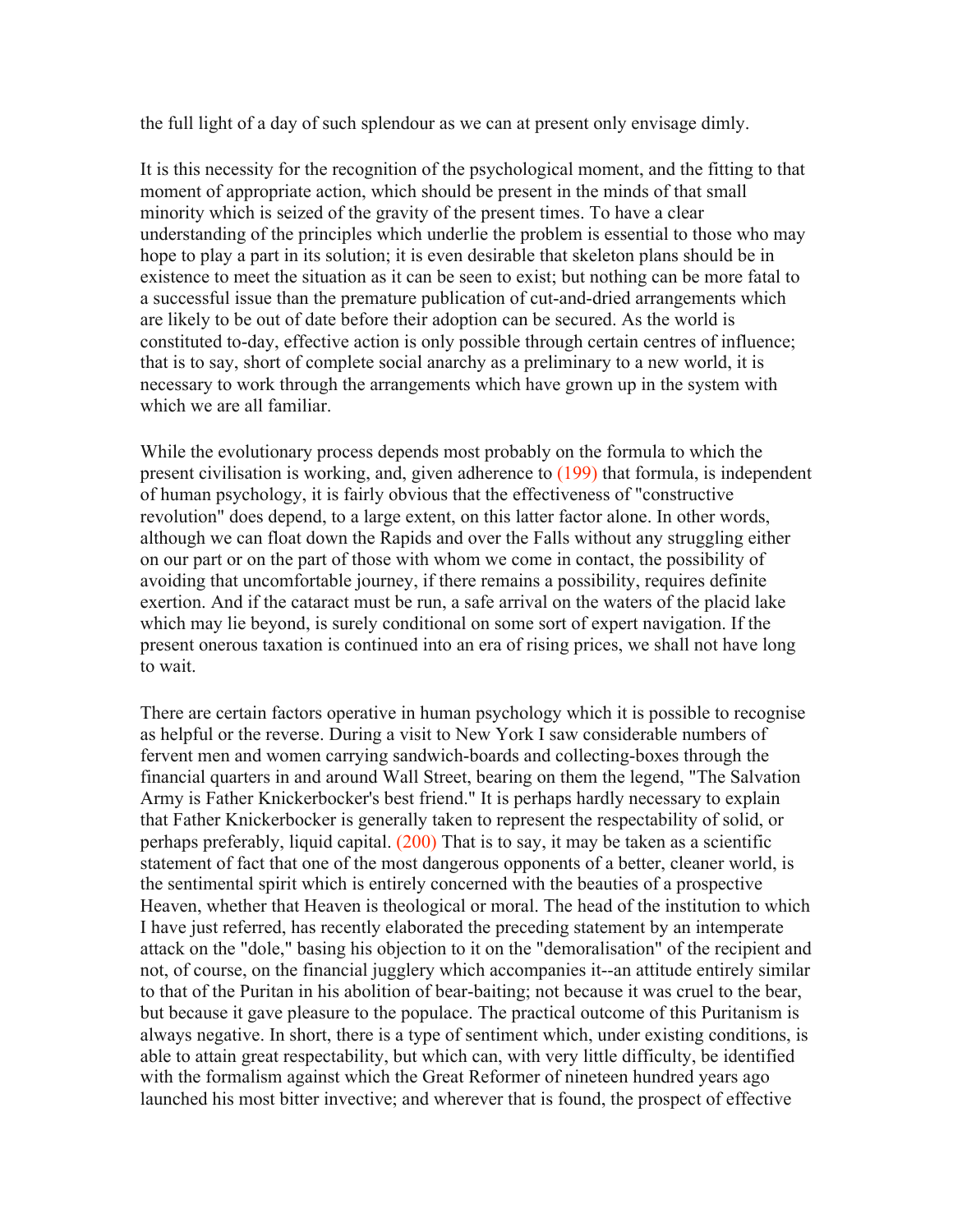the full light of a day of such splendour as we can at present only envisage dimly.

It is this necessity for the recognition of the psychological moment, and the fitting to that moment of appropriate action, which should be present in the minds of that small minority which is seized of the gravity of the present times. To have a clear understanding of the principles which underlie the problem is essential to those who may hope to play a part in its solution; it is even desirable that skeleton plans should be in existence to meet the situation as it can be seen to exist; but nothing can be more fatal to a successful issue than the premature publication of cut-and-dried arrangements which are likely to be out of date before their adoption can be secured. As the world is constituted to-day, effective action is only possible through certain centres of influence; that is to say, short of complete social anarchy as a preliminary to a new world, it is necessary to work through the arrangements which have grown up in the system with which we are all familiar.

While the evolutionary process depends most probably on the formula to which the present civilisation is working, and, given adherence to (199) that formula, is independent of human psychology, it is fairly obvious that the effectiveness of "constructive revolution" does depend, to a large extent, on this latter factor alone. In other words, although we can float down the Rapids and over the Falls without any struggling either on our part or on the part of those with whom we come in contact, the possibility of avoiding that uncomfortable journey, if there remains a possibility, requires definite exertion. And if the cataract must be run, a safe arrival on the waters of the placid lake which may lie beyond, is surely conditional on some sort of expert navigation. If the present onerous taxation is continued into an era of rising prices, we shall not have long to wait.

There are certain factors operative in human psychology which it is possible to recognise as helpful or the reverse. During a visit to New York I saw considerable numbers of fervent men and women carrying sandwich-boards and collecting-boxes through the financial quarters in and around Wall Street, bearing on them the legend, "The Salvation Army is Father Knickerbocker's best friend." It is perhaps hardly necessary to explain that Father Knickerbocker is generally taken to represent the respectability of solid, or perhaps preferably, liquid capital. (200) That is to say, it may be taken as a scientific statement of fact that one of the most dangerous opponents of a better, cleaner world, is the sentimental spirit which is entirely concerned with the beauties of a prospective Heaven, whether that Heaven is theological or moral. The head of the institution to which I have just referred, has recently elaborated the preceding statement by an intemperate attack on the "dole," basing his objection to it on the "demoralisation" of the recipient and not, of course, on the financial jugglery which accompanies it--an attitude entirely similar to that of the Puritan in his abolition of bear-baiting; not because it was cruel to the bear, but because it gave pleasure to the populace. The practical outcome of this Puritanism is always negative. In short, there is a type of sentiment which, under existing conditions, is able to attain great respectability, but which can, with very little difficulty, be identified with the formalism against which the Great Reformer of nineteen hundred years ago launched his most bitter invective; and wherever that is found, the prospect of effective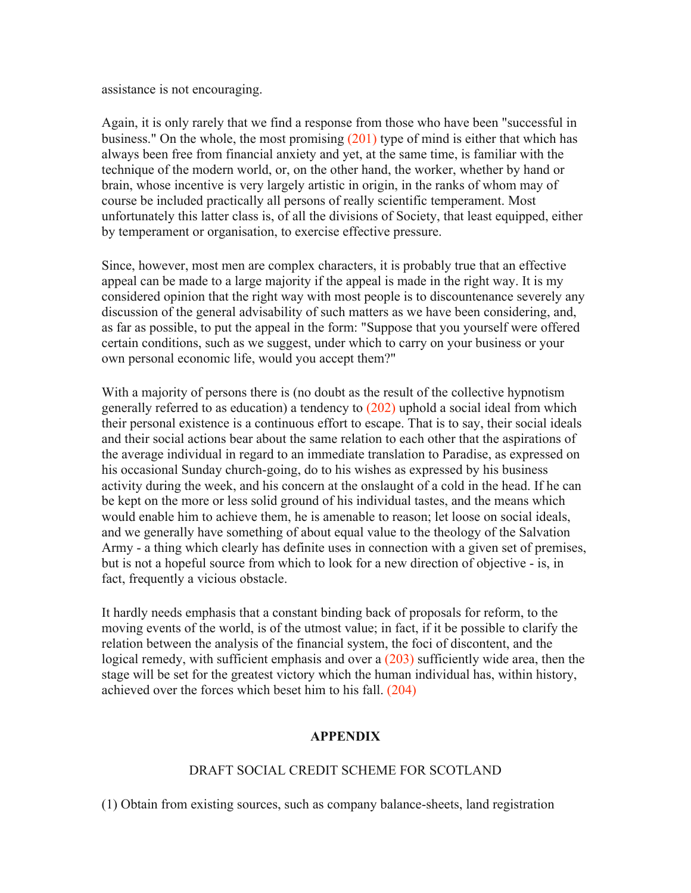assistance is not encouraging.

Again, it is only rarely that we find a response from those who have been "successful in business." On the whole, the most promising (201) type of mind is either that which has always been free from financial anxiety and yet, at the same time, is familiar with the technique of the modern world, or, on the other hand, the worker, whether by hand or brain, whose incentive is very largely artistic in origin, in the ranks of whom may of course be included practically all persons of really scientific temperament. Most unfortunately this latter class is, of all the divisions of Society, that least equipped, either by temperament or organisation, to exercise effective pressure.

Since, however, most men are complex characters, it is probably true that an effective appeal can be made to a large majority if the appeal is made in the right way. It is my considered opinion that the right way with most people is to discountenance severely any discussion of the general advisability of such matters as we have been considering, and, as far as possible, to put the appeal in the form: "Suppose that you yourself were offered certain conditions, such as we suggest, under which to carry on your business or your own personal economic life, would you accept them?"

With a majority of persons there is (no doubt as the result of the collective hypnotism generally referred to as education) a tendency to (202) uphold a social ideal from which their personal existence is a continuous effort to escape. That is to say, their social ideals and their social actions bear about the same relation to each other that the aspirations of the average individual in regard to an immediate translation to Paradise, as expressed on his occasional Sunday church-going, do to his wishes as expressed by his business activity during the week, and his concern at the onslaught of a cold in the head. If he can be kept on the more or less solid ground of his individual tastes, and the means which would enable him to achieve them, he is amenable to reason; let loose on social ideals, and we generally have something of about equal value to the theology of the Salvation Army - a thing which clearly has definite uses in connection with a given set of premises, but is not a hopeful source from which to look for a new direction of objective - is, in fact, frequently a vicious obstacle.

It hardly needs emphasis that a constant binding back of proposals for reform, to the moving events of the world, is of the utmost value; in fact, if it be possible to clarify the relation between the analysis of the financial system, the foci of discontent, and the logical remedy, with sufficient emphasis and over a (203) sufficiently wide area, then the stage will be set for the greatest victory which the human individual has, within history, achieved over the forces which beset him to his fall. (204)

## APPENDIX

### DRAFT SOCIAL CREDIT SCHEME FOR SCOTLAND

(1) Obtain from existing sources, such as company balance-sheets, land registration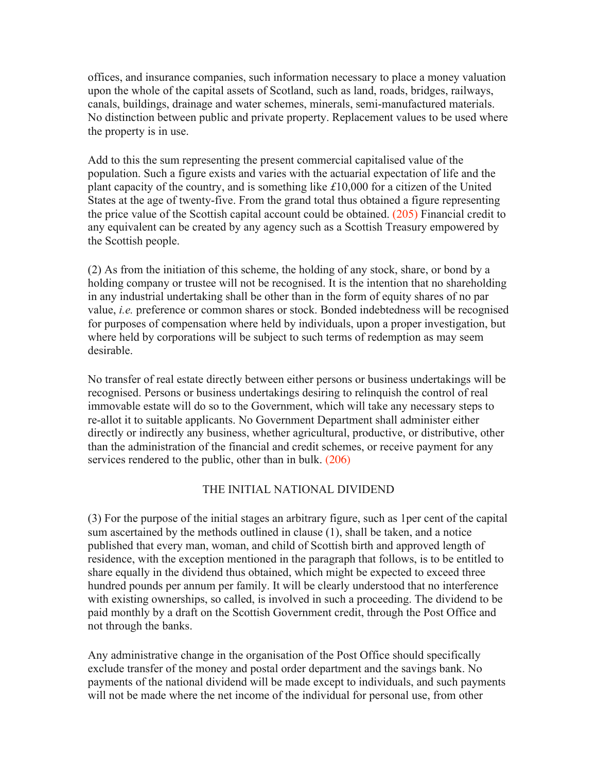offices, and insurance companies, such information necessary to place a money valuation upon the whole of the capital assets of Scotland, such as land, roads, bridges, railways, canals, buildings, drainage and water schemes, minerals, semi-manufactured materials. No distinction between public and private property. Replacement values to be used where the property is in use.

Add to this the sum representing the present commercial capitalised value of the population. Such a figure exists and varies with the actuarial expectation of life and the plant capacity of the country, and is something like £10,000 for a citizen of the United States at the age of twenty-five. From the grand total thus obtained a figure representing the price value of the Scottish capital account could be obtained. (205) Financial credit to any equivalent can be created by any agency such as a Scottish Treasury empowered by the Scottish people.

(2) As from the initiation of this scheme, the holding of any stock, share, or bond by a holding company or trustee will not be recognised. It is the intention that no shareholding in any industrial undertaking shall be other than in the form of equity shares of no par value, *i.e.* preference or common shares or stock. Bonded indebtedness will be recognised for purposes of compensation where held by individuals, upon a proper investigation, but where held by corporations will be subject to such terms of redemption as may seem desirable.

No transfer of real estate directly between either persons or business undertakings will be recognised. Persons or business undertakings desiring to relinquish the control of real immovable estate will do so to the Government, which will take any necessary steps to re-allot it to suitable applicants. No Government Department shall administer either directly or indirectly any business, whether agricultural, productive, or distributive, other than the administration of the financial and credit schemes, or receive payment for any services rendered to the public, other than in bulk. (206)

## THE INITIAL NATIONAL DIVIDEND

(3) For the purpose of the initial stages an arbitrary figure, such as 1per cent of the capital sum ascertained by the methods outlined in clause (1), shall be taken, and a notice published that every man, woman, and child of Scottish birth and approved length of residence, with the exception mentioned in the paragraph that follows, is to be entitled to share equally in the dividend thus obtained, which might be expected to exceed three hundred pounds per annum per family. It will be clearly understood that no interference with existing ownerships, so called, is involved in such a proceeding. The dividend to be paid monthly by a draft on the Scottish Government credit, through the Post Office and not through the banks.

Any administrative change in the organisation of the Post Office should specifically exclude transfer of the money and postal order department and the savings bank. No payments of the national dividend will be made except to individuals, and such payments will not be made where the net income of the individual for personal use, from other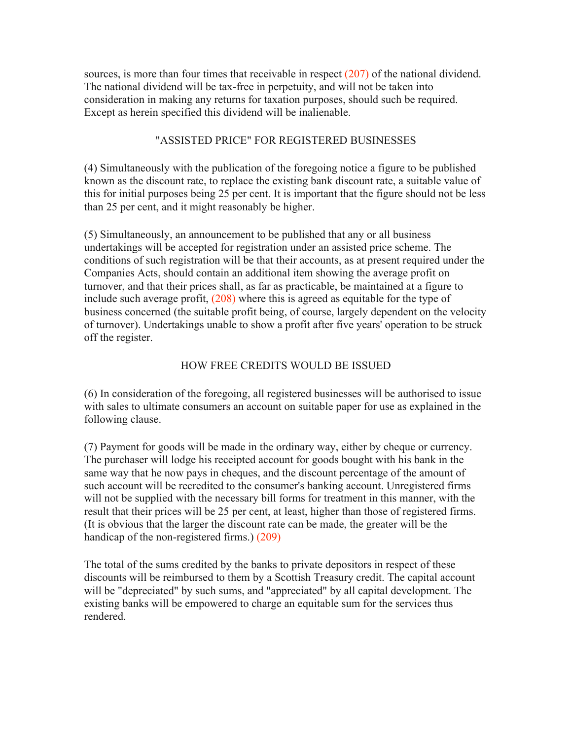sources, is more than four times that receivable in respect (207) of the national dividend. The national dividend will be tax-free in perpetuity, and will not be taken into consideration in making any returns for taxation purposes, should such be required. Except as herein specified this dividend will be inalienable.

### "ASSISTED PRICE" FOR REGISTERED BUSINESSES

(4) Simultaneously with the publication of the foregoing notice a figure to be published known as the discount rate, to replace the existing bank discount rate, a suitable value of this for initial purposes being 25 per cent. It is important that the figure should not be less than 25 per cent, and it might reasonably be higher.

(5) Simultaneously, an announcement to be published that any or all business undertakings will be accepted for registration under an assisted price scheme. The conditions of such registration will be that their accounts, as at present required under the Companies Acts, should contain an additional item showing the average profit on turnover, and that their prices shall, as far as practicable, be maintained at a figure to include such average profit, (208) where this is agreed as equitable for the type of business concerned (the suitable profit being, of course, largely dependent on the velocity of turnover). Undertakings unable to show a profit after five years' operation to be struck off the register.

### HOW FREE CREDITS WOULD BE ISSUED

(6) In consideration of the foregoing, all registered businesses will be authorised to issue with sales to ultimate consumers an account on suitable paper for use as explained in the following clause.

(7) Payment for goods will be made in the ordinary way, either by cheque or currency. The purchaser will lodge his receipted account for goods bought with his bank in the same way that he now pays in cheques, and the discount percentage of the amount of such account will be recredited to the consumer's banking account. Unregistered firms will not be supplied with the necessary bill forms for treatment in this manner, with the result that their prices will be 25 per cent, at least, higher than those of registered firms. (It is obvious that the larger the discount rate can be made, the greater will be the handicap of the non-registered firms.) (209)

The total of the sums credited by the banks to private depositors in respect of these discounts will be reimbursed to them by a Scottish Treasury credit. The capital account will be "depreciated" by such sums, and "appreciated" by all capital development. The existing banks will be empowered to charge an equitable sum for the services thus rendered.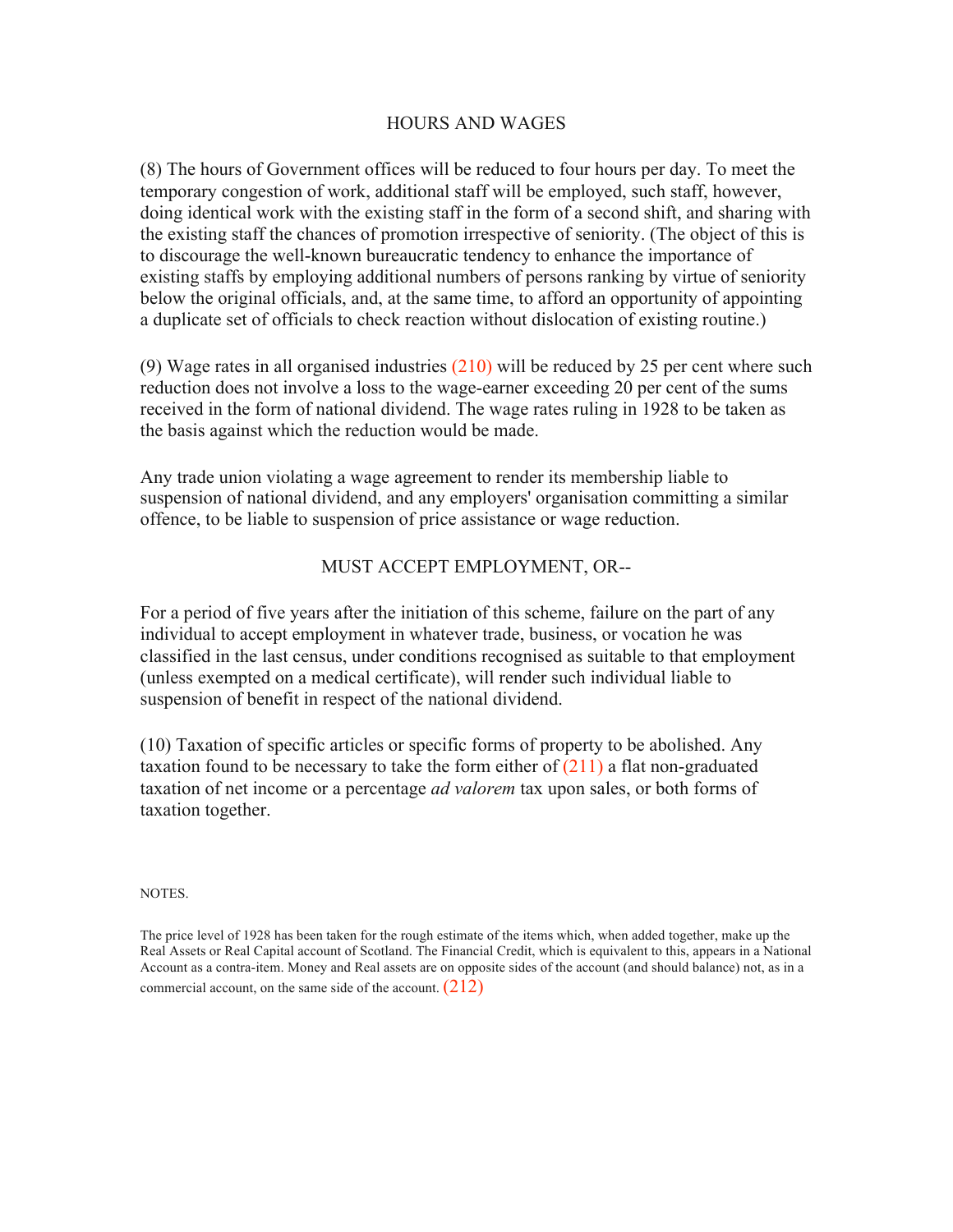## HOURS AND WAGES

(8) The hours of Government offices will be reduced to four hours per day. To meet the temporary congestion of work, additional staff will be employed, such staff, however, doing identical work with the existing staff in the form of a second shift, and sharing with the existing staff the chances of promotion irrespective of seniority. (The object of this is to discourage the well-known bureaucratic tendency to enhance the importance of existing staffs by employing additional numbers of persons ranking by virtue of seniority below the original officials, and, at the same time, to afford an opportunity of appointing a duplicate set of officials to check reaction without dislocation of existing routine.)

(9) Wage rates in all organised industries (210) will be reduced by 25 per cent where such reduction does not involve a loss to the wage-earner exceeding 20 per cent of the sums received in the form of national dividend. The wage rates ruling in 1928 to be taken as the basis against which the reduction would be made.

Any trade union violating a wage agreement to render its membership liable to suspension of national dividend, and any employers' organisation committing a similar offence, to be liable to suspension of price assistance or wage reduction.

## MUST ACCEPT EMPLOYMENT, OR--

For a period of five years after the initiation of this scheme, failure on the part of any individual to accept employment in whatever trade, business, or vocation he was classified in the last census, under conditions recognised as suitable to that employment (unless exempted on a medical certificate), will render such individual liable to suspension of benefit in respect of the national dividend.

(10) Taxation of specific articles or specific forms of property to be abolished. Any taxation found to be necessary to take the form either of (211) a flat non-graduated taxation of net income or a percentage *ad valorem* tax upon sales, or both forms of taxation together.

NOTES.

The price level of 1928 has been taken for the rough estimate of the items which, when added together, make up the Real Assets or Real Capital account of Scotland. The Financial Credit, which is equivalent to this, appears in a National Account as a contra-item. Money and Real assets are on opposite sides of the account (and should balance) not, as in a commercial account, on the same side of the account. (212)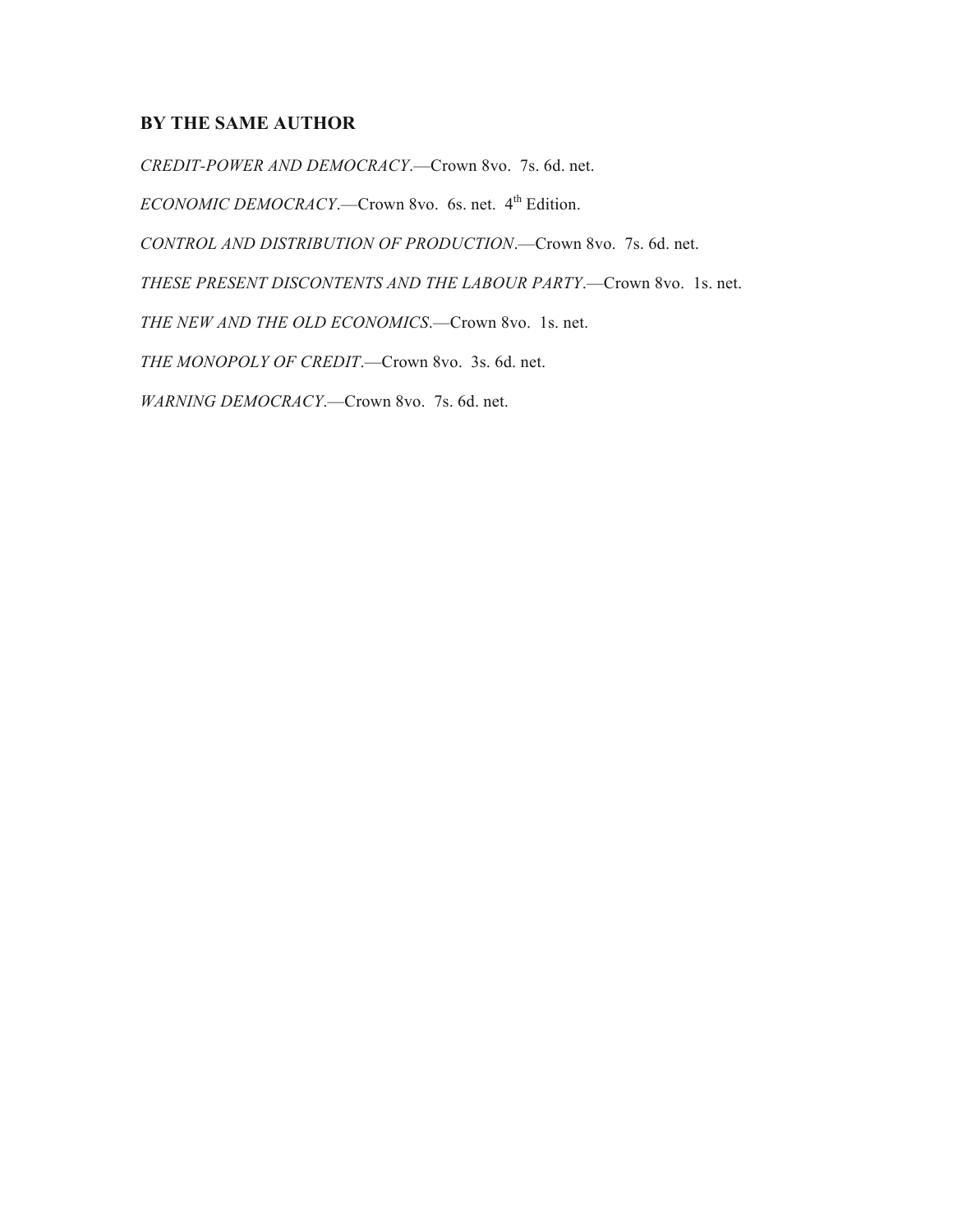## BY THE SAME AUTHOR

*CREDIT-POWER AND DEMOCRACY*.—Crown 8vo. 7s. 6d. net.

*ECONOMIC DEMOCRACY*.—Crown 8vo. 6s. net. 4th Edition.

*CONTROL AND DISTRIBUTION OF PRODUCTION*.—Crown 8vo. 7s. 6d. net.

*THESE PRESENT DISCONTENTS AND THE LABOUR PARTY*.—Crown 8vo. 1s. net.

*THE NEW AND THE OLD ECONOMICS*.—Crown 8vo. 1s. net.

*THE MONOPOLY OF CREDIT*.—Crown 8vo. 3s. 6d. net.

*WARNING DEMOCRACY*.—Crown 8vo. 7s. 6d. net.